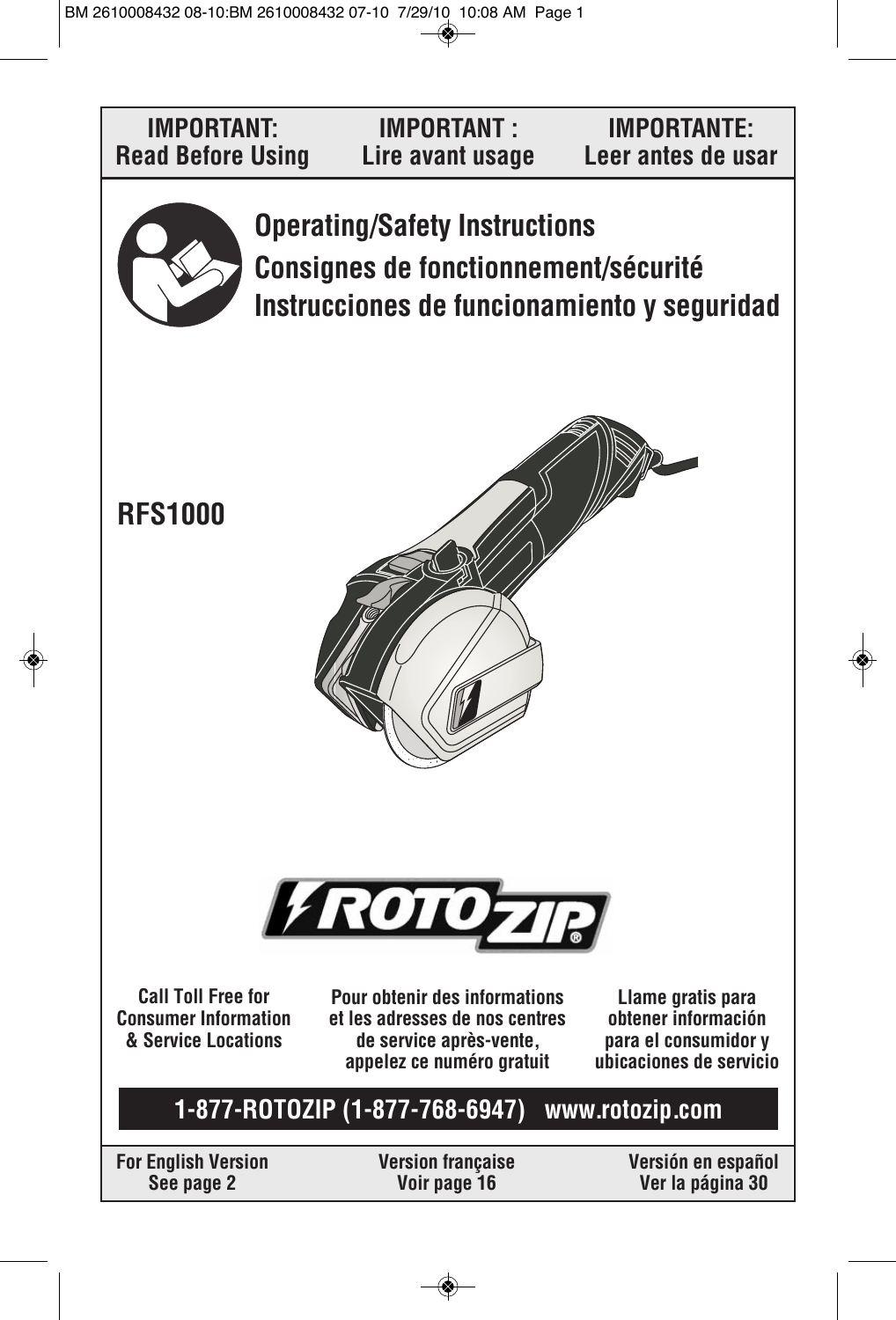| IMPORTANT: Read Before Using | IMPORTANT : Lire avant usage | IMPORTANTE: Leer antes de usar |
|---|---|---|

# Operating/Safety Instructions
# Consignes de fonctionnement/sécurité
# Instrucciones de funcionamiento y seguridad

**RFS1000**

ROTOZIP®

| Call Toll Free for Consumer Information & Service Locations | Pour obtenir des informations et les adresses de nos centres de service après-vente, appelez ce numéro gratuit | Llame gratis para obtener información para el consumidor y ubicaciones de servicio |
|---|---|---|

**1-877-ROTOZIP (1-877-768-6947) www.rotozip.com**

| For English Version See page 2 | Version française Voir page 16 | Versión en español Ver la página 30 |
|---|---|---|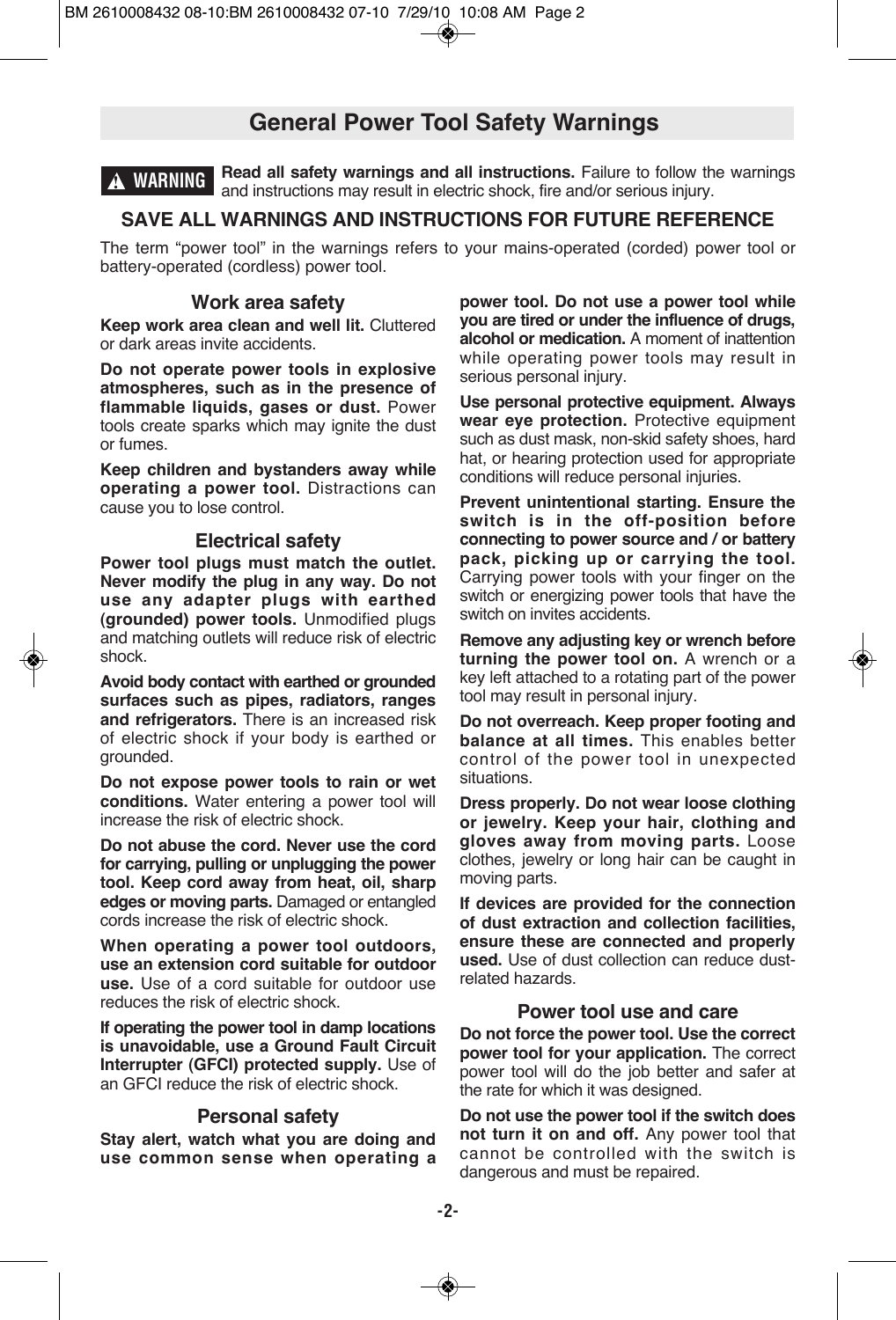# General Power Tool Safety Warnings

**⚠ WARNING** **Read all safety warnings and all instructions.** Failure to follow the warnings and instructions may result in electric shock, fire and/or serious injury.

**SAVE ALL WARNINGS AND INSTRUCTIONS FOR FUTURE REFERENCE**

The term "power tool" in the warnings refers to your mains-operated (corded) power tool or battery-operated (cordless) power tool.

### Work area safety

**Keep work area clean and well lit.** Cluttered or dark areas invite accidents.

**Do not operate power tools in explosive atmospheres, such as in the presence of flammable liquids, gases or dust.** Power tools create sparks which may ignite the dust or fumes.

**Keep children and bystanders away while operating a power tool.** Distractions can cause you to lose control.

### Electrical safety

**Power tool plugs must match the outlet. Never modify the plug in any way. Do not use any adapter plugs with earthed (grounded) power tools.** Unmodified plugs and matching outlets will reduce risk of electric shock.

**Avoid body contact with earthed or grounded surfaces such as pipes, radiators, ranges and refrigerators.** There is an increased risk of electric shock if your body is earthed or grounded.

**Do not expose power tools to rain or wet conditions.** Water entering a power tool will increase the risk of electric shock.

**Do not abuse the cord. Never use the cord for carrying, pulling or unplugging the power tool. Keep cord away from heat, oil, sharp edges or moving parts.** Damaged or entangled cords increase the risk of electric shock.

**When operating a power tool outdoors, use an extension cord suitable for outdoor use.** Use of a cord suitable for outdoor use reduces the risk of electric shock.

**If operating the power tool in damp locations is unavoidable, use a Ground Fault Circuit Interrupter (GFCI) protected supply.** Use of an GFCI reduce the risk of electric shock.

### Personal safety

**Stay alert, watch what you are doing and use common sense when operating a power tool. Do not use a power tool while you are tired or under the influence of drugs, alcohol or medication.** A moment of inattention while operating power tools may result in serious personal injury.

**Use personal protective equipment. Always wear eye protection.** Protective equipment such as dust mask, non-skid safety shoes, hard hat, or hearing protection used for appropriate conditions will reduce personal injuries.

**Prevent unintentional starting. Ensure the switch is in the off-position before connecting to power source and / or battery pack, picking up or carrying the tool.** Carrying power tools with your finger on the switch or energizing power tools that have the switch on invites accidents.

**Remove any adjusting key or wrench before turning the power tool on.** A wrench or a key left attached to a rotating part of the power tool may result in personal injury.

**Do not overreach. Keep proper footing and balance at all times.** This enables better control of the power tool in unexpected situations.

**Dress properly. Do not wear loose clothing or jewelry. Keep your hair, clothing and gloves away from moving parts.** Loose clothes, jewelry or long hair can be caught in moving parts.

**If devices are provided for the connection of dust extraction and collection facilities, ensure these are connected and properly used.** Use of dust collection can reduce dust-related hazards.

### Power tool use and care

**Do not force the power tool. Use the correct power tool for your application.** The correct power tool will do the job better and safer at the rate for which it was designed.

**Do not use the power tool if the switch does not turn it on and off.** Any power tool that cannot be controlled with the switch is dangerous and must be repaired.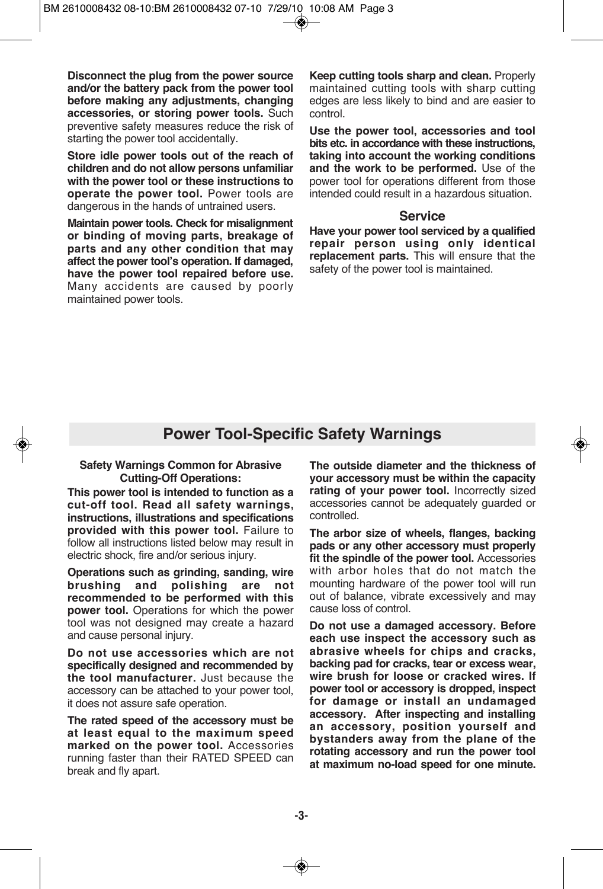**Disconnect the plug from the power source and/or the battery pack from the power tool before making any adjustments, changing accessories, or storing power tools.** Such preventive safety measures reduce the risk of starting the power tool accidentally.

**Store idle power tools out of the reach of children and do not allow persons unfamiliar with the power tool or these instructions to operate the power tool.** Power tools are dangerous in the hands of untrained users.

**Maintain power tools. Check for misalignment or binding of moving parts, breakage of parts and any other condition that may affect the power tool's operation. If damaged, have the power tool repaired before use.** Many accidents are caused by poorly maintained power tools.

**Keep cutting tools sharp and clean.** Properly maintained cutting tools with sharp cutting edges are less likely to bind and are easier to control.

**Use the power tool, accessories and tool bits etc. in accordance with these instructions, taking into account the working conditions and the work to be performed.** Use of the power tool for operations different from those intended could result in a hazardous situation.

### Service

**Have your power tool serviced by a qualified repair person using only identical replacement parts.** This will ensure that the safety of the power tool is maintained.

## Power Tool-Specific Safety Warnings

### Safety Warnings Common for Abrasive Cutting-Off Operations:

**This power tool is intended to function as a cut-off tool. Read all safety warnings, instructions, illustrations and specifications provided with this power tool.** Failure to follow all instructions listed below may result in electric shock, fire and/or serious injury.

**Operations such as grinding, sanding, wire brushing and polishing are not recommended to be performed with this power tool.** Operations for which the power tool was not designed may create a hazard and cause personal injury.

**Do not use accessories which are not specifically designed and recommended by the tool manufacturer.** Just because the accessory can be attached to your power tool, it does not assure safe operation.

**The rated speed of the accessory must be at least equal to the maximum speed marked on the power tool.** Accessories running faster than their RATED SPEED can break and fly apart.

**The outside diameter and the thickness of your accessory must be within the capacity rating of your power tool.** Incorrectly sized accessories cannot be adequately guarded or controlled.

**The arbor size of wheels, flanges, backing pads or any other accessory must properly fit the spindle of the power tool.** Accessories with arbor holes that do not match the mounting hardware of the power tool will run out of balance, vibrate excessively and may cause loss of control.

**Do not use a damaged accessory. Before each use inspect the accessory such as abrasive wheels for chips and cracks, backing pad for cracks, tear or excess wear, wire brush for loose or cracked wires. If power tool or accessory is dropped, inspect for damage or install an undamaged accessory. After inspecting and installing an accessory, position yourself and bystanders away from the plane of the rotating accessory and run the power tool at maximum no-load speed for one minute.**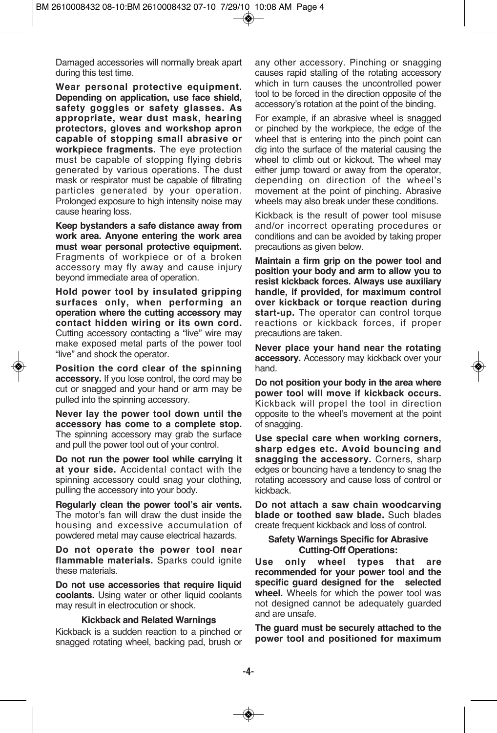Damaged accessories will normally break apart during this test time.

**Wear personal protective equipment. Depending on application, use face shield, safety goggles or safety glasses. As appropriate, wear dust mask, hearing protectors, gloves and workshop apron capable of stopping small abrasive or workpiece fragments.** The eye protection must be capable of stopping flying debris generated by various operations. The dust mask or respirator must be capable of filtrating particles generated by your operation. Prolonged exposure to high intensity noise may cause hearing loss.

**Keep bystanders a safe distance away from work area. Anyone entering the work area must wear personal protective equipment.** Fragments of workpiece or of a broken accessory may fly away and cause injury beyond immediate area of operation.

**Hold power tool by insulated gripping surfaces only, when performing an operation where the cutting accessory may contact hidden wiring or its own cord.** Cutting accessory contacting a "live" wire may make exposed metal parts of the power tool "live" and shock the operator.

**Position the cord clear of the spinning accessory.** If you lose control, the cord may be cut or snagged and your hand or arm may be pulled into the spinning accessory.

**Never lay the power tool down until the accessory has come to a complete stop.** The spinning accessory may grab the surface and pull the power tool out of your control.

**Do not run the power tool while carrying it at your side.** Accidental contact with the spinning accessory could snag your clothing, pulling the accessory into your body.

**Regularly clean the power tool's air vents.** The motor's fan will draw the dust inside the housing and excessive accumulation of powdered metal may cause electrical hazards.

**Do not operate the power tool near flammable materials.** Sparks could ignite these materials.

**Do not use accessories that require liquid coolants.** Using water or other liquid coolants may result in electrocution or shock.

### Kickback and Related Warnings

Kickback is a sudden reaction to a pinched or snagged rotating wheel, backing pad, brush or any other accessory. Pinching or snagging causes rapid stalling of the rotating accessory which in turn causes the uncontrolled power tool to be forced in the direction opposite of the accessory's rotation at the point of the binding.

For example, if an abrasive wheel is snagged or pinched by the workpiece, the edge of the wheel that is entering into the pinch point can dig into the surface of the material causing the wheel to climb out or kickout. The wheel may either jump toward or away from the operator, depending on direction of the wheel's movement at the point of pinching. Abrasive wheels may also break under these conditions.

Kickback is the result of power tool misuse and/or incorrect operating procedures or conditions and can be avoided by taking proper precautions as given below.

**Maintain a firm grip on the power tool and position your body and arm to allow you to resist kickback forces. Always use auxiliary handle, if provided, for maximum control over kickback or torque reaction during start-up.** The operator can control torque reactions or kickback forces, if proper precautions are taken.

**Never place your hand near the rotating accessory.** Accessory may kickback over your hand.

**Do not position your body in the area where power tool will move if kickback occurs.** Kickback will propel the tool in direction opposite to the wheel's movement at the point of snagging.

**Use special care when working corners, sharp edges etc. Avoid bouncing and snagging the accessory.** Corners, sharp edges or bouncing have a tendency to snag the rotating accessory and cause loss of control or kickback.

**Do not attach a saw chain woodcarving blade or toothed saw blade.** Such blades create frequent kickback and loss of control.

### Safety Warnings Specific for Abrasive Cutting-Off Operations:

**Use only wheel types that are recommended for your power tool and the specific guard designed for the selected wheel.** Wheels for which the power tool was not designed cannot be adequately guarded and are unsafe.

**The guard must be securely attached to the power tool and positioned for maximum**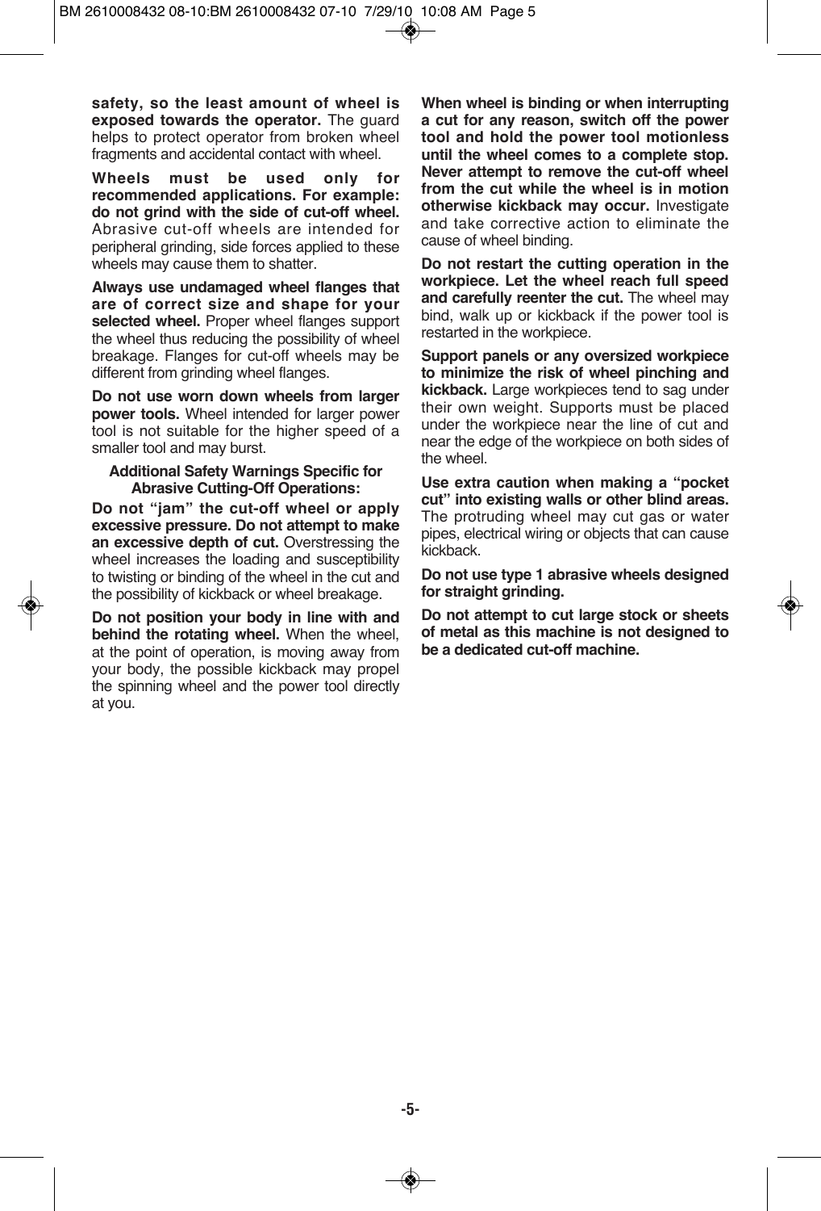**safety, so the least amount of wheel is exposed towards the operator.** The guard helps to protect operator from broken wheel fragments and accidental contact with wheel.

**Wheels must be used only for recommended applications. For example: do not grind with the side of cut-off wheel.** Abrasive cut-off wheels are intended for peripheral grinding, side forces applied to these wheels may cause them to shatter.

**Always use undamaged wheel flanges that are of correct size and shape for your selected wheel.** Proper wheel flanges support the wheel thus reducing the possibility of wheel breakage. Flanges for cut-off wheels may be different from grinding wheel flanges.

**Do not use worn down wheels from larger power tools.** Wheel intended for larger power tool is not suitable for the higher speed of a smaller tool and may burst.

### Additional Safety Warnings Specific for Abrasive Cutting-Off Operations:

**Do not "jam" the cut-off wheel or apply excessive pressure. Do not attempt to make an excessive depth of cut.** Overstressing the wheel increases the loading and susceptibility to twisting or binding of the wheel in the cut and the possibility of kickback or wheel breakage.

**Do not position your body in line with and behind the rotating wheel.** When the wheel, at the point of operation, is moving away from your body, the possible kickback may propel the spinning wheel and the power tool directly at you.

**When wheel is binding or when interrupting a cut for any reason, switch off the power tool and hold the power tool motionless until the wheel comes to a complete stop. Never attempt to remove the cut-off wheel from the cut while the wheel is in motion otherwise kickback may occur.** Investigate and take corrective action to eliminate the cause of wheel binding.

**Do not restart the cutting operation in the workpiece. Let the wheel reach full speed and carefully reenter the cut.** The wheel may bind, walk up or kickback if the power tool is restarted in the workpiece.

**Support panels or any oversized workpiece to minimize the risk of wheel pinching and kickback.** Large workpieces tend to sag under their own weight. Supports must be placed under the workpiece near the line of cut and near the edge of the workpiece on both sides of the wheel.

**Use extra caution when making a "pocket cut" into existing walls or other blind areas.** The protruding wheel may cut gas or water pipes, electrical wiring or objects that can cause kickback.

**Do not use type 1 abrasive wheels designed for straight grinding.**

**Do not attempt to cut large stock or sheets of metal as this machine is not designed to be a dedicated cut-off machine.**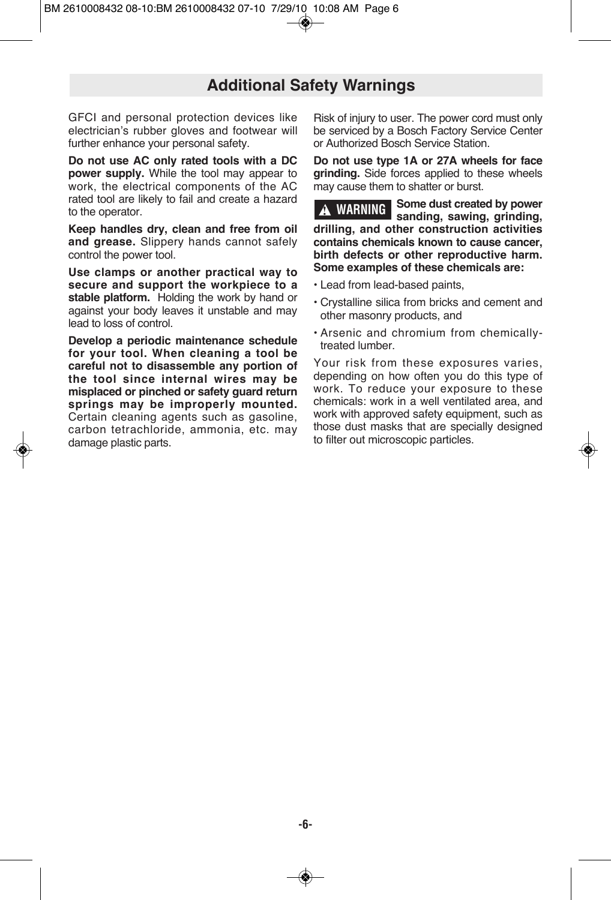## Additional Safety Warnings

GFCI and personal protection devices like electrician's rubber gloves and footwear will further enhance your personal safety.

**Do not use AC only rated tools with a DC power supply.** While the tool may appear to work, the electrical components of the AC rated tool are likely to fail and create a hazard to the operator.

**Keep handles dry, clean and free from oil and grease.** Slippery hands cannot safely control the power tool.

**Use clamps or another practical way to secure and support the workpiece to a stable platform.** Holding the work by hand or against your body leaves it unstable and may lead to loss of control.

**Develop a periodic maintenance schedule for your tool. When cleaning a tool be careful not to disassemble any portion of the tool since internal wires may be misplaced or pinched or safety guard return springs may be improperly mounted.** Certain cleaning agents such as gasoline, carbon tetrachloride, ammonia, etc. may damage plastic parts.

Risk of injury to user. The power cord must only be serviced by a Bosch Factory Service Center or Authorized Bosch Service Station.

**Do not use type 1A or 27A wheels for face grinding.** Side forces applied to these wheels may cause them to shatter or burst.

**⚠ WARNING** **Some dust created by power sanding, sawing, grinding, drilling, and other construction activities contains chemicals known to cause cancer, birth defects or other reproductive harm. Some examples of these chemicals are:**

- Lead from lead-based paints,
- Crystalline silica from bricks and cement and other masonry products, and
- Arsenic and chromium from chemically-treated lumber.

Your risk from these exposures varies, depending on how often you do this type of work. To reduce your exposure to these chemicals: work in a well ventilated area, and work with approved safety equipment, such as those dust masks that are specially designed to filter out microscopic particles.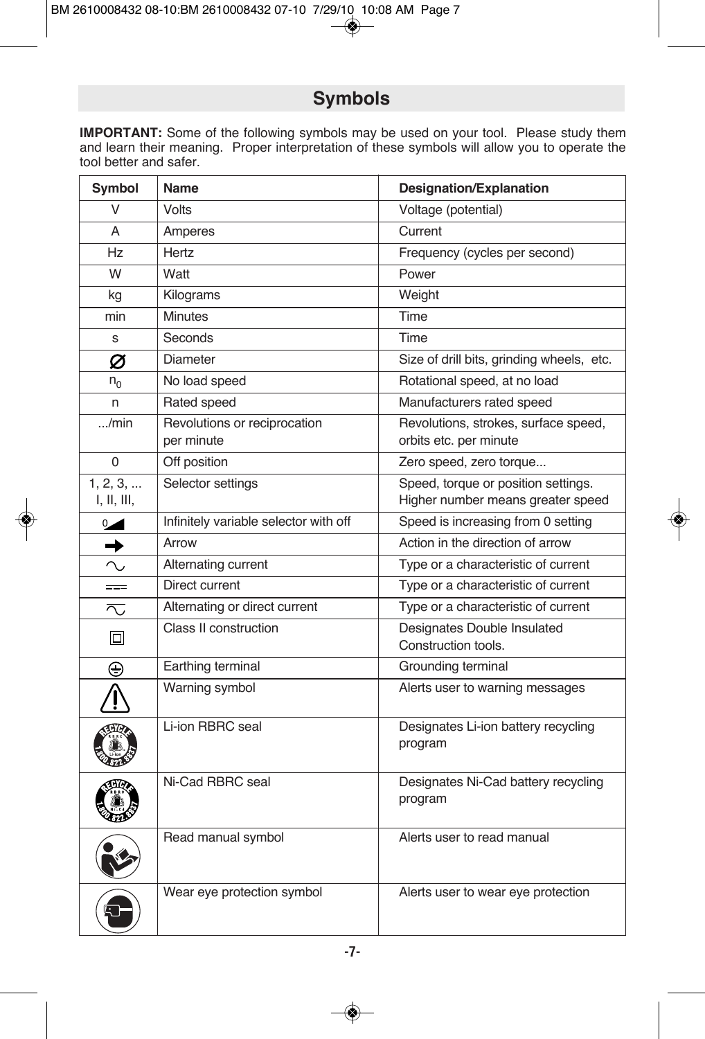## Symbols

**IMPORTANT:** Some of the following symbols may be used on your tool. Please study them and learn their meaning. Proper interpretation of these symbols will allow you to operate the tool better and safer.

| Symbol | Name | Designation/Explanation |
|---|---|---|
| V | Volts | Voltage (potential) |
| A | Amperes | Current |
| Hz | Hertz | Frequency (cycles per second) |
| W | Watt | Power |
| kg | Kilograms | Weight |
| min | Minutes | Time |
| s | Seconds | Time |
| ∅ | Diameter | Size of drill bits, grinding wheels, etc. |
| $n_0$ | No load speed | Rotational speed, at no load |
| n | Rated speed | Manufacturers rated speed |
| .../min | Revolutions or reciprocation per minute | Revolutions, strokes, surface speed, orbits etc. per minute |
| 0 | Off position | Zero speed, zero torque... |
| 1, 2, 3, ... I, II, III, | Selector settings | Speed, torque or position settings. Higher number means greater speed |
| 0◢ | Infinitely variable selector with off | Speed is increasing from 0 setting |
| ➡ | Arrow | Action in the direction of arrow |
| ∿ | Alternating current | Type or a characteristic of current |
| ⎓ | Direct current | Type or a characteristic of current |
| ∿̲ | Alternating or direct current | Type or a characteristic of current |
| ⧈ | Class II construction | Designates Double Insulated Construction tools. |
| ⏚ | Earthing terminal | Grounding terminal |
| ⚠ | Warning symbol | Alerts user to warning messages |
| | Li-ion RBRC seal | Designates Li-ion battery recycling program |
| | Ni-Cad RBRC seal | Designates Ni-Cad battery recycling program |
| | Read manual symbol | Alerts user to read manual |
| | Wear eye protection symbol | Alerts user to wear eye protection |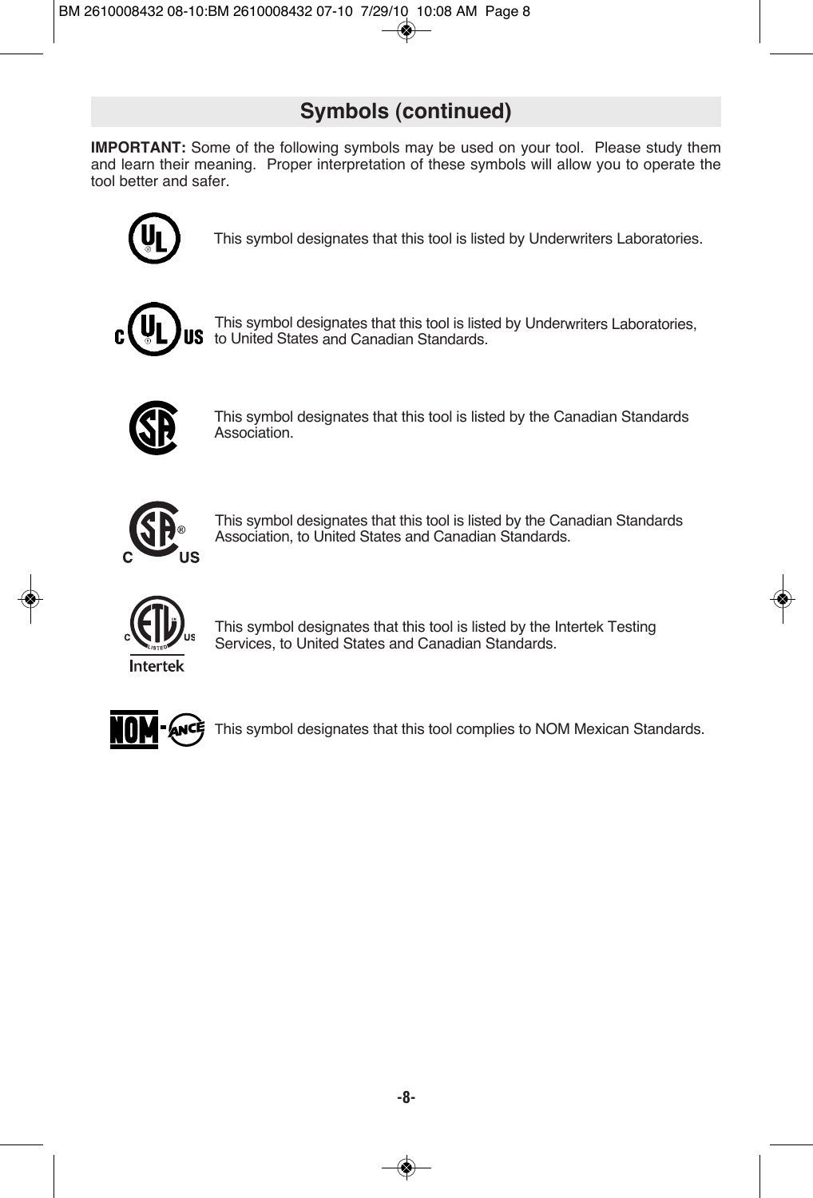## Symbols (continued)

**IMPORTANT:** Some of the following symbols may be used on your tool. Please study them and learn their meaning. Proper interpretation of these symbols will allow you to operate the tool better and safer.

This symbol designates that this tool is listed by Underwriters Laboratories.

This symbol designates that this tool is listed by Underwriters Laboratories, to United States and Canadian Standards.

This symbol designates that this tool is listed by the Canadian Standards Association.

This symbol designates that this tool is listed by the Canadian Standards Association, to United States and Canadian Standards.

This symbol designates that this tool is listed by the Intertek Testing Services, to United States and Canadian Standards.

This symbol designates that this tool complies to NOM Mexican Standards.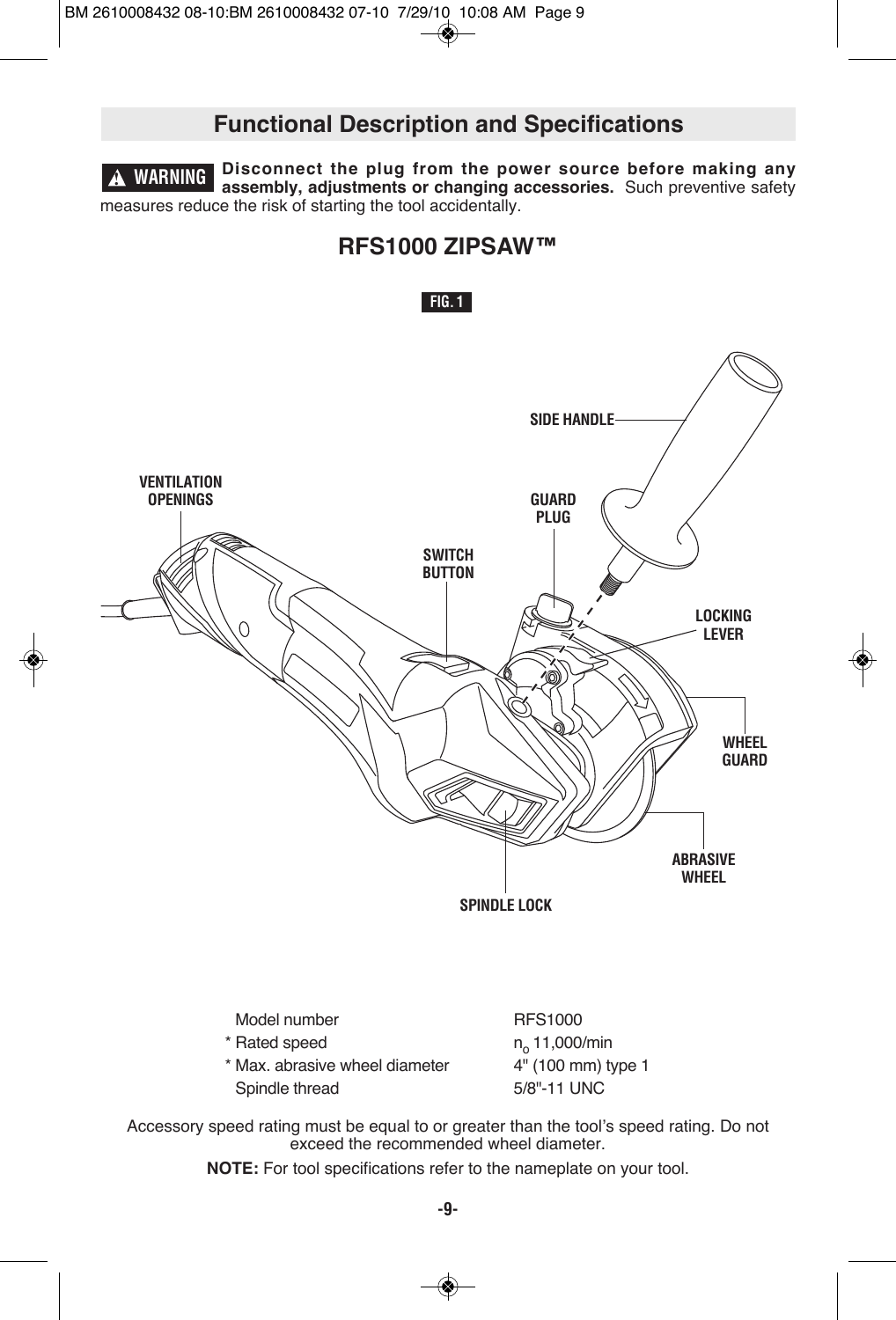## Functional Description and Specifications

**WARNING** **Disconnect the plug from the power source before making any assembly, adjustments or changing accessories.** Such preventive safety measures reduce the risk of starting the tool accidentally.

### RFS1000 ZIPSAW™

**FIG. 1**

SIDE HANDLE

VENTILATION OPENINGS

GUARD PLUG

SWITCH BUTTON

LOCKING LEVER

WHEEL GUARD

ABRASIVE WHEEL

SPINDLE LOCK

| | |
|---|---|
| Model number | RFS1000 |
| * Rated speed | $n_o$ 11,000/min |
| * Max. abrasive wheel diameter | 4" (100 mm) type 1 |
| Spindle thread | 5/8"-11 UNC |

Accessory speed rating must be equal to or greater than the tool's speed rating. Do not exceed the recommended wheel diameter.

**NOTE:** For tool specifications refer to the nameplate on your tool.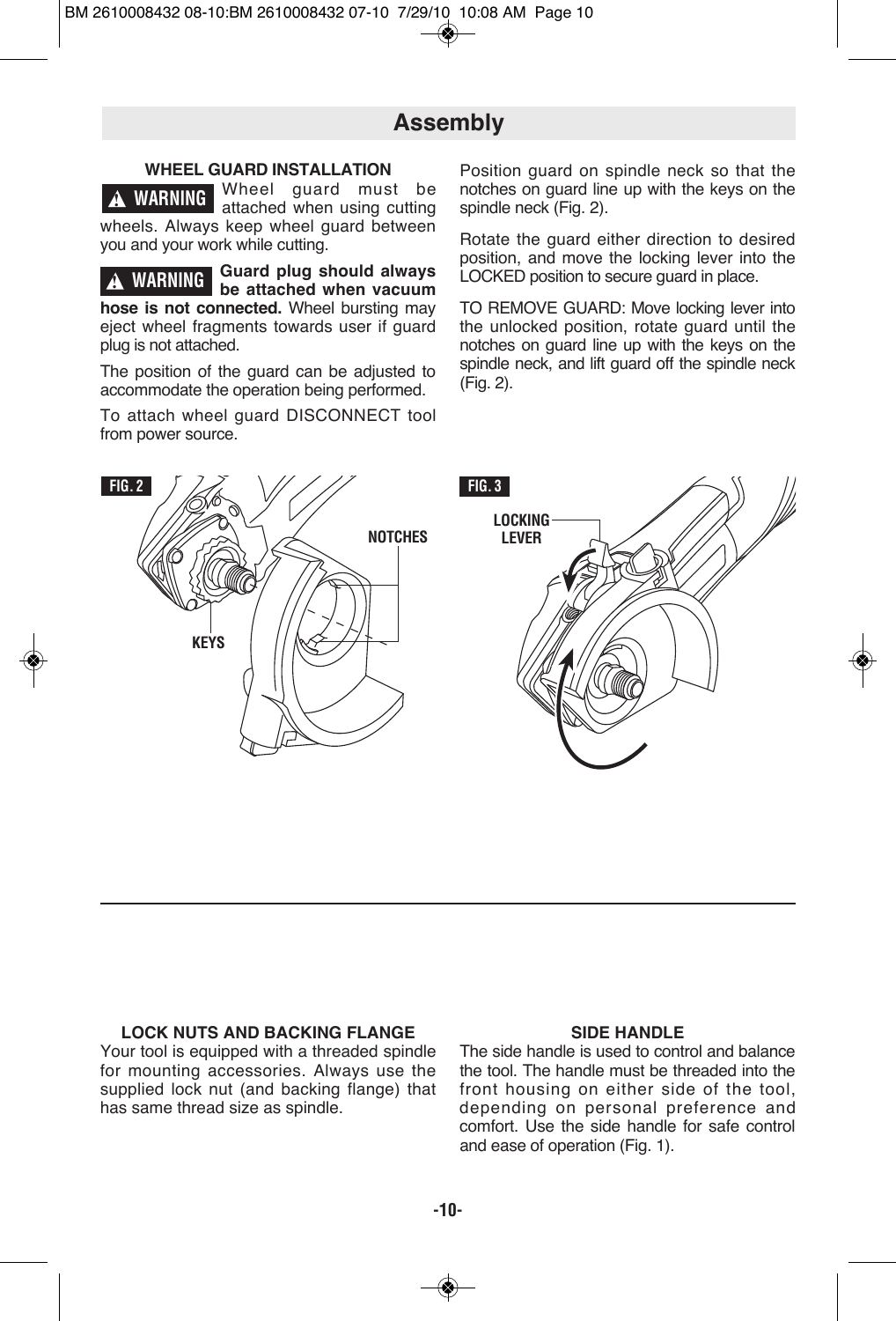# Assembly

### WHEEL GUARD INSTALLATION

**⚠ WARNING** Wheel guard must be attached when using cutting wheels. Always keep wheel guard between you and your work while cutting.

**⚠ WARNING** **Guard plug should always be attached when vacuum hose is not connected.** Wheel bursting may eject wheel fragments towards user if guard plug is not attached.

The position of the guard can be adjusted to accommodate the operation being performed.

To attach wheel guard DISCONNECT tool from power source.

Position guard on spindle neck so that the notches on guard line up with the keys on the spindle neck (Fig. 2).

Rotate the guard either direction to desired position, and move the locking lever into the LOCKED position to secure guard in place.

TO REMOVE GUARD: Move locking lever into the unlocked position, rotate guard until the notches on guard line up with the keys on the spindle neck, and lift guard off the spindle neck (Fig. 2).

FIG. 2 — NOTCHES, KEYS

FIG. 3 — LOCKING LEVER

### LOCK NUTS AND BACKING FLANGE

Your tool is equipped with a threaded spindle for mounting accessories. Always use the supplied lock nut (and backing flange) that has same thread size as spindle.

### SIDE HANDLE

The side handle is used to control and balance the tool. The handle must be threaded into the front housing on either side of the tool, depending on personal preference and comfort. Use the side handle for safe control and ease of operation (Fig. 1).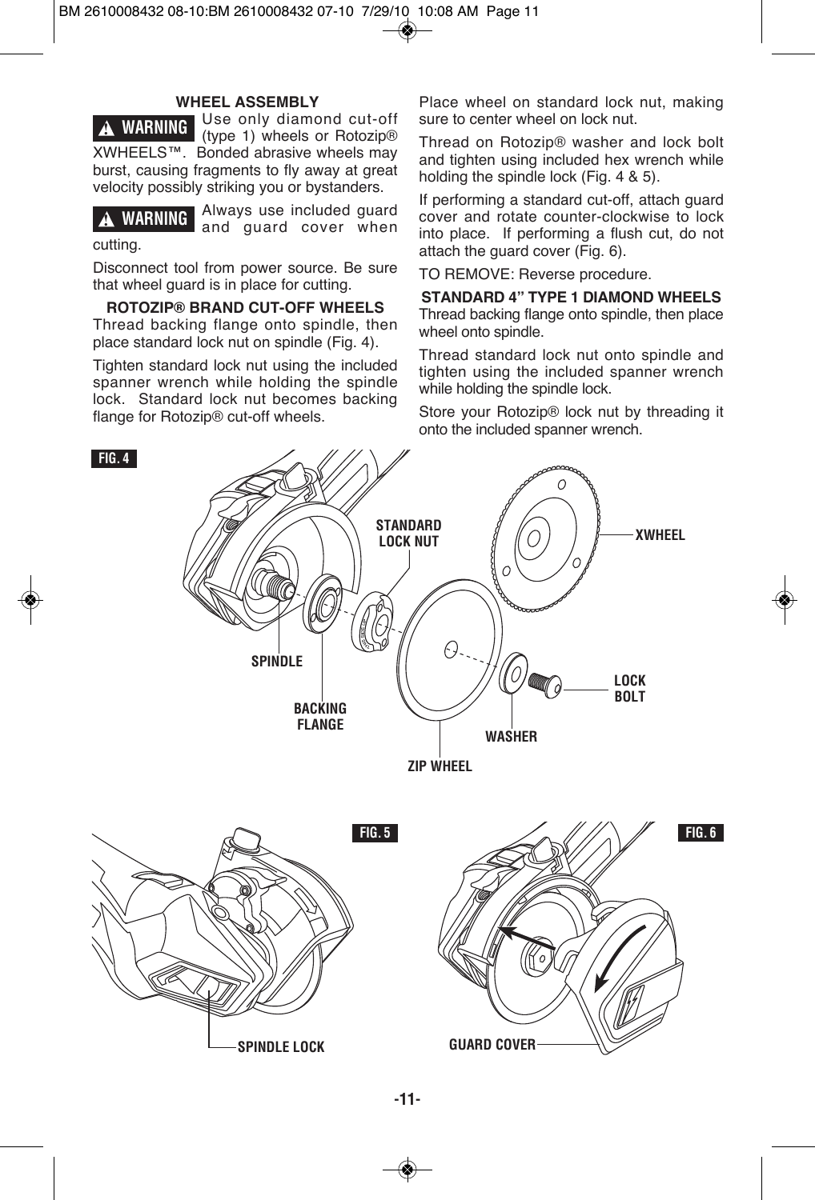## WHEEL ASSEMBLY

**⚠ WARNING** Use only diamond cut-off (type 1) wheels or Rotozip® XWHEELS™. Bonded abrasive wheels may burst, causing fragments to fly away at great velocity possibly striking you or bystanders.

**⚠ WARNING** Always use included guard and guard cover when cutting.

Disconnect tool from power source. Be sure that wheel guard is in place for cutting.

### ROTOZIP® BRAND CUT-OFF WHEELS

Thread backing flange onto spindle, then place standard lock nut on spindle (Fig. 4).

Tighten standard lock nut using the included spanner wrench while holding the spindle lock. Standard lock nut becomes backing flange for Rotozip® cut-off wheels.

Place wheel on standard lock nut, making sure to center wheel on lock nut.

Thread on Rotozip® washer and lock bolt and tighten using included hex wrench while holding the spindle lock (Fig. 4 & 5).

If performing a standard cut-off, attach guard cover and rotate counter-clockwise to lock into place. If performing a flush cut, do not attach the guard cover (Fig. 6).

TO REMOVE: Reverse procedure.

### STANDARD 4" TYPE 1 DIAMOND WHEELS

Thread backing flange onto spindle, then place wheel onto spindle.

Thread standard lock nut onto spindle and tighten using the included spanner wrench while holding the spindle lock.

Store your Rotozip® lock nut by threading it onto the included spanner wrench.

**FIG. 4**

STANDARD LOCK NUT, XWHEEL, SPINDLE, LOCK BOLT, BACKING FLANGE, WASHER, ZIP WHEEL

**FIG. 5**

SPINDLE LOCK

**FIG. 6**

GUARD COVER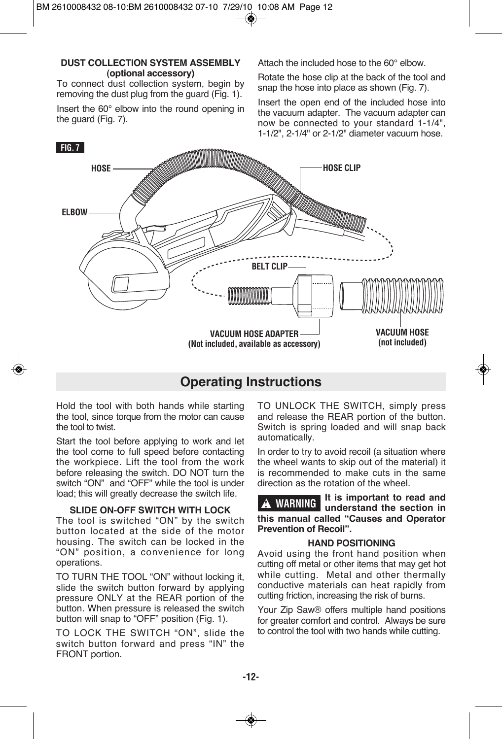**DUST COLLECTION SYSTEM ASSEMBLY (optional accessory)**

To connect dust collection system, begin by removing the dust plug from the guard (Fig. 1).

Insert the 60° elbow into the round opening in the guard (Fig. 7).

Attach the included hose to the 60° elbow.

Rotate the hose clip at the back of the tool and snap the hose into place as shown (Fig. 7).

Insert the open end of the included hose into the vacuum adapter. The vacuum adapter can now be connected to your standard 1-1/4", 1-1/2", 2-1/4" or 2-1/2" diameter vacuum hose.

**FIG. 7**

HOSE
HOSE CLIP
ELBOW
BELT CLIP
VACUUM HOSE ADAPTER (Not included, available as accessory)
VACUUM HOSE (not included)

## Operating Instructions

Hold the tool with both hands while starting the tool, since torque from the motor can cause the tool to twist.

Start the tool before applying to work and let the tool come to full speed before contacting the workpiece. Lift the tool from the work before releasing the switch. DO NOT turn the switch "ON" and "OFF" while the tool is under load; this will greatly decrease the switch life.

**SLIDE ON-OFF SWITCH WITH LOCK**

The tool is switched "ON" by the switch button located at the side of the motor housing. The switch can be locked in the "ON" position, a convenience for long operations.

TO TURN THE TOOL "ON" without locking it, slide the switch button forward by applying pressure ONLY at the REAR portion of the button. When pressure is released the switch button will snap to "OFF" position (Fig. 1).

TO LOCK THE SWITCH "ON", slide the switch button forward and press "IN" the FRONT portion.

TO UNLOCK THE SWITCH, simply press and release the REAR portion of the button. Switch is spring loaded and will snap back automatically.

In order to try to avoid recoil (a situation where the wheel wants to skip out of the material) it is recommended to make cuts in the same direction as the rotation of the wheel.

**⚠ WARNING** **It is important to read and understand the section in this manual called "Causes and Operator Prevention of Recoil".**

**HAND POSITIONING**

Avoid using the front hand position when cutting off metal or other items that may get hot while cutting. Metal and other thermally conductive materials can heat rapidly from cutting friction, increasing the risk of burns.

Your Zip Saw® offers multiple hand positions for greater comfort and control. Always be sure to control the tool with two hands while cutting.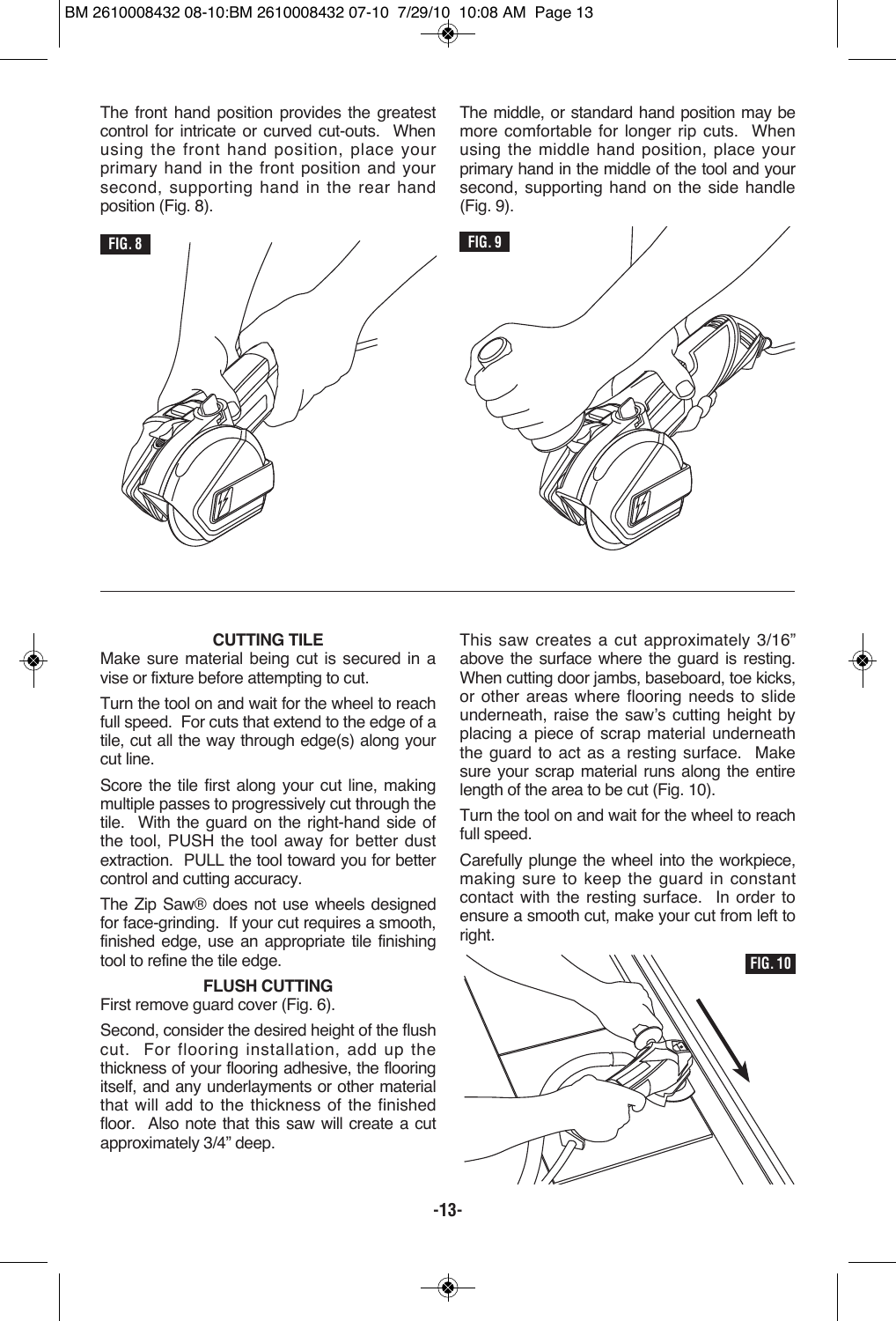The front hand position provides the greatest control for intricate or curved cut-outs. When using the front hand position, place your primary hand in the front position and your second, supporting hand in the rear hand position (Fig. 8).

The middle, or standard hand position may be more comfortable for longer rip cuts. When using the middle hand position, place your primary hand in the middle of the tool and your second, supporting hand on the side handle (Fig. 9).

FIG. 8

FIG. 9

### CUTTING TILE

Make sure material being cut is secured in a vise or fixture before attempting to cut.

Turn the tool on and wait for the wheel to reach full speed. For cuts that extend to the edge of a tile, cut all the way through edge(s) along your cut line.

Score the tile first along your cut line, making multiple passes to progressively cut through the tile. With the guard on the right-hand side of the tool, PUSH the tool away for better dust extraction. PULL the tool toward you for better control and cutting accuracy.

The Zip Saw® does not use wheels designed for face-grinding. If your cut requires a smooth, finished edge, use an appropriate tile finishing tool to refine the tile edge.

### FLUSH CUTTING

First remove guard cover (Fig. 6).

Second, consider the desired height of the flush cut. For flooring installation, add up the thickness of your flooring adhesive, the flooring itself, and any underlayments or other material that will add to the thickness of the finished floor. Also note that this saw will create a cut approximately 3/4" deep.

This saw creates a cut approximately 3/16" above the surface where the guard is resting. When cutting door jambs, baseboard, toe kicks, or other areas where flooring needs to slide underneath, raise the saw's cutting height by placing a piece of scrap material underneath the guard to act as a resting surface. Make sure your scrap material runs along the entire length of the area to be cut (Fig. 10).

Turn the tool on and wait for the wheel to reach full speed.

Carefully plunge the wheel into the workpiece, making sure to keep the guard in constant contact with the resting surface. In order to ensure a smooth cut, make your cut from left to right.

FIG. 10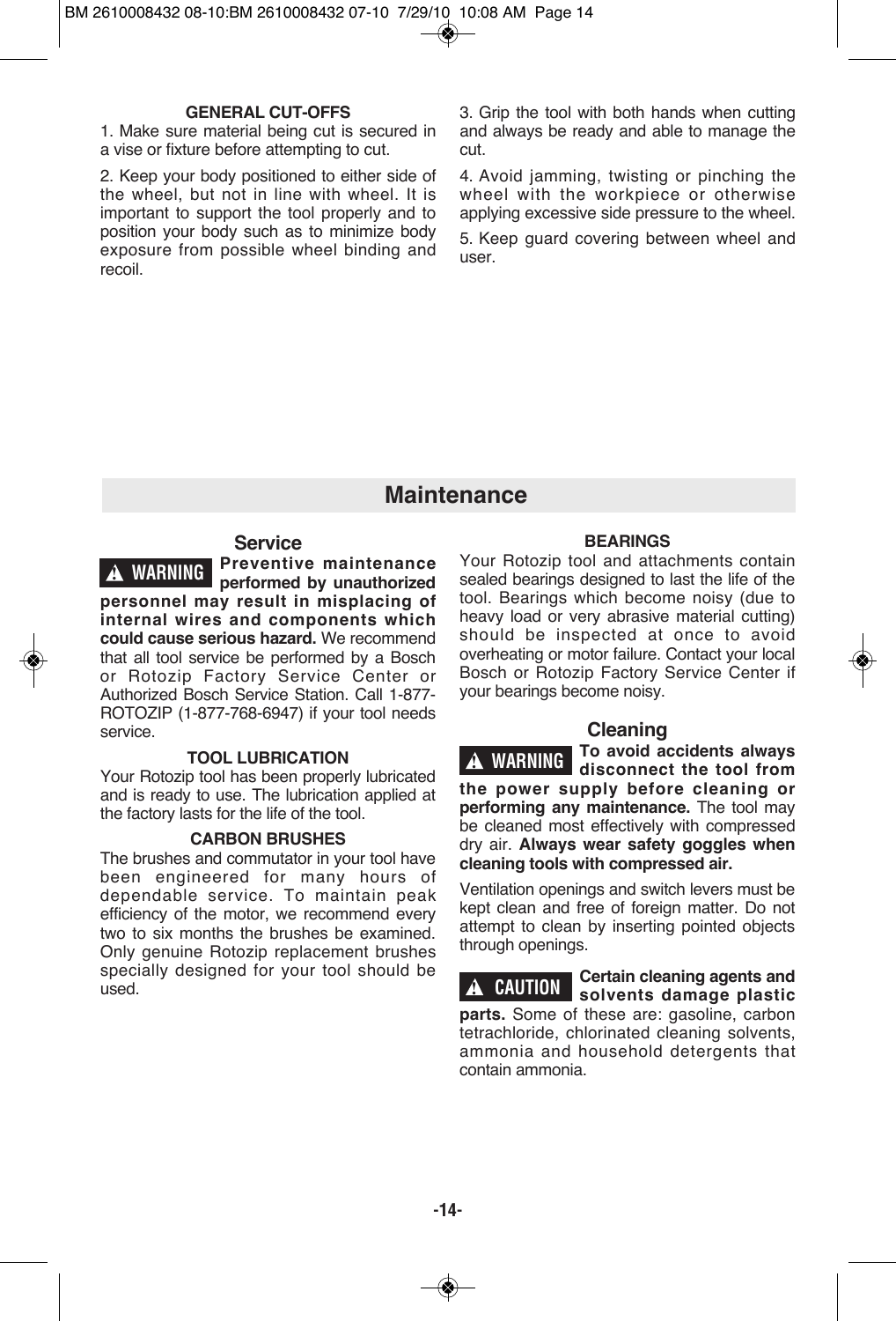**GENERAL CUT-OFFS**

1. Make sure material being cut is secured in a vise or fixture before attempting to cut.

2. Keep your body positioned to either side of the wheel, but not in line with wheel. It is important to support the tool properly and to position your body such as to minimize body exposure from possible wheel binding and recoil.

3. Grip the tool with both hands when cutting and always be ready and able to manage the cut.

4. Avoid jamming, twisting or pinching the wheel with the workpiece or otherwise applying excessive side pressure to the wheel.

5. Keep guard covering between wheel and user.

## Maintenance

### Service

**⚠ WARNING Preventive maintenance performed by unauthorized personnel may result in misplacing of internal wires and components which could cause serious hazard.** We recommend that all tool service be performed by a Bosch or Rotozip Factory Service Center or Authorized Bosch Service Station. Call 1-877-ROTOZIP (1-877-768-6947) if your tool needs service.

**TOOL LUBRICATION**

Your Rotozip tool has been properly lubricated and is ready to use. The lubrication applied at the factory lasts for the life of the tool.

**CARBON BRUSHES**

The brushes and commutator in your tool have been engineered for many hours of dependable service. To maintain peak efficiency of the motor, we recommend every two to six months the brushes be examined. Only genuine Rotozip replacement brushes specially designed for your tool should be used.

**BEARINGS**

Your Rotozip tool and attachments contain sealed bearings designed to last the life of the tool. Bearings which become noisy (due to heavy load or very abrasive material cutting) should be inspected at once to avoid overheating or motor failure. Contact your local Bosch or Rotozip Factory Service Center if your bearings become noisy.

### Cleaning

**⚠ WARNING To avoid accidents always disconnect the tool from the power supply before cleaning or performing any maintenance.** The tool may be cleaned most effectively with compressed dry air. **Always wear safety goggles when cleaning tools with compressed air.**

Ventilation openings and switch levers must be kept clean and free of foreign matter. Do not attempt to clean by inserting pointed objects through openings.

**⚠ CAUTION Certain cleaning agents and solvents damage plastic parts.** Some of these are: gasoline, carbon tetrachloride, chlorinated cleaning solvents, ammonia and household detergents that contain ammonia.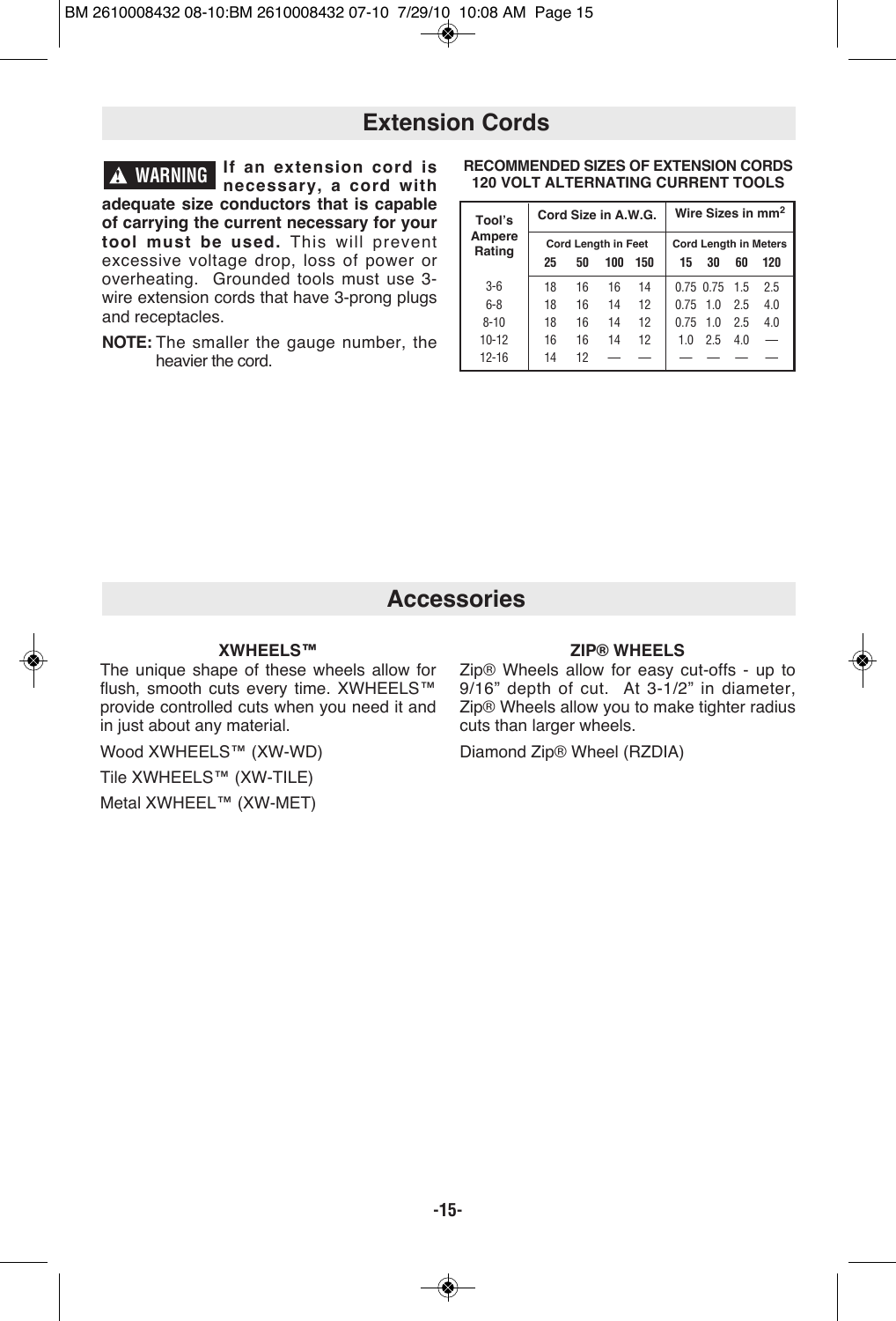## Extension Cords

**⚠ WARNING** **If an extension cord is necessary, a cord with adequate size conductors that is capable of carrying the current necessary for your tool must be used.** This will prevent excessive voltage drop, loss of power or overheating. Grounded tools must use 3-wire extension cords that have 3-prong plugs and receptacles.

**NOTE:** The smaller the gauge number, the heavier the cord.

**RECOMMENDED SIZES OF EXTENSION CORDS 120 VOLT ALTERNATING CURRENT TOOLS**

| Tool's Ampere Rating | Cord Size in A.W.G. | | | | Wire Sizes in mm² | | | |
|---|---|---|---|---|---|---|---|---|
| | Cord Length in Feet | | | | Cord Length in Meters | | | |
| | 25 | 50 | 100 | 150 | 15 | 30 | 60 | 120 |
| 3-6 | 18 | 16 | 16 | 14 | 0.75 | 0.75 | 1.5 | 2.5 |
| 6-8 | 18 | 16 | 14 | 12 | 0.75 | 1.0 | 2.5 | 4.0 |
| 8-10 | 18 | 16 | 14 | 12 | 0.75 | 1.0 | 2.5 | 4.0 |
| 10-12 | 16 | 16 | 14 | 12 | 1.0 | 2.5 | 4.0 | — |
| 12-16 | 14 | 12 | — | — | — | — | — | — |

## Accessories

**XWHEELS™**

The unique shape of these wheels allow for flush, smooth cuts every time. XWHEELS™ provide controlled cuts when you need it and in just about any material.

Wood XWHEELS™ (XW-WD)

Tile XWHEELS™ (XW-TILE)

Metal XWHEEL™ (XW-MET)

**ZIP® WHEELS**

Zip® Wheels allow for easy cut-offs - up to 9/16" depth of cut. At 3-1/2" in diameter, Zip® Wheels allow you to make tighter radius cuts than larger wheels.

Diamond Zip® Wheel (RZDIA)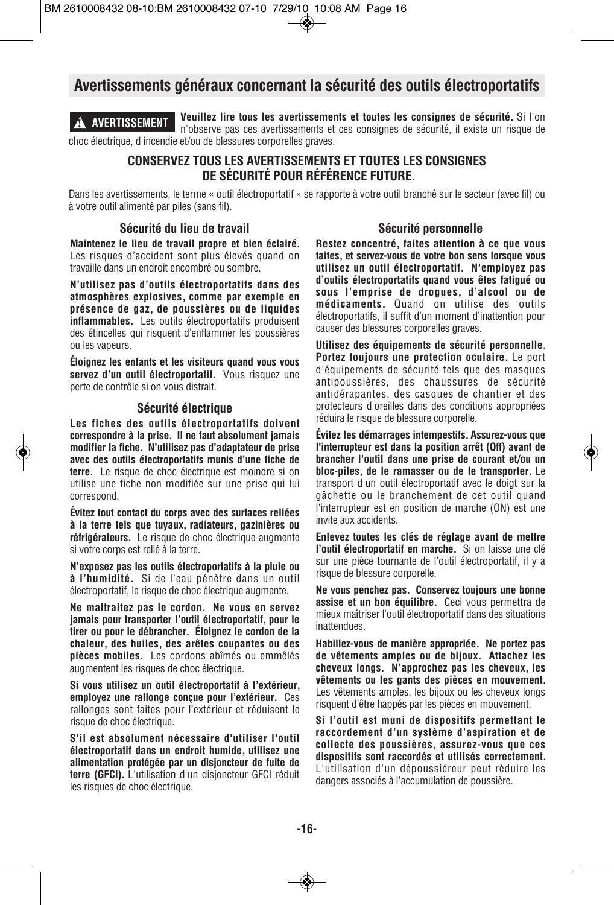## Avertissements généraux concernant la sécurité des outils électroportatifs

**⚠ AVERTISSEMENT** **Veuillez lire tous les avertissements et toutes les consignes de sécurité.** Si l'on n'observe pas ces avertissements et ces consignes de sécurité, il existe un risque de choc électrique, d'incendie et/ou de blessures corporelles graves.

**CONSERVEZ TOUS LES AVERTISSEMENTS ET TOUTES LES CONSIGNES DE SÉCURITÉ POUR RÉFÉRENCE FUTURE.**

Dans les avertissements, le terme « outil électroportatif » se rapporte à votre outil branché sur le secteur (avec fil) ou à votre outil alimenté par piles (sans fil).

### Sécurité du lieu de travail

**Maintenez le lieu de travail propre et bien éclairé.** Les risques d'accident sont plus élevés quand on travaille dans un endroit encombré ou sombre.

**N'utilisez pas d'outils électroportatifs dans des atmosphères explosives, comme par exemple en présence de gaz, de poussières ou de liquides inflammables.** Les outils électroportatifs produisent des étincelles qui risquent d'enflammer les poussières ou les vapeurs.

**Éloignez les enfants et les visiteurs quand vous vous servez d'un outil électroportatif.** Vous risquez une perte de contrôle si on vous distrait.

### Sécurité électrique

**Les fiches des outils électroportatifs doivent correspondre à la prise. Il ne faut absolument jamais modifier la fiche. N'utilisez pas d'adaptateur de prise avec des outils électroportatifs munis d'une fiche de terre.** Le risque de choc électrique est moindre si on utilise une fiche non modifiée sur une prise qui lui correspond.

**Évitez tout contact du corps avec des surfaces reliées à la terre tels que tuyaux, radiateurs, gazinières ou réfrigérateurs.** Le risque de choc électrique augmente si votre corps est relié à la terre.

**N'exposez pas les outils électroportatifs à la pluie ou à l'humidité.** Si de l'eau pénètre dans un outil électroportatif, le risque de choc électrique augmente.

**Ne maltraitez pas le cordon. Ne vous en servez jamais pour transporter l'outil électroportatif, pour le tirer ou pour le débrancher. Éloignez le cordon de la chaleur, des huiles, des arêtes coupantes ou des pièces mobiles.** Les cordons abîmés ou emmêlés augmentent les risques de choc électrique.

**Si vous utilisez un outil électroportatif à l'extérieur, employez une rallonge conçue pour l'extérieur.** Ces rallonges sont faites pour l'extérieur et réduisent le risque de choc électrique.

**S'il est absolument nécessaire d'utiliser l'outil électroportatif dans un endroit humide, utilisez une alimentation protégée par un disjoncteur de fuite de terre (GFCI).** L'utilisation d'un disjoncteur GFCI réduit les risques de choc électrique.

### Sécurité personnelle

**Restez concentré, faites attention à ce que vous faites, et servez-vous de votre bon sens lorsque vous utilisez un outil électroportatif. N'employez pas d'outils électroportatifs quand vous êtes fatigué ou sous l'emprise de drogues, d'alcool ou de médicaments.** Quand on utilise des outils électroportatifs, il suffit d'un moment d'inattention pour causer des blessures corporelles graves.

**Utilisez des équipements de sécurité personnelle. Portez toujours une protection oculaire.** Le port d'équipements de sécurité tels que des masques antipoussières, des chaussures de sécurité antidérapantes, des casques de chantier et des protecteurs d'oreilles dans des conditions appropriées réduira le risque de blessure corporelle.

**Évitez les démarrages intempestifs. Assurez-vous que l'interrupteur est dans la position arrêt (Off) avant de brancher l'outil dans une prise de courant et/ou un bloc-piles, de le ramasser ou de le transporter.** Le transport d'un outil électroportatif avec le doigt sur la gâchette ou le branchement de cet outil quand l'interrupteur est en position de marche (ON) est une invite aux accidents.

**Enlevez toutes les clés de réglage avant de mettre l'outil électroportatif en marche.** Si on laisse une clé sur une pièce tournante de l'outil électroportatif, il y a risque de blessure corporelle.

**Ne vous penchez pas. Conservez toujours une bonne assise et un bon équilibre.** Ceci vous permettra de mieux maîtriser l'outil électroportatif dans des situations inattendues.

**Habillez-vous de manière appropriée. Ne portez pas de vêtements amples ou de bijoux. Attachez les cheveux longs. N'approchez pas les cheveux, les vêtements ou les gants des pièces en mouvement.** Les vêtements amples, les bijoux ou les cheveux longs risquent d'être happés par les pièces en mouvement.

**Si l'outil est muni de dispositifs permettant le raccordement d'un système d'aspiration et de collecte des poussières, assurez-vous que ces dispositifs sont raccordés et utilisés correctement.** L'utilisation d'un dépoussiéreur peut réduire les dangers associés à l'accumulation de poussière.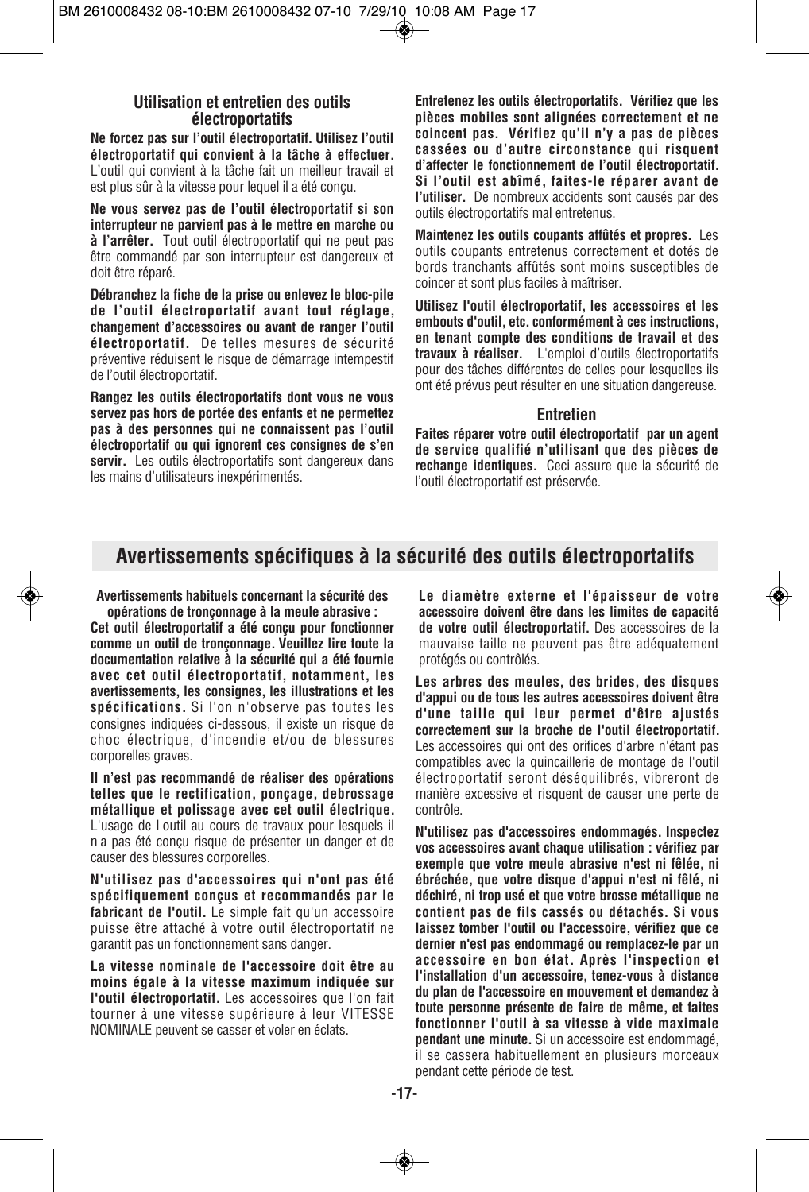### Utilisation et entretien des outils électroportatifs

**Ne forcez pas sur l'outil électroportatif. Utilisez l'outil électroportatif qui convient à la tâche à effectuer.** L'outil qui convient à la tâche fait un meilleur travail et est plus sûr à la vitesse pour lequel il a été conçu.

**Ne vous servez pas de l'outil électroportatif si son interrupteur ne parvient pas à le mettre en marche ou à l'arrêter.** Tout outil électroportatif qui ne peut pas être commandé par son interrupteur est dangereux et doit être réparé.

**Débranchez la fiche de la prise ou enlevez le bloc-pile de l'outil électroportatif avant tout réglage, changement d'accessoires ou avant de ranger l'outil électroportatif.** De telles mesures de sécurité préventive réduisent le risque de démarrage intempestif de l'outil électroportatif.

**Rangez les outils électroportatifs dont vous ne vous servez pas hors de portée des enfants et ne permettez pas à des personnes qui ne connaissent pas l'outil électroportatif ou qui ignorent ces consignes de s'en servir.** Les outils électroportatifs sont dangereux dans les mains d'utilisateurs inexpérimentés.

**Entretenez les outils électroportatifs. Vérifiez que les pièces mobiles sont alignées correctement et ne coincent pas. Vérifiez qu'il n'y a pas de pièces cassées ou d'autre circonstance qui risquent d'affecter le fonctionnement de l'outil électroportatif. Si l'outil est abîmé, faites-le réparer avant de l'utiliser.** De nombreux accidents sont causés par des outils électroportatifs mal entretenus.

**Maintenez les outils coupants affûtés et propres.** Les outils coupants entretenus correctement et dotés de bords tranchants affûtés sont moins susceptibles de coincer et sont plus faciles à maîtriser.

**Utilisez l'outil électroportatif, les accessoires et les embouts d'outil, etc. conformément à ces instructions, en tenant compte des conditions de travail et des travaux à réaliser.** L'emploi d'outils électroportatifs pour des tâches différentes de celles pour lesquelles ils ont été prévus peut résulter en une situation dangereuse.

### Entretien

**Faites réparer votre outil électroportatif par un agent de service qualifié n'utilisant que des pièces de rechange identiques.** Ceci assure que la sécurité de l'outil électroportatif est préservée.

## Avertissements spécifiques à la sécurité des outils électroportatifs

**Avertissements habituels concernant la sécurité des opérations de tronçonnage à la meule abrasive :**

**Cet outil électroportatif a été conçu pour fonctionner comme un outil de tronçonnage. Veuillez lire toute la documentation relative à la sécurité qui a été fournie avec cet outil électroportatif, notamment, les avertissements, les consignes, les illustrations et les spécifications.** Si l'on n'observe pas toutes les consignes indiquées ci-dessous, il existe un risque de choc électrique, d'incendie et/ou de blessures corporelles graves.

**Il n'est pas recommandé de réaliser des opérations telles que le rectification, ponçage, debrossage métallique et polissage avec cet outil électrique.** L'usage de l'outil au cours de travaux pour lesquels il n'a pas été conçu risque de présenter un danger et de causer des blessures corporelles.

**N'utilisez pas d'accessoires qui n'ont pas été spécifiquement conçus et recommandés par le fabricant de l'outil.** Le simple fait qu'un accessoire puisse être attaché à votre outil électroportatif ne garantit pas un fonctionnement sans danger.

**La vitesse nominale de l'accessoire doit être au moins égale à la vitesse maximum indiquée sur l'outil électroportatif.** Les accessoires que l'on fait tourner à une vitesse supérieure à leur VITESSE NOMINALE peuvent se casser et voler en éclats.

**Le diamètre externe et l'épaisseur de votre accessoire doivent être dans les limites de capacité de votre outil électroportatif.** Des accessoires de la mauvaise taille ne peuvent pas être adéquatement protégés ou contrôlés.

**Les arbres des meules, des brides, des disques d'appui ou de tous les autres accessoires doivent être d'une taille qui leur permet d'être ajustés correctement sur la broche de l'outil électroportatif.** Les accessoires qui ont des orifices d'arbre n'étant pas compatibles avec la quincaillerie de montage de l'outil électroportatif seront déséquilibrés, vibreront de manière excessive et risquent de causer une perte de contrôle.

**N'utilisez pas d'accessoires endommagés. Inspectez vos accessoires avant chaque utilisation : vérifiez par exemple que votre meule abrasive n'est ni fêlée, ni ébréchée, que votre disque d'appui n'est ni fêlé, ni déchiré, ni trop usé et que votre brosse métallique ne contient pas de fils cassés ou détachés. Si vous laissez tomber l'outil ou l'accessoire, vérifiez que ce dernier n'est pas endommagé ou remplacez-le par un accessoire en bon état. Après l'inspection et l'installation d'un accessoire, tenez-vous à distance du plan de l'accessoire en mouvement et demandez à toute personne présente de faire de même, et faites fonctionner l'outil à sa vitesse à vide maximale pendant une minute.** Si un accessoire est endommagé, il se cassera habituellement en plusieurs morceaux pendant cette période de test.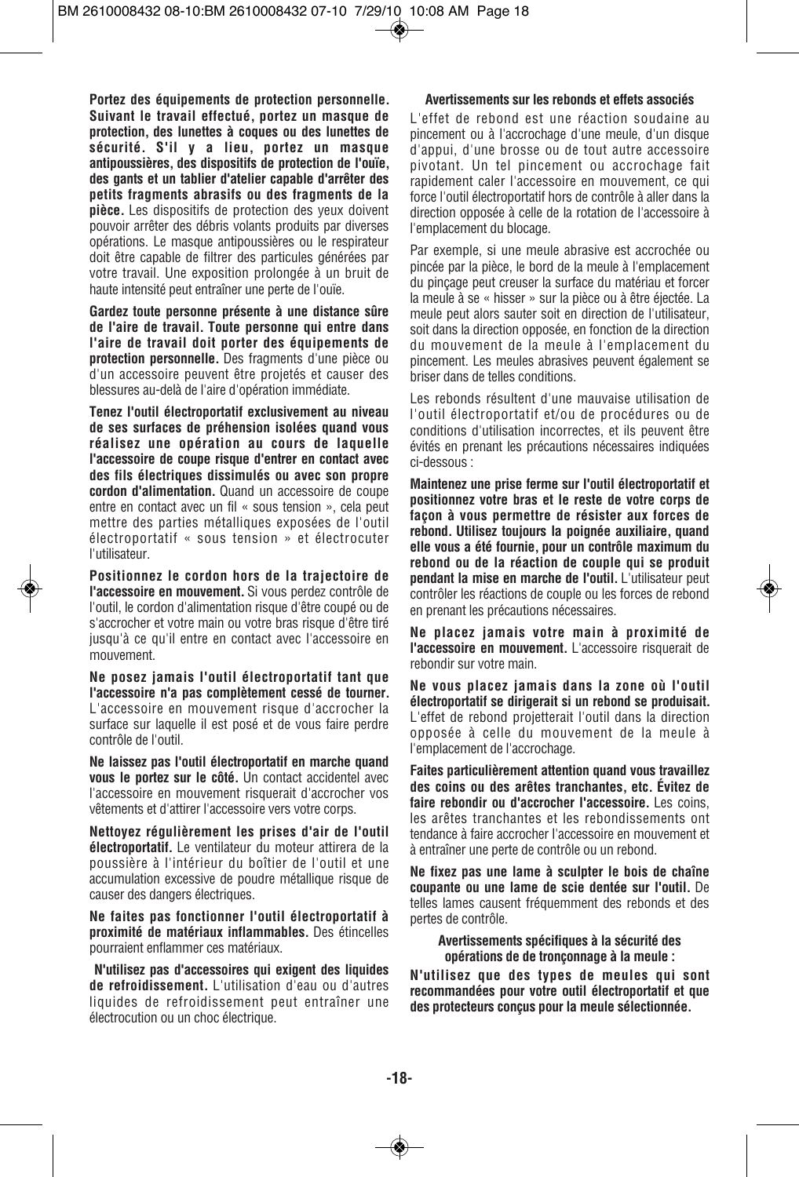**Portez des équipements de protection personnelle. Suivant le travail effectué, portez un masque de protection, des lunettes à coques ou des lunettes de sécurité. S'il y a lieu, portez un masque antipoussières, des dispositifs de protection de l'ouïe, des gants et un tablier d'atelier capable d'arrêter des petits fragments abrasifs ou des fragments de la pièce.** Les dispositifs de protection des yeux doivent pouvoir arrêter des débris volants produits par diverses opérations. Le masque antipoussières ou le respirateur doit être capable de filtrer des particules générées par votre travail. Une exposition prolongée à un bruit de haute intensité peut entraîner une perte de l'ouïe.

**Gardez toute personne présente à une distance sûre de l'aire de travail. Toute personne qui entre dans l'aire de travail doit porter des équipements de protection personnelle.** Des fragments d'une pièce ou d'un accessoire peuvent être projetés et causer des blessures au-delà de l'aire d'opération immédiate.

**Tenez l'outil électroportatif exclusivement au niveau de ses surfaces de préhension isolées quand vous réalisez une opération au cours de laquelle l'accessoire de coupe risque d'entrer en contact avec des fils électriques dissimulés ou avec son propre cordon d'alimentation.** Quand un accessoire de coupe entre en contact avec un fil « sous tension », cela peut mettre des parties métalliques exposées de l'outil électroportatif « sous tension » et électrocuter l'utilisateur.

**Positionnez le cordon hors de la trajectoire de l'accessoire en mouvement.** Si vous perdez contrôle de l'outil, le cordon d'alimentation risque d'être coupé ou de s'accrocher et votre main ou votre bras risque d'être tiré jusqu'à ce qu'il entre en contact avec l'accessoire en mouvement.

**Ne posez jamais l'outil électroportatif tant que l'accessoire n'a pas complètement cessé de tourner.** L'accessoire en mouvement risque d'accrocher la surface sur laquelle il est posé et de vous faire perdre contrôle de l'outil.

**Ne laissez pas l'outil électroportatif en marche quand vous le portez sur le côté.** Un contact accidentel avec l'accessoire en mouvement risquerait d'accrocher vos vêtements et d'attirer l'accessoire vers votre corps.

**Nettoyez régulièrement les prises d'air de l'outil électroportatif.** Le ventilateur du moteur attirera de la poussière à l'intérieur du boîtier de l'outil et une accumulation excessive de poudre métallique risque de causer des dangers électriques.

**Ne faites pas fonctionner l'outil électroportatif à proximité de matériaux inflammables.** Des étincelles pourraient enflammer ces matériaux.

**N'utilisez pas d'accessoires qui exigent des liquides de refroidissement.** L'utilisation d'eau ou d'autres liquides de refroidissement peut entraîner une électrocution ou un choc électrique.

**Avertissements sur les rebonds et effets associés**

L'effet de rebond est une réaction soudaine au pincement ou à l'accrochage d'une meule, d'un disque d'appui, d'une brosse ou de tout autre accessoire pivotant. Un tel pincement ou accrochage fait rapidement caler l'accessoire en mouvement, ce qui force l'outil électroportatif hors de contrôle à aller dans la direction opposée à celle de la rotation de l'accessoire à l'emplacement du blocage.

Par exemple, si une meule abrasive est accrochée ou pincée par la pièce, le bord de la meule à l'emplacement du pinçage peut creuser la surface du matériau et forcer la meule à se « hisser » sur la pièce ou à être éjectée. La meule peut alors sauter soit en direction de l'utilisateur, soit dans la direction opposée, en fonction de la direction du mouvement de la meule à l'emplacement du pincement. Les meules abrasives peuvent également se briser dans de telles conditions.

Les rebonds résultent d'une mauvaise utilisation de l'outil électroportatif et/ou de procédures ou de conditions d'utilisation incorrectes, et ils peuvent être évités en prenant les précautions nécessaires indiquées ci-dessous :

**Maintenez une prise ferme sur l'outil électroportatif et positionnez votre bras et le reste de votre corps de façon à vous permettre de résister aux forces de rebond. Utilisez toujours la poignée auxiliaire, quand elle vous a été fournie, pour un contrôle maximum du rebond ou de la réaction de couple qui se produit pendant la mise en marche de l'outil.** L'utilisateur peut contrôler les réactions de couple ou les forces de rebond en prenant les précautions nécessaires.

**Ne placez jamais votre main à proximité de l'accessoire en mouvement.** L'accessoire risquerait de rebondir sur votre main.

**Ne vous placez jamais dans la zone où l'outil électroportatif se dirigerait si un rebond se produisait.** L'effet de rebond projetterait l'outil dans la direction opposée à celle du mouvement de la meule à l'emplacement de l'accrochage.

**Faites particulièrement attention quand vous travaillez des coins ou des arêtes tranchantes, etc. Évitez de faire rebondir ou d'accrocher l'accessoire.** Les coins, les arêtes tranchantes et les rebondissements ont tendance à faire accrocher l'accessoire en mouvement et à entraîner une perte de contrôle ou un rebond.

**Ne fixez pas une lame à sculpter le bois de chaîne coupante ou une lame de scie dentée sur l'outil.** De telles lames causent fréquemment des rebonds et des pertes de contrôle.

**Avertissements spécifiques à la sécurité des opérations de de tronçonnage à la meule :**

**N'utilisez que des types de meules qui sont recommandées pour votre outil électroportatif et que des protecteurs conçus pour la meule sélectionnée.**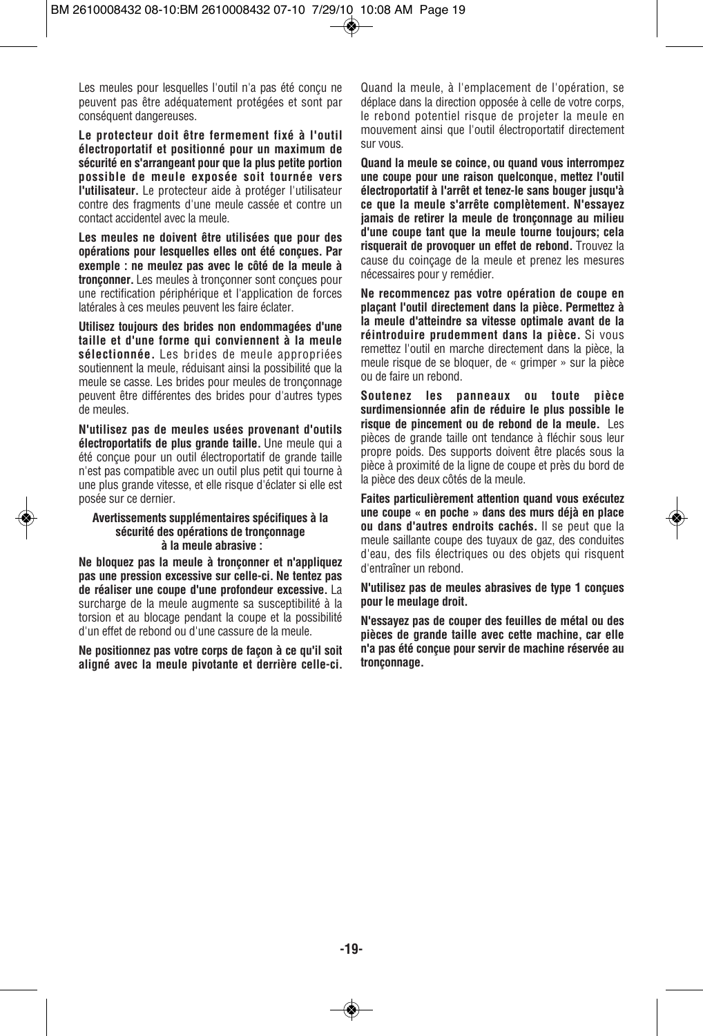Les meules pour lesquelles l'outil n'a pas été conçu ne peuvent pas être adéquatement protégées et sont par conséquent dangereuses.

**Le protecteur doit être fermement fixé à l'outil électroportatif et positionné pour un maximum de sécurité en s'arrangeant pour que la plus petite portion possible de meule exposée soit tournée vers l'utilisateur.** Le protecteur aide à protéger l'utilisateur contre des fragments d'une meule cassée et contre un contact accidentel avec la meule.

**Les meules ne doivent être utilisées que pour des opérations pour lesquelles elles ont été conçues. Par exemple : ne meulez pas avec le côté de la meule à tronçonner.** Les meules à tronçonner sont conçues pour une rectification périphérique et l'application de forces latérales à ces meules peuvent les faire éclater.

**Utilisez toujours des brides non endommagées d'une taille et d'une forme qui conviennent à la meule sélectionnée.** Les brides de meule appropriées soutiennent la meule, réduisant ainsi la possibilité que la meule se casse. Les brides pour meules de tronçonnage peuvent être différentes des brides pour d'autres types de meules.

**N'utilisez pas de meules usées provenant d'outils électroportatifs de plus grande taille.** Une meule qui a été conçue pour un outil électroportatif de grande taille n'est pas compatible avec un outil plus petit qui tourne à une plus grande vitesse, et elle risque d'éclater si elle est posée sur ce dernier.

### Avertissements supplémentaires spécifiques à la sécurité des opérations de tronçonnage à la meule abrasive :

**Ne bloquez pas la meule à tronçonner et n'appliquez pas une pression excessive sur celle-ci. Ne tentez pas de réaliser une coupe d'une profondeur excessive.** La surcharge de la meule augmente sa susceptibilité à la torsion et au blocage pendant la coupe et la possibilité d'un effet de rebond ou d'une cassure de la meule.

**Ne positionnez pas votre corps de façon à ce qu'il soit aligné avec la meule pivotante et derrière celle-ci.** Quand la meule, à l'emplacement de l'opération, se déplace dans la direction opposée à celle de votre corps, le rebond potentiel risque de projeter la meule en mouvement ainsi que l'outil électroportatif directement sur vous.

**Quand la meule se coince, ou quand vous interrompez une coupe pour une raison quelconque, mettez l'outil électroportatif à l'arrêt et tenez-le sans bouger jusqu'à ce que la meule s'arrête complètement. N'essayez jamais de retirer la meule de tronçonnage au milieu d'une coupe tant que la meule tourne toujours; cela risquerait de provoquer un effet de rebond.** Trouvez la cause du coinçage de la meule et prenez les mesures nécessaires pour y remédier.

**Ne recommencez pas votre opération de coupe en plaçant l'outil directement dans la pièce. Permettez à la meule d'atteindre sa vitesse optimale avant de la réintroduire prudemment dans la pièce.** Si vous remettez l'outil en marche directement dans la pièce, la meule risque de se bloquer, de « grimper » sur la pièce ou de faire un rebond.

**Soutenez les panneaux ou toute pièce surdimensionnée afin de réduire le plus possible le risque de pincement ou de rebond de la meule.** Les pièces de grande taille ont tendance à fléchir sous leur propre poids. Des supports doivent être placés sous la pièce à proximité de la ligne de coupe et près du bord de la pièce des deux côtés de la meule.

**Faites particulièrement attention quand vous exécutez une coupe « en poche » dans des murs déjà en place ou dans d'autres endroits cachés.** Il se peut que la meule saillante coupe des tuyaux de gaz, des conduites d'eau, des fils électriques ou des objets qui risquent d'entraîner un rebond.

**N'utilisez pas de meules abrasives de type 1 conçues pour le meulage droit.**

**N'essayez pas de couper des feuilles de métal ou des pièces de grande taille avec cette machine, car elle n'a pas été conçue pour servir de machine réservée au tronçonnage.**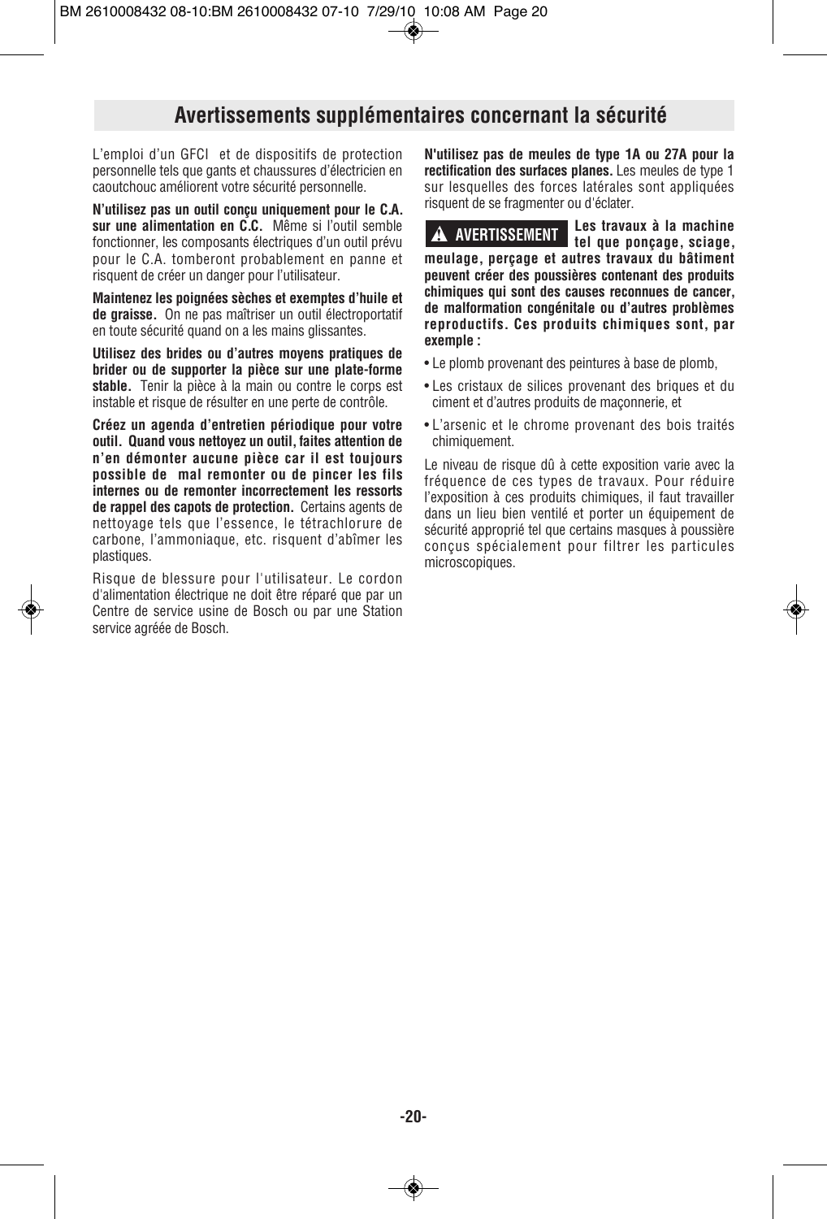## Avertissements supplémentaires concernant la sécurité

L'emploi d'un GFCI et de dispositifs de protection personnelle tels que gants et chaussures d'électricien en caoutchouc améliorent votre sécurité personnelle.

**N'utilisez pas un outil conçu uniquement pour le C.A. sur une alimentation en C.C.** Même si l'outil semble fonctionner, les composants électriques d'un outil prévu pour le C.A. tomberont probablement en panne et risquent de créer un danger pour l'utilisateur.

**Maintenez les poignées sèches et exemptes d'huile et de graisse.** On ne pas maîtriser un outil électroportatif en toute sécurité quand on a les mains glissantes.

**Utilisez des brides ou d'autres moyens pratiques de brider ou de supporter la pièce sur une plate-forme stable.** Tenir la pièce à la main ou contre le corps est instable et risque de résulter en une perte de contrôle.

**Créez un agenda d'entretien périodique pour votre outil. Quand vous nettoyez un outil, faites attention de n'en démonter aucune pièce car il est toujours possible de mal remonter ou de pincer les fils internes ou de remonter incorrectement les ressorts de rappel des capots de protection.** Certains agents de nettoyage tels que l'essence, le tétrachlorure de carbone, l'ammoniaque, etc. risquent d'abîmer les plastiques.

Risque de blessure pour l'utilisateur. Le cordon d'alimentation électrique ne doit être réparé que par un Centre de service usine de Bosch ou par une Station service agréée de Bosch.

**N'utilisez pas de meules de type 1A ou 27A pour la rectification des surfaces planes.** Les meules de type 1 sur lesquelles des forces latérales sont appliquées risquent de se fragmenter ou d'éclater.

**⚠ AVERTISSEMENT** **Les travaux à la machine tel que ponçage, sciage, meulage, perçage et autres travaux du bâtiment peuvent créer des poussières contenant des produits chimiques qui sont des causes reconnues de cancer, de malformation congénitale ou d'autres problèmes reproductifs. Ces produits chimiques sont, par exemple :**

- Le plomb provenant des peintures à base de plomb,
- Les cristaux de silices provenant des briques et du ciment et d'autres produits de maçonnerie, et
- L'arsenic et le chrome provenant des bois traités chimiquement.

Le niveau de risque dû à cette exposition varie avec la fréquence de ces types de travaux. Pour réduire l'exposition à ces produits chimiques, il faut travailler dans un lieu bien ventilé et porter un équipement de sécurité approprié tel que certains masques à poussière conçus spécialement pour filtrer les particules microscopiques.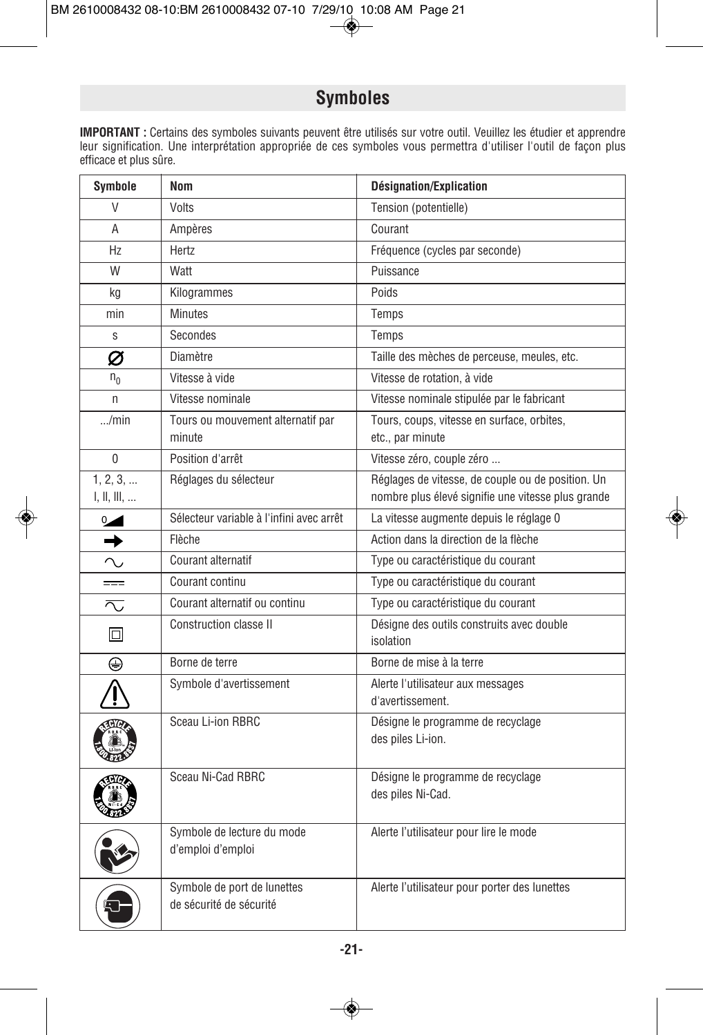## Symboles

**IMPORTANT :** Certains des symboles suivants peuvent être utilisés sur votre outil. Veuillez les étudier et apprendre leur signification. Une interprétation appropriée de ces symboles vous permettra d'utiliser l'outil de façon plus efficace et plus sûre.

| Symbole | Nom | Désignation/Explication |
|---|---|---|
| V | Volts | Tension (potentielle) |
| A | Ampères | Courant |
| Hz | Hertz | Fréquence (cycles par seconde) |
| W | Watt | Puissance |
| kg | Kilogrammes | Poids |
| min | Minutes | Temps |
| s | Secondes | Temps |
| Ø | Diamètre | Taille des mèches de perceuse, meules, etc. |
| $n_0$ | Vitesse à vide | Vitesse de rotation, à vide |
| n | Vitesse nominale | Vitesse nominale stipulée par le fabricant |
| .../min | Tours ou mouvement alternatif par minute | Tours, coups, vitesse en surface, orbites, etc., par minute |
| 0 | Position d'arrêt | Vitesse zéro, couple zéro ... |
| 1, 2, 3, ... I, II, III, ... | Réglages du sélecteur | Réglages de vitesse, de couple ou de position. Un nombre plus élevé signifie une vitesse plus grande |
| 0◢ | Sélecteur variable à l'infini avec arrêt | La vitesse augmente depuis le réglage 0 |
| ➡ | Flèche | Action dans la direction de la flèche |
| ∼ | Courant alternatif | Type ou caractéristique du courant |
| ⎓ | Courant continu | Type ou caractéristique du courant |
| ∼⎓ | Courant alternatif ou continu | Type ou caractéristique du courant |
| ⧈ | Construction classe II | Désigne des outils construits avec double isolation |
| ⏚ | Borne de terre | Borne de mise à la terre |
| ⚠ | Symbole d'avertissement | Alerte l'utilisateur aux messages d'avertissement. |
| RECYCLE RBRC Li-ion 1.800.822.8837 | Sceau Li-ion RBRC | Désigne le programme de recyclage des piles Li-ion. |
| RECYCLE RBRC Ni-Cd 1.800.822.8837 | Sceau Ni-Cad RBRC | Désigne le programme de recyclage des piles Ni-Cad. |
| | Symbole de lecture du mode d'emploi d'emploi | Alerte l'utilisateur pour lire le mode |
| | Symbole de port de lunettes de sécurité de sécurité | Alerte l'utilisateur pour porter des lunettes |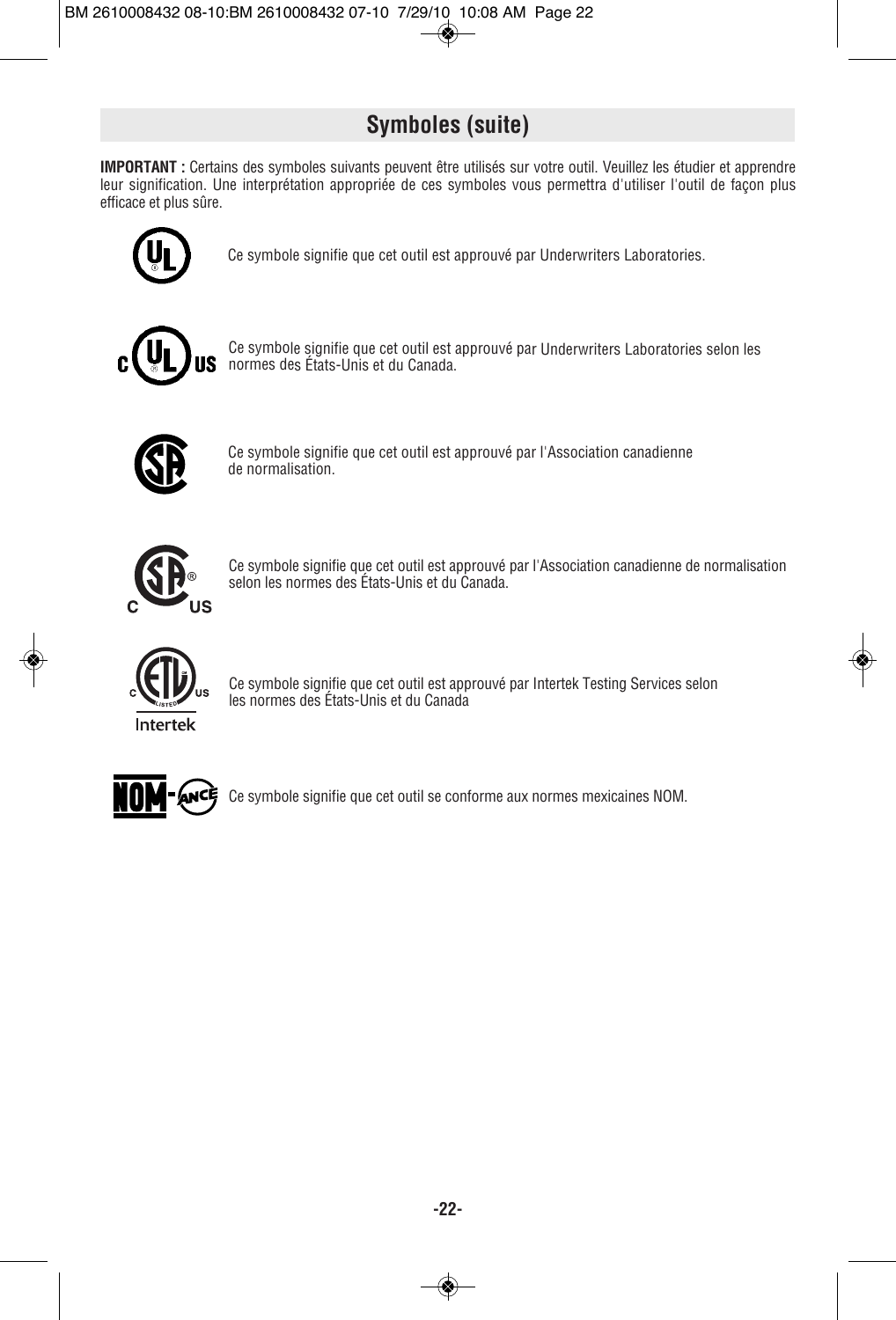## Symboles (suite)

**IMPORTANT :** Certains des symboles suivants peuvent être utilisés sur votre outil. Veuillez les étudier et apprendre leur signification. Une interprétation appropriée de ces symboles vous permettra d'utiliser l'outil de façon plus efficace et plus sûre.

Ce symbole signifie que cet outil est approuvé par Underwriters Laboratories.

Ce symbole signifie que cet outil est approuvé par Underwriters Laboratories selon les normes des États-Unis et du Canada.

Ce symbole signifie que cet outil est approuvé par l'Association canadienne de normalisation.

Ce symbole signifie que cet outil est approuvé par l'Association canadienne de normalisation selon les normes des États-Unis et du Canada.

Ce symbole signifie que cet outil est approuvé par Intertek Testing Services selon les normes des États-Unis et du Canada

Ce symbole signifie que cet outil se conforme aux normes mexicaines NOM.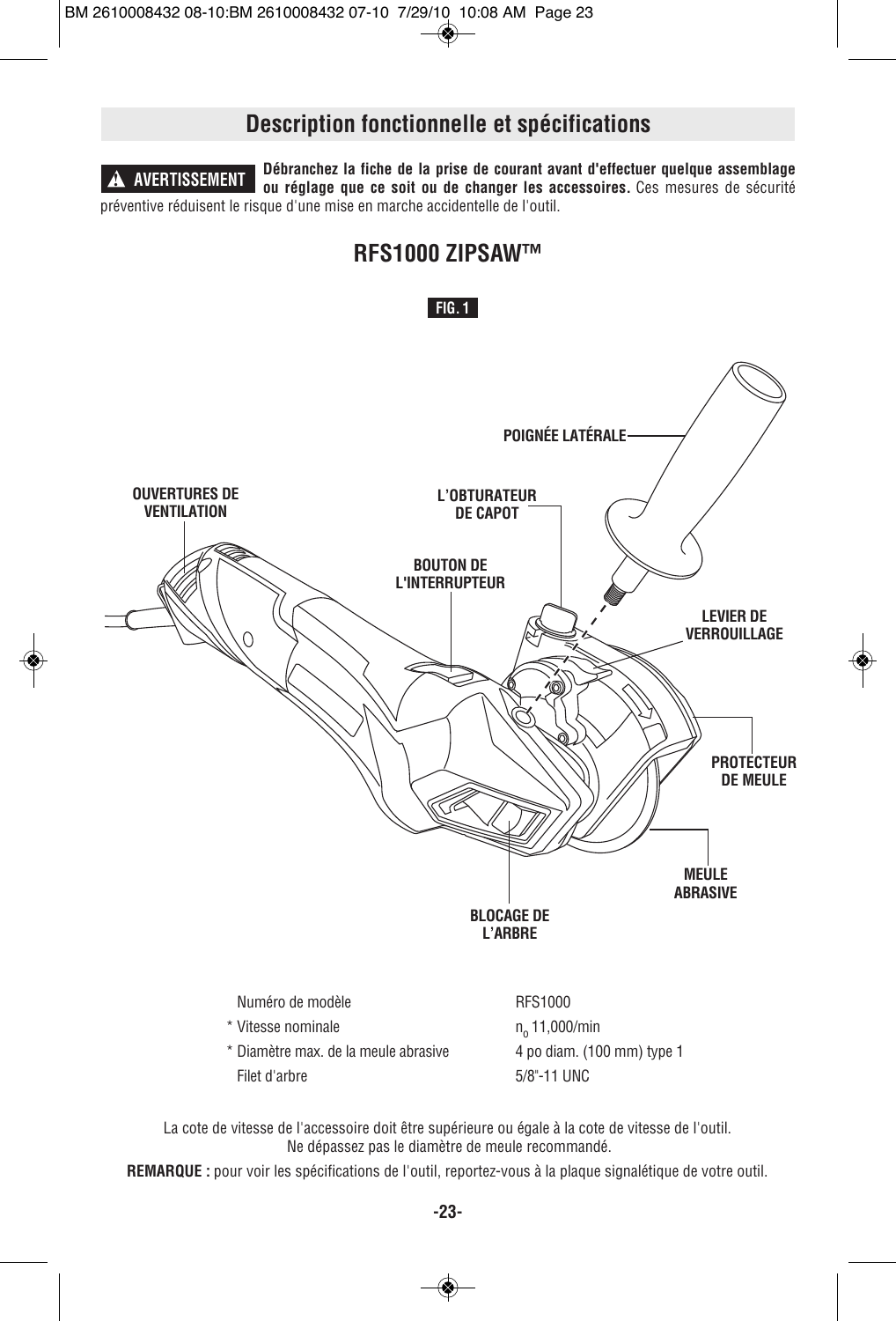## Description fonctionnelle et spécifications

**⚠ AVERTISSEMENT** **Débranchez la fiche de la prise de courant avant d'effectuer quelque assemblage ou réglage que ce soit ou de changer les accessoires.** Ces mesures de sécurité préventive réduisent le risque d'une mise en marche accidentelle de l'outil.

### RFS1000 ZIPSAW™

**FIG. 1**

POIGNÉE LATÉRALE

OUVERTURES DE VENTILATION

L'OBTURATEUR DE CAPOT

BOUTON DE L'INTERRUPTEUR

LEVIER DE VERROUILLAGE

PROTECTEUR DE MEULE

MEULE ABRASIVE

BLOCAGE DE L'ARBRE

| | |
|---|---|
| Numéro de modèle | RFS1000 |
| * Vitesse nominale | $n_o$ 11,000/min |
| * Diamètre max. de la meule abrasive | 4 po diam. (100 mm) type 1 |
| Filet d'arbre | 5/8"-11 UNC |

La cote de vitesse de l'accessoire doit être supérieure ou égale à la cote de vitesse de l'outil.
Ne dépassez pas le diamètre de meule recommandé.

**REMARQUE :** pour voir les spécifications de l'outil, reportez-vous à la plaque signalétique de votre outil.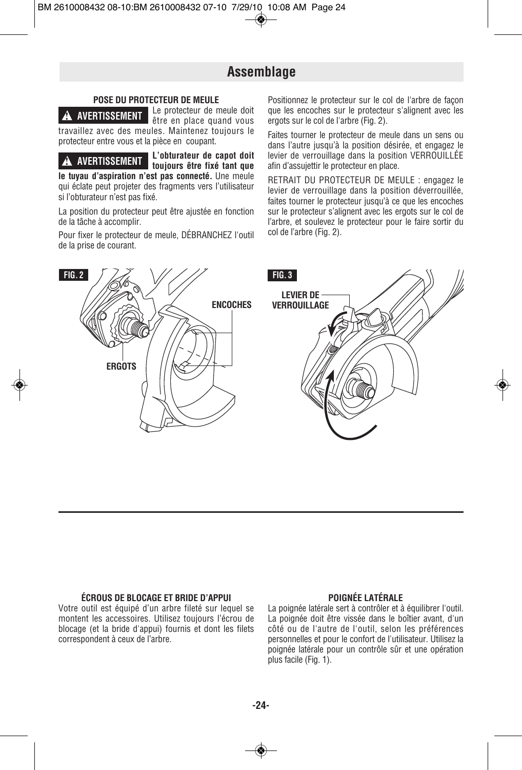# Assemblage

**POSE DU PROTECTEUR DE MEULE**

**▲ AVERTISSEMENT** Le protecteur de meule doit être en place quand vous travaillez avec des meules. Maintenez toujours le protecteur entre vous et la pièce en coupant.

**▲ AVERTISSEMENT** **L'obturateur de capot doit toujours être fixé tant que le tuyau d'aspiration n'est pas connecté.** Une meule qui éclate peut projeter des fragments vers l'utilisateur si l'obturateur n'est pas fixé.

La position du protecteur peut être ajustée en fonction de la tâche à accomplir.

Pour fixer le protecteur de meule, DÉBRANCHEZ l'outil de la prise de courant.

Positionnez le protecteur sur le col de l'arbre de façon que les encoches sur le protecteur s'alignent avec les ergots sur le col de l'arbre (Fig. 2).

Faites tourner le protecteur de meule dans un sens ou dans l'autre jusqu'à la position désirée, et engagez le levier de verrouillage dans la position VERROUILLÉE afin d'assujettir le protecteur en place.

RETRAIT DU PROTECTEUR DE MEULE : engagez le levier de verrouillage dans la position déverrouillée, faites tourner le protecteur jusqu'à ce que les encoches sur le protecteur s'alignent avec les ergots sur le col de l'arbre, et soulevez le protecteur pour le faire sortir du col de l'arbre (Fig. 2).

**FIG. 2** — ENCOCHES, ERGOTS

**FIG. 3** — LEVIER DE VERROUILLAGE

---

**ÉCROUS DE BLOCAGE ET BRIDE D'APPUI**

Votre outil est équipé d'un arbre fileté sur lequel se montent les accessoires. Utilisez toujours l'écrou de blocage (et la bride d'appui) fournis et dont les filets correspondent à ceux de l'arbre.

**POIGNÉE LATÉRALE**

La poignée latérale sert à contrôler et à équilibrer l'outil. La poignée doit être vissée dans le boîtier avant, d'un côté ou de l'autre de l'outil, selon les préférences personnelles et pour le confort de l'utilisateur. Utilisez la poignée latérale pour un contrôle sûr et une opération plus facile (Fig. 1).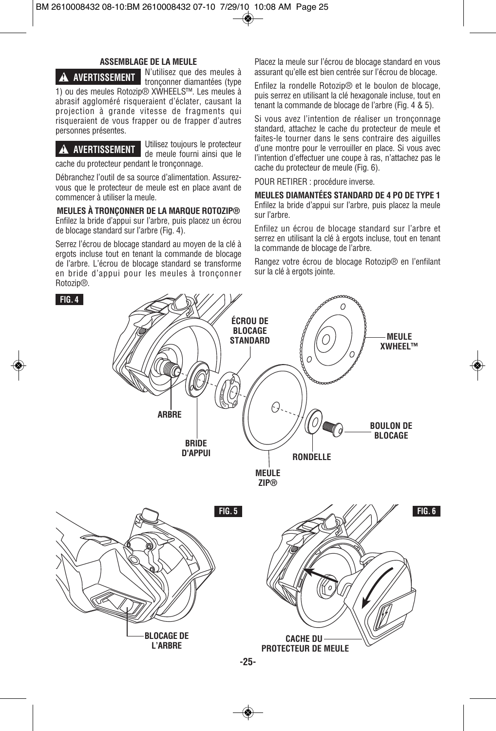### ASSEMBLAGE DE LA MEULE

**⚠ AVERTISSEMENT** N'utilisez que des meules à tronçonner diamantées (type 1) ou des meules Rotozip® XWHEELS™. Les meules à abrasif aggloméré risqueraient d'éclater, causant la projection à grande vitesse de fragments qui risqueraient de vous frapper ou de frapper d'autres personnes présentes.

**⚠ AVERTISSEMENT** Utilisez toujours le protecteur de meule fourni ainsi que le cache du protecteur pendant le tronçonnage.

Débranchez l'outil de sa source d'alimentation. Assurez-vous que le protecteur de meule est en place avant de commencer à utiliser la meule.

**MEULES À TRONÇONNER DE LA MARQUE ROTOZIP®**
Enfilez la bride d'appui sur l'arbre, puis placez un écrou de blocage standard sur l'arbre (Fig. 4).

Serrez l'écrou de blocage standard au moyen de la clé à ergots incluse tout en tenant la commande de blocage de l'arbre. L'écrou de blocage standard se transforme en bride d'appui pour les meules à tronçonner Rotozip®.

Placez la meule sur l'écrou de blocage standard en vous assurant qu'elle est bien centrée sur l'écrou de blocage.

Enfilez la rondelle Rotozip® et le boulon de blocage, puis serrez en utilisant la clé hexagonale incluse, tout en tenant la commande de blocage de l'arbre (Fig. 4 & 5).

Si vous avez l'intention de réaliser un tronçonnage standard, attachez le cache du protecteur de meule et faites-le tourner dans le sens contraire des aiguilles d'une montre pour le verrouiller en place. Si vous avec l'intention d'effectuer une coupe à ras, n'attachez pas le cache du protecteur de meule (Fig. 6).

POUR RETIRER : procédure inverse.

**MEULES DIAMANTÉES STANDARD DE 4 PO DE TYPE 1**
Enfilez la bride d'appui sur l'arbre, puis placez la meule sur l'arbre.

Enfilez un écrou de blocage standard sur l'arbre et serrez en utilisant la clé à ergots incluse, tout en tenant la commande de blocage de l'arbre.

Rangez votre écrou de blocage Rotozip® en l'enfilant sur la clé à ergots jointe.

**FIG. 4**

ÉCROU DE BLOCAGE STANDARD
MEULE XWHEEL™
ARBRE
BOULON DE BLOCAGE
BRIDE D'APPUI
RONDELLE
MEULE ZIP®

**FIG. 5**

BLOCAGE DE L'ARBRE

**FIG. 6**

CACHE DU PROTECTEUR DE MEULE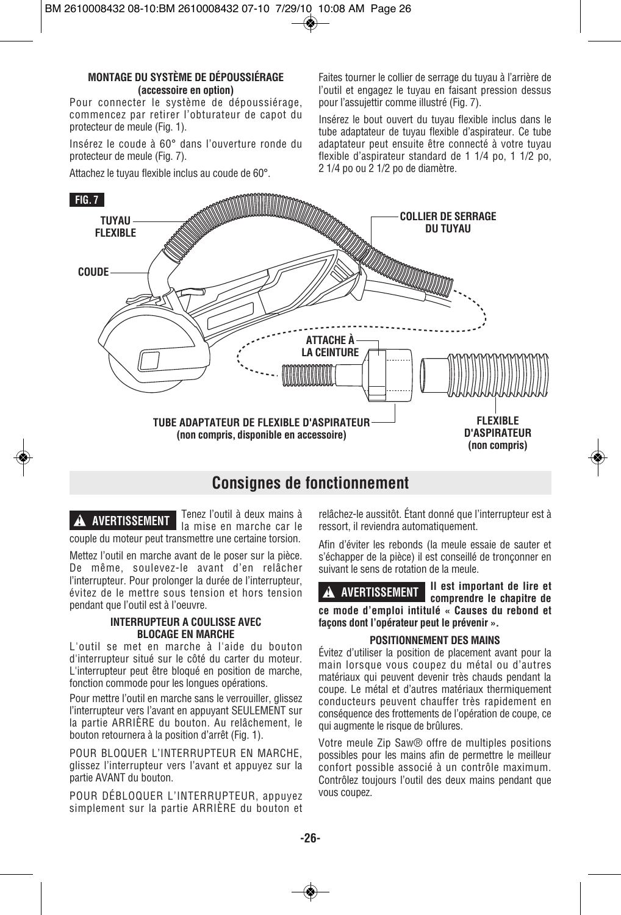#### MONTAGE DU SYSTÈME DE DÉPOUSSIÉRAGE (accessoire en option)

Pour connecter le système de dépoussiérage, commencez par retirer l'obturateur de capot du protecteur de meule (Fig. 1).

Insérez le coude à 60° dans l'ouverture ronde du protecteur de meule (Fig. 7).

Attachez le tuyau flexible inclus au coude de 60°.

Faites tourner le collier de serrage du tuyau à l'arrière de l'outil et engagez le tuyau en faisant pression dessus pour l'assujettir comme illustré (Fig. 7).

Insérez le bout ouvert du tuyau flexible inclus dans le tube adaptateur de tuyau flexible d'aspirateur. Ce tube adaptateur peut ensuite être connecté à votre tuyau flexible d'aspirateur standard de 1 1/4 po, 1 1/2 po, 2 1/4 po ou 2 1/2 po de diamètre.

**FIG. 7**

TUYAU FLEXIBLE

COUDE

COLLIER DE SERRAGE DU TUYAU

ATTACHE À LA CEINTURE

TUBE ADAPTATEUR DE FLEXIBLE D'ASPIRATEUR (non compris, disponible en accessoire)

FLEXIBLE D'ASPIRATEUR (non compris)

## Consignes de fonctionnement

**⚠ AVERTISSEMENT** Tenez l'outil à deux mains à la mise en marche car le couple du moteur peut transmettre une certaine torsion.

Mettez l'outil en marche avant de le poser sur la pièce. De même, soulevez-le avant d'en relâcher l'interrupteur. Pour prolonger la durée de l'interrupteur, évitez de le mettre sous tension et hors tension pendant que l'outil est à l'oeuvre.

#### INTERRUPTEUR A COULISSE AVEC BLOCAGE EN MARCHE

L'outil se met en marche à l'aide du bouton d'interrupteur situé sur le côté du carter du moteur. L'interrupteur peut être bloqué en position de marche, fonction commode pour les longues opérations.

Pour mettre l'outil en marche sans le verrouiller, glissez l'interrupteur vers l'avant en appuyant SEULEMENT sur la partie ARRIÈRE du bouton. Au relâchement, le bouton retournera à la position d'arrêt (Fig. 1).

POUR BLOQUER L'INTERRUPTEUR EN MARCHE, glissez l'interrupteur vers l'avant et appuyez sur la partie AVANT du bouton.

POUR DÉBLOQUER L'INTERRUPTEUR, appuyez simplement sur la partie ARRIÈRE du bouton et relâchez-le aussitôt. Étant donné que l'interrupteur est à ressort, il reviendra automatiquement.

Afin d'éviter les rebonds (la meule essaie de sauter et s'échapper de la pièce) il est conseillé de tronçonner en suivant le sens de rotation de la meule.

**⚠ AVERTISSEMENT Il est important de lire et comprendre le chapitre de ce mode d'emploi intitulé « Causes du rebond et façons dont l'opérateur peut le prévenir ».**

#### POSITIONNEMENT DES MAINS

Évitez d'utiliser la position de placement avant pour la main lorsque vous coupez du métal ou d'autres matériaux qui peuvent devenir très chauds pendant la coupe. Le métal et d'autres matériaux thermiquement conducteurs peuvent chauffer très rapidement en conséquence des frottements de l'opération de coupe, ce qui augmente le risque de brûlures.

Votre meule Zip Saw® offre de multiples positions possibles pour les mains afin de permettre le meilleur confort possible associé à un contrôle maximum. Contrôlez toujours l'outil des deux mains pendant que vous coupez.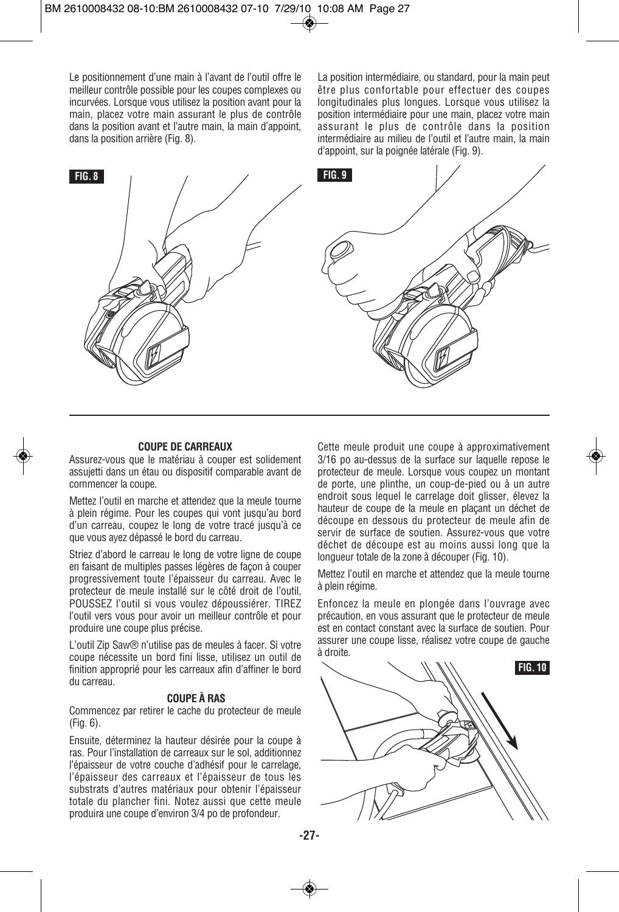Le positionnement d'une main à l'avant de l'outil offre le meilleur contrôle possible pour les coupes complexes ou incurvées. Lorsque vous utilisez la position avant pour la main, placez votre main assurant le plus de contrôle dans la position avant et l'autre main, la main d'appoint, dans la position arrière (Fig. 8).

La position intermédiaire, ou standard, pour la main peut être plus confortable pour effectuer des coupes longitudinales plus longues. Lorsque vous utilisez la position intermédiaire pour une main, placez votre main assurant le plus de contrôle dans la position intermédiaire au milieu de l'outil et l'autre main, la main d'appoint, sur la poignée latérale (Fig. 9).

**FIG. 8**

**FIG. 9**

### COUPE DE CARREAUX

Assurez-vous que le matériau à couper est solidement assujetti dans un étau ou dispositif comparable avant de commencer la coupe.

Mettez l'outil en marche et attendez que la meule tourne à plein régime. Pour les coupes qui vont jusqu'au bord d'un carreau, coupez le long de votre tracé jusqu'à ce que vous ayez dépassé le bord du carreau.

Striez d'abord le carreau le long de votre ligne de coupe en faisant de multiples passes légères de façon à couper progressivement toute l'épaisseur du carreau. Avec le protecteur de meule installé sur le côté droit de l'outil, POUSSEZ l'outil si vous voulez dépoussiérer. TIREZ l'outil vers vous pour avoir un meilleur contrôle et pour produire une coupe plus précise.

L'outil Zip Saw® n'utilise pas de meules à facer. Si votre coupe nécessite un bord fini lisse, utilisez un outil de finition approprié pour les carreaux afin d'affiner le bord du carreau.

### COUPE À RAS

Commencez par retirer le cache du protecteur de meule (Fig. 6).

Ensuite, déterminez la hauteur désirée pour la coupe à ras. Pour l'installation de carreaux sur le sol, additionnez l'épaisseur de votre couche d'adhésif pour le carrelage, l'épaisseur des carreaux et l'épaisseur de tous les substrats d'autres matériaux pour obtenir l'épaisseur totale du plancher fini. Notez aussi que cette meule produira une coupe d'environ 3/4 po de profondeur.

Cette meule produit une coupe à approximativement 3/16 po au-dessus de la surface sur laquelle repose le protecteur de meule. Lorsque vous coupez un montant de porte, une plinthe, un coup-de-pied ou à un autre endroit sous lequel le carrelage doit glisser, élevez la hauteur de coupe de la meule en plaçant un déchet de découpe en dessous du protecteur de meule afin de servir de surface de soutien. Assurez-vous que votre déchet de découpe est au moins aussi long que la longueur totale de la zone à découper (Fig. 10).

Mettez l'outil en marche et attendez que la meule tourne à plein régime.

Enfoncez la meule en plongée dans l'ouvrage avec précaution, en vous assurant que le protecteur de meule est en contact constant avec la surface de soutien. Pour assurer une coupe lisse, réalisez votre coupe de gauche à droite.

**FIG. 10**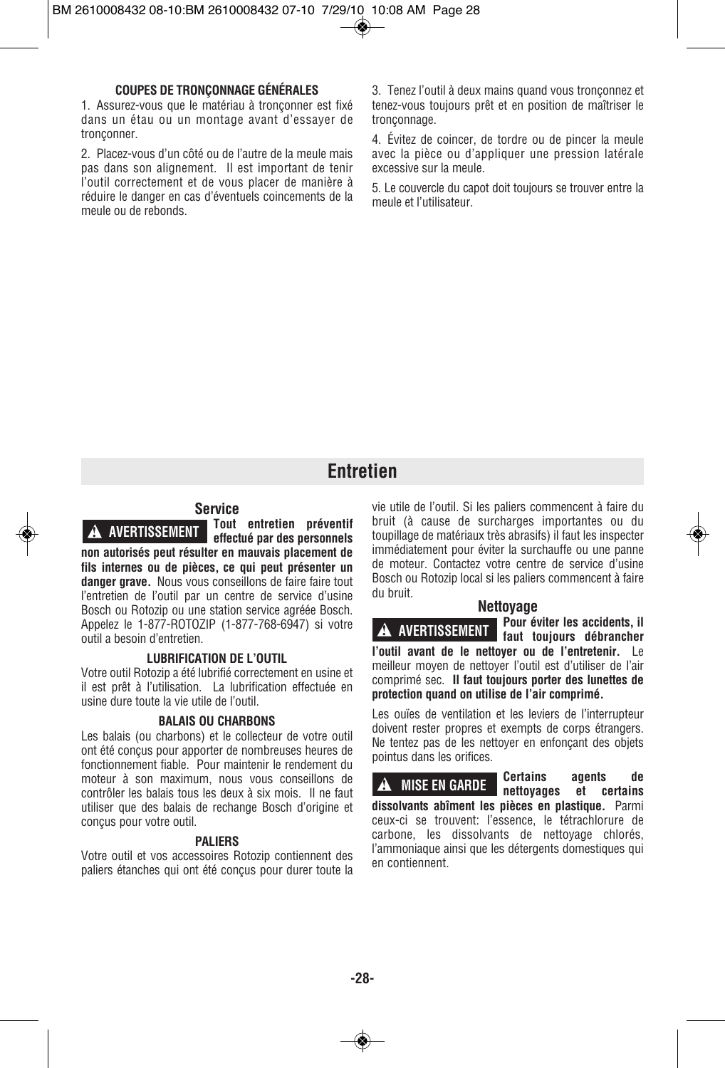#### COUPES DE TRONÇONNAGE GÉNÉRALES

1. Assurez-vous que le matériau à tronçonner est fixé dans un étau ou un montage avant d'essayer de tronçonner.

2. Placez-vous d'un côté ou de l'autre de la meule mais pas dans son alignement. Il est important de tenir l'outil correctement et de vous placer de manière à réduire le danger en cas d'éventuels coincements de la meule ou de rebonds.

3. Tenez l'outil à deux mains quand vous tronçonnez et tenez-vous toujours prêt et en position de maîtriser le tronçonnage.

4. Évitez de coincer, de tordre ou de pincer la meule avec la pièce ou d'appliquer une pression latérale excessive sur la meule.

5. Le couvercle du capot doit toujours se trouver entre la meule et l'utilisateur.

## Entretien

### Service

**⚠ AVERTISSEMENT Tout entretien préventif effectué par des personnels non autorisés peut résulter en mauvais placement de fils internes ou de pièces, ce qui peut présenter un danger grave.** Nous vous conseillons de faire faire tout l'entretien de l'outil par un centre de service d'usine Bosch ou Rotozip ou une station service agréée Bosch. Appelez le 1-877-ROTOZIP (1-877-768-6947) si votre outil a besoin d'entretien.

#### LUBRIFICATION DE L'OUTIL

Votre outil Rotozip a été lubrifié correctement en usine et il est prêt à l'utilisation. La lubrification effectuée en usine dure toute la vie utile de l'outil.

#### BALAIS OU CHARBONS

Les balais (ou charbons) et le collecteur de votre outil ont été conçus pour apporter de nombreuses heures de fonctionnement fiable. Pour maintenir le rendement du moteur à son maximum, nous vous conseillons de contrôler les balais tous les deux à six mois. Il ne faut utiliser que des balais de rechange Bosch d'origine et conçus pour votre outil.

#### PALIERS

Votre outil et vos accessoires Rotozip contiennent des paliers étanches qui ont été conçus pour durer toute la vie utile de l'outil. Si les paliers commencent à faire du bruit (à cause de surcharges importantes ou du toupillage de matériaux très abrasifs) il faut les inspecter immédiatement pour éviter la surchauffe ou une panne de moteur. Contactez votre centre de service d'usine Bosch ou Rotozip local si les paliers commencent à faire du bruit.

### Nettoyage

**⚠ AVERTISSEMENT Pour éviter les accidents, il faut toujours débrancher l'outil avant de le nettoyer ou de l'entretenir.** Le meilleur moyen de nettoyer l'outil est d'utiliser de l'air comprimé sec. **Il faut toujours porter des lunettes de protection quand on utilise de l'air comprimé.**

Les ouïes de ventilation et les leviers de l'interrupteur doivent rester propres et exempts de corps étrangers. Ne tentez pas de les nettoyer en enfonçant des objets pointus dans les orifices.

**⚠ MISE EN GARDE Certains agents de nettoyages et certains dissolvants abîment les pièces en plastique.** Parmi ceux-ci se trouvent: l'essence, le tétrachlorure de carbone, les dissolvants de nettoyage chlorés, l'ammoniaque ainsi que les détergents domestiques qui en contiennent.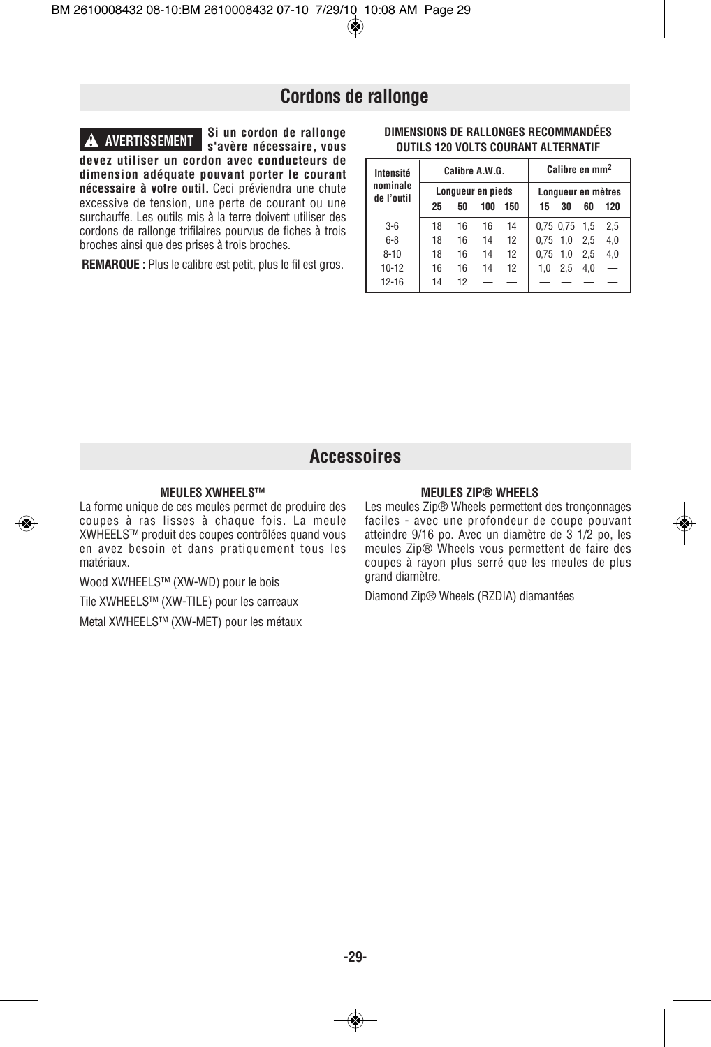## Cordons de rallonge

**⚠ AVERTISSEMENT** **Si un cordon de rallonge s'avère nécessaire, vous devez utiliser un cordon avec conducteurs de dimension adéquate pouvant porter le courant nécessaire à votre outil.** Ceci préviendra une chute excessive de tension, une perte de courant ou une surchauffe. Les outils mis à la terre doivent utiliser des cordons de rallonge trifilaires pourvus de fiches à trois broches ainsi que des prises à trois broches.

**REMARQUE :** Plus le calibre est petit, plus le fil est gros.

**DIMENSIONS DE RALLONGES RECOMMANDÉES OUTILS 120 VOLTS COURANT ALTERNATIF**

| Intensité nominale de l'outil | Calibre A.W.G. | | | | Calibre en mm$^2$ | | | |
|---|---|---|---|---|---|---|---|---|
| | Longueur en pieds | | | | Longueur en mètres | | | |
| | 25 | 50 | 100 | 150 | 15 | 30 | 60 | 120 |
| 3-6 | 18 | 16 | 16 | 14 | 0,75 | 0,75 | 1,5 | 2,5 |
| 6-8 | 18 | 16 | 14 | 12 | 0,75 | 1,0 | 2,5 | 4,0 |
| 8-10 | 18 | 16 | 14 | 12 | 0,75 | 1,0 | 2,5 | 4,0 |
| 10-12 | 16 | 16 | 14 | 12 | 1,0 | 2,5 | 4,0 | — |
| 12-16 | 14 | 12 | — | — | — | — | — | — |

## Accessoires

**MEULES XWHEELS™**

La forme unique de ces meules permet de produire des coupes à ras lisses à chaque fois. La meule XWHEELS™ produit des coupes contrôlées quand vous en avez besoin et dans pratiquement tous les matériaux.

Wood XWHEELS™ (XW-WD) pour le bois

Tile XWHEELS™ (XW-TILE) pour les carreaux

Metal XWHEELS™ (XW-MET) pour les métaux

**MEULES ZIP® WHEELS**

Les meules Zip® Wheels permettent des tronçonnages faciles - avec une profondeur de coupe pouvant atteindre 9/16 po. Avec un diamètre de 3 1/2 po, les meules Zip® Wheels vous permettent de faire des coupes à rayon plus serré que les meules de plus grand diamètre.

Diamond Zip® Wheels (RZDIA) diamantées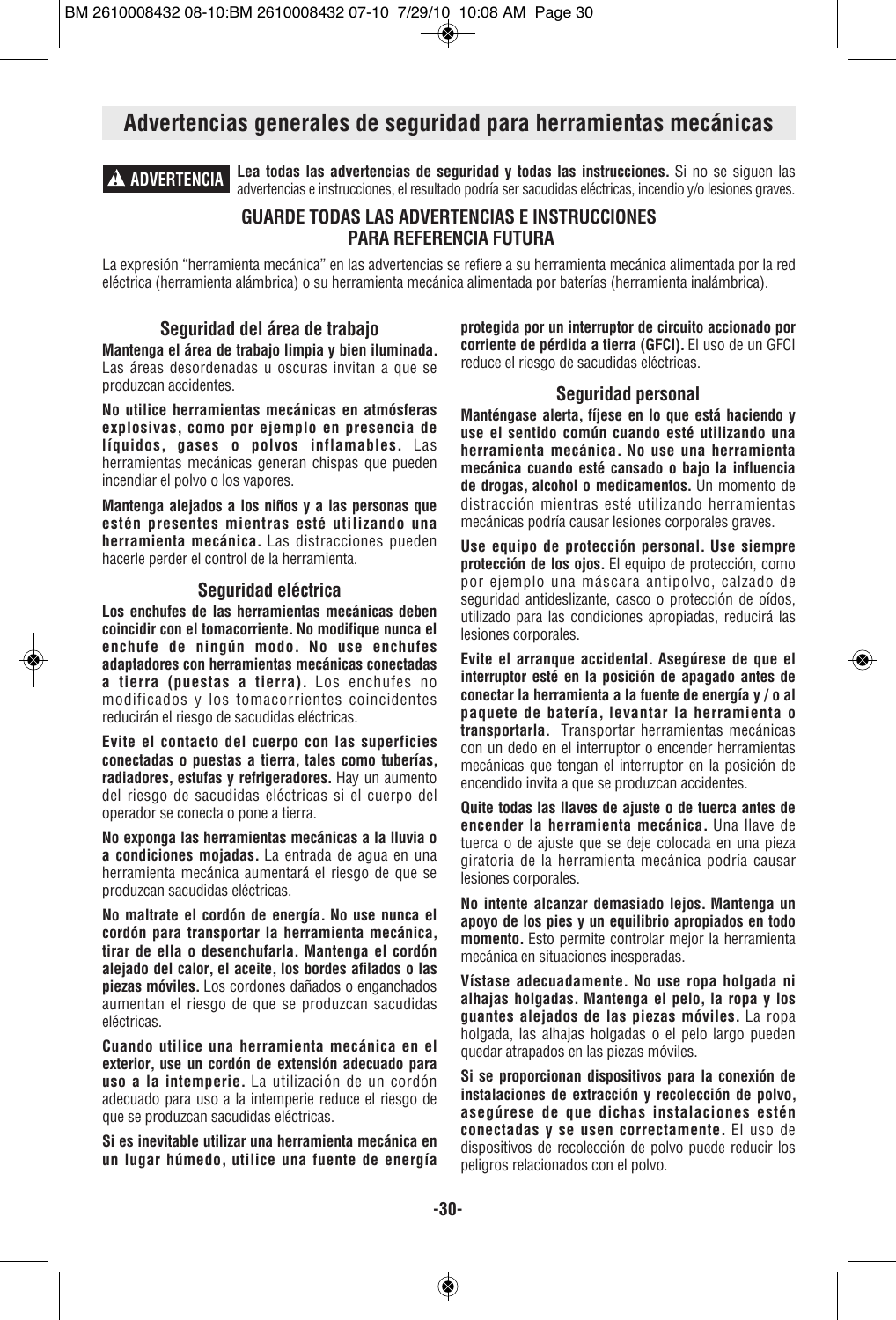# Advertencias generales de seguridad para herramientas mecánicas

**⚠ ADVERTENCIA** **Lea todas las advertencias de seguridad y todas las instrucciones.** Si no se siguen las advertencias e instrucciones, el resultado podría ser sacudidas eléctricas, incendio y/o lesiones graves.

**GUARDE TODAS LAS ADVERTENCIAS E INSTRUCCIONES PARA REFERENCIA FUTURA**

La expresión "herramienta mecánica" en las advertencias se refiere a su herramienta mecánica alimentada por la red eléctrica (herramienta alámbrica) o su herramienta mecánica alimentada por baterías (herramienta inalámbrica).

## Seguridad del área de trabajo

**Mantenga el área de trabajo limpia y bien iluminada.** Las áreas desordenadas u oscuras invitan a que se produzcan accidentes.

**No utilice herramientas mecánicas en atmósferas explosivas, como por ejemplo en presencia de líquidos, gases o polvos inflamables.** Las herramientas mecánicas generan chispas que pueden incendiar el polvo o los vapores.

**Mantenga alejados a los niños y a las personas que estén presentes mientras esté utilizando una herramienta mecánica.** Las distracciones pueden hacerle perder el control de la herramienta.

## Seguridad eléctrica

**Los enchufes de las herramientas mecánicas deben coincidir con el tomacorriente. No modifique nunca el enchufe de ningún modo. No use enchufes adaptadores con herramientas mecánicas conectadas a tierra (puestas a tierra).** Los enchufes no modificados y los tomacorrientes coincidentes reducirán el riesgo de sacudidas eléctricas.

**Evite el contacto del cuerpo con las superficies conectadas o puestas a tierra, tales como tuberías, radiadores, estufas y refrigeradores.** Hay un aumento del riesgo de sacudidas eléctricas si el cuerpo del operador se conecta o pone a tierra.

**No exponga las herramientas mecánicas a la lluvia o a condiciones mojadas.** La entrada de agua en una herramienta mecánica aumentará el riesgo de que se produzcan sacudidas eléctricas.

**No maltrate el cordón de energía. No use nunca el cordón para transportar la herramienta mecánica, tirar de ella o desenchufarla. Mantenga el cordón alejado del calor, el aceite, los bordes afilados o las piezas móviles.** Los cordones dañados o enganchados aumentan el riesgo de que se produzcan sacudidas eléctricas.

**Cuando utilice una herramienta mecánica en el exterior, use un cordón de extensión adecuado para uso a la intemperie.** La utilización de un cordón adecuado para uso a la intemperie reduce el riesgo de que se produzcan sacudidas eléctricas.

**Si es inevitable utilizar una herramienta mecánica en un lugar húmedo, utilice una fuente de energía protegida por un interruptor de circuito accionado por corriente de pérdida a tierra (GFCI).** El uso de un GFCI reduce el riesgo de sacudidas eléctricas.

## Seguridad personal

**Manténgase alerta, fíjese en lo que está haciendo y use el sentido común cuando esté utilizando una herramienta mecánica. No use una herramienta mecánica cuando esté cansado o bajo la influencia de drogas, alcohol o medicamentos.** Un momento de distracción mientras esté utilizando herramientas mecánicas podría causar lesiones corporales graves.

**Use equipo de protección personal. Use siempre protección de los ojos.** El equipo de protección, como por ejemplo una máscara antipolvo, calzado de seguridad antideslizante, casco o protección de oídos, utilizado para las condiciones apropiadas, reducirá las lesiones corporales.

**Evite el arranque accidental. Asegúrese de que el interruptor esté en la posición de apagado antes de conectar la herramienta a la fuente de energía y / o al paquete de batería, levantar la herramienta o transportarla.** Transportar herramientas mecánicas con un dedo en el interruptor o encender herramientas mecánicas que tengan el interruptor en la posición de encendido invita a que se produzcan accidentes.

**Quite todas las llaves de ajuste o de tuerca antes de encender la herramienta mecánica.** Una llave de tuerca o de ajuste que se deje colocada en una pieza giratoria de la herramienta mecánica podría causar lesiones corporales.

**No intente alcanzar demasiado lejos. Mantenga un apoyo de los pies y un equilibrio apropiados en todo momento.** Esto permite controlar mejor la herramienta mecánica en situaciones inesperadas.

**Vístase adecuadamente. No use ropa holgada ni alhajas holgadas. Mantenga el pelo, la ropa y los guantes alejados de las piezas móviles.** La ropa holgada, las alhajas holgadas o el pelo largo pueden quedar atrapados en las piezas móviles.

**Si se proporcionan dispositivos para la conexión de instalaciones de extracción y recolección de polvo, asegúrese de que dichas instalaciones estén conectadas y se usen correctamente.** El uso de dispositivos de recolección de polvo puede reducir los peligros relacionados con el polvo.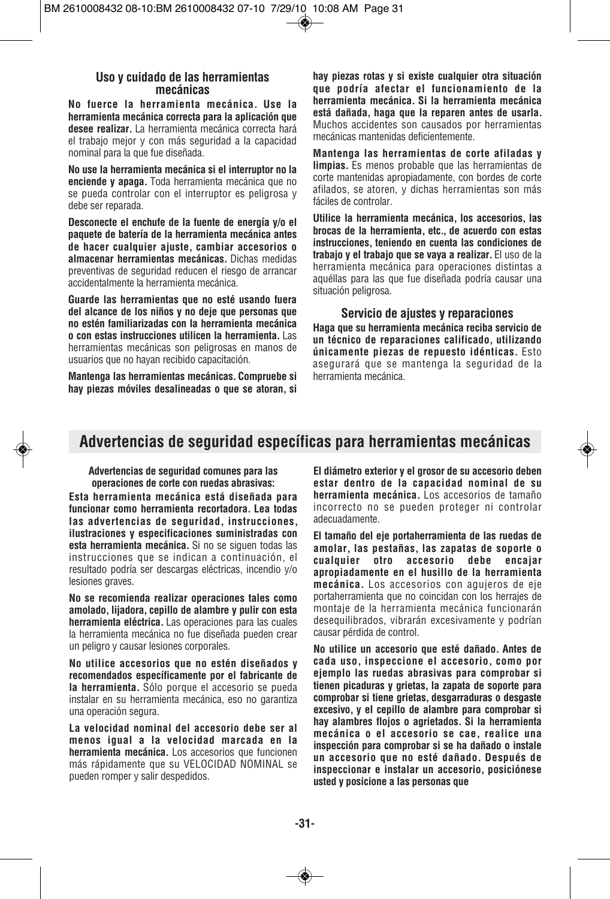### Uso y cuidado de las herramientas mecánicas

**No fuerce la herramienta mecánica. Use la herramienta mecánica correcta para la aplicación que desee realizar.** La herramienta mecánica correcta hará el trabajo mejor y con más seguridad a la capacidad nominal para la que fue diseñada.

**No use la herramienta mecánica si el interruptor no la enciende y apaga.** Toda herramienta mecánica que no se pueda controlar con el interruptor es peligrosa y debe ser reparada.

**Desconecte el enchufe de la fuente de energía y/o el paquete de batería de la herramienta mecánica antes de hacer cualquier ajuste, cambiar accesorios o almacenar herramientas mecánicas.** Dichas medidas preventivas de seguridad reducen el riesgo de arrancar accidentalmente la herramienta mecánica.

**Guarde las herramientas que no esté usando fuera del alcance de los niños y no deje que personas que no estén familiarizadas con la herramienta mecánica o con estas instrucciones utilicen la herramienta.** Las herramientas mecánicas son peligrosas en manos de usuarios que no hayan recibido capacitación.

**Mantenga las herramientas mecánicas. Compruebe si hay piezas móviles desalineadas o que se atoran, si hay piezas rotas y si existe cualquier otra situación que podría afectar el funcionamiento de la herramienta mecánica. Si la herramienta mecánica está dañada, haga que la reparen antes de usarla.** Muchos accidentes son causados por herramientas mecánicas mantenidas deficientemente.

**Mantenga las herramientas de corte afiladas y limpias.** Es menos probable que las herramientas de corte mantenidas apropiadamente, con bordes de corte afilados, se atoren, y dichas herramientas son más fáciles de controlar.

**Utilice la herramienta mecánica, los accesorios, las brocas de la herramienta, etc., de acuerdo con estas instrucciones, teniendo en cuenta las condiciones de trabajo y el trabajo que se vaya a realizar.** El uso de la herramienta mecánica para operaciones distintas a aquéllas para las que fue diseñada podría causar una situación peligrosa.

### Servicio de ajustes y reparaciones

**Haga que su herramienta mecánica reciba servicio de un técnico de reparaciones calificado, utilizando únicamente piezas de repuesto idénticas.** Esto asegurará que se mantenga la seguridad de la herramienta mecánica.

## Advertencias de seguridad específicas para herramientas mecánicas

**Advertencias de seguridad comunes para las operaciones de corte con ruedas abrasivas:**

**Esta herramienta mecánica está diseñada para funcionar como herramienta recortadora. Lea todas las advertencias de seguridad, instrucciones, ilustraciones y especificaciones suministradas con esta herramienta mecánica.** Si no se siguen todas las instrucciones que se indican a continuación, el resultado podría ser descargas eléctricas, incendio y/o lesiones graves.

**No se recomienda realizar operaciones tales como amolado, lijadora, cepillo de alambre y pulir con esta herramienta eléctrica.** Las operaciones para las cuales la herramienta mecánica no fue diseñada pueden crear un peligro y causar lesiones corporales.

**No utilice accesorios que no estén diseñados y recomendados específicamente por el fabricante de la herramienta.** Sólo porque el accesorio se pueda instalar en su herramienta mecánica, eso no garantiza una operación segura.

**La velocidad nominal del accesorio debe ser al menos igual a la velocidad marcada en la herramienta mecánica.** Los accesorios que funcionen más rápidamente que su VELOCIDAD NOMINAL se pueden romper y salir despedidos.

**El diámetro exterior y el grosor de su accesorio deben estar dentro de la capacidad nominal de su herramienta mecánica.** Los accesorios de tamaño incorrecto no se pueden proteger ni controlar adecuadamente.

**El tamaño del eje portaherramienta de las ruedas de amolar, las pestañas, las zapatas de soporte o cualquier otro accesorio debe encajar apropiadamente en el husillo de la herramienta mecánica.** Los accesorios con agujeros de eje portaherramienta que no coincidan con los herrajes de montaje de la herramienta mecánica funcionarán desequilibrados, vibrarán excesivamente y podrían causar pérdida de control.

**No utilice un accesorio que esté dañado. Antes de cada uso, inspeccione el accesorio, como por ejemplo las ruedas abrasivas para comprobar si tienen picaduras y grietas, la zapata de soporte para comprobar si tiene grietas, desgarraduras o desgaste excesivo, y el cepillo de alambre para comprobar si hay alambres flojos o agrietados. Si la herramienta mecánica o el accesorio se cae, realice una inspección para comprobar si se ha dañado o instale un accesorio que no esté dañado. Después de inspeccionar e instalar un accesorio, posiciónese usted y posicione a las personas que**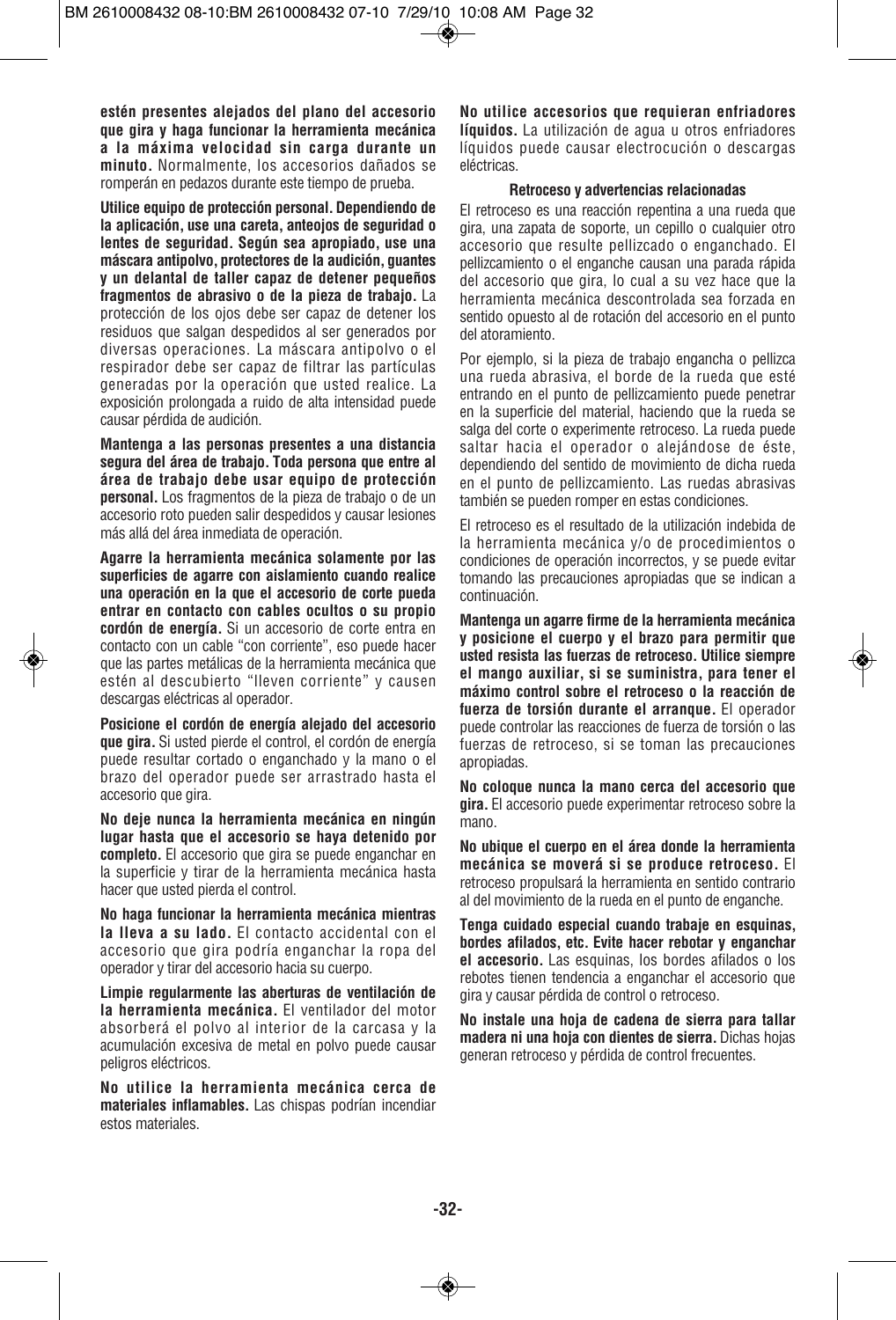**estén presentes alejados del plano del accesorio que gira y haga funcionar la herramienta mecánica a la máxima velocidad sin carga durante un minuto.** Normalmente, los accesorios dañados se romperán en pedazos durante este tiempo de prueba.

**Utilice equipo de protección personal. Dependiendo de la aplicación, use una careta, anteojos de seguridad o lentes de seguridad. Según sea apropiado, use una máscara antipolvo, protectores de la audición, guantes y un delantal de taller capaz de detener pequeños fragmentos de abrasivo o de la pieza de trabajo.** La protección de los ojos debe ser capaz de detener los residuos que salgan despedidos al ser generados por diversas operaciones. La máscara antipolvo o el respirador debe ser capaz de filtrar las partículas generadas por la operación que usted realice. La exposición prolongada a ruido de alta intensidad puede causar pérdida de audición.

**Mantenga a las personas presentes a una distancia segura del área de trabajo. Toda persona que entre al área de trabajo debe usar equipo de protección personal.** Los fragmentos de la pieza de trabajo o de un accesorio roto pueden salir despedidos y causar lesiones más allá del área inmediata de operación.

**Agarre la herramienta mecánica solamente por las superficies de agarre con aislamiento cuando realice una operación en la que el accesorio de corte pueda entrar en contacto con cables ocultos o su propio cordón de energía.** Si un accesorio de corte entra en contacto con un cable "con corriente", eso puede hacer que las partes metálicas de la herramienta mecánica que estén al descubierto "lleven corriente" y causen descargas eléctricas al operador.

**Posicione el cordón de energía alejado del accesorio que gira.** Si usted pierde el control, el cordón de energía puede resultar cortado o enganchado y la mano o el brazo del operador puede ser arrastrado hasta el accesorio que gira.

**No deje nunca la herramienta mecánica en ningún lugar hasta que el accesorio se haya detenido por completo.** El accesorio que gira se puede enganchar en la superficie y tirar de la herramienta mecánica hasta hacer que usted pierda el control.

**No haga funcionar la herramienta mecánica mientras la lleva a su lado.** El contacto accidental con el accesorio que gira podría enganchar la ropa del operador y tirar del accesorio hacia su cuerpo.

**Limpie regularmente las aberturas de ventilación de la herramienta mecánica.** El ventilador del motor absorberá el polvo al interior de la carcasa y la acumulación excesiva de metal en polvo puede causar peligros eléctricos.

**No utilice la herramienta mecánica cerca de materiales inflamables.** Las chispas podrían incendiar estos materiales.

**No utilice accesorios que requieran enfriadores líquidos.** La utilización de agua u otros enfriadores líquidos puede causar electrocución o descargas eléctricas.

### Retroceso y advertencias relacionadas

El retroceso es una reacción repentina a una rueda que gira, una zapata de soporte, un cepillo o cualquier otro accesorio que resulte pellizcado o enganchado. El pellizcamiento o el enganche causan una parada rápida del accesorio que gira, lo cual a su vez hace que la herramienta mecánica descontrolada sea forzada en sentido opuesto al de rotación del accesorio en el punto del atoramiento.

Por ejemplo, si la pieza de trabajo engancha o pellizca una rueda abrasiva, el borde de la rueda que esté entrando en el punto de pellizcamiento puede penetrar en la superficie del material, haciendo que la rueda se salga del corte o experimente retroceso. La rueda puede saltar hacia el operador o alejándose de éste, dependiendo del sentido de movimiento de dicha rueda en el punto de pellizcamiento. Las ruedas abrasivas también se pueden romper en estas condiciones.

El retroceso es el resultado de la utilización indebida de la herramienta mecánica y/o de procedimientos o condiciones de operación incorrectos, y se puede evitar tomando las precauciones apropiadas que se indican a continuación.

**Mantenga un agarre firme de la herramienta mecánica y posicione el cuerpo y el brazo para permitir que usted resista las fuerzas de retroceso. Utilice siempre el mango auxiliar, si se suministra, para tener el máximo control sobre el retroceso o la reacción de fuerza de torsión durante el arranque.** El operador puede controlar las reacciones de fuerza de torsión o las fuerzas de retroceso, si se toman las precauciones apropiadas.

**No coloque nunca la mano cerca del accesorio que gira.** El accesorio puede experimentar retroceso sobre la mano.

**No ubique el cuerpo en el área donde la herramienta mecánica se moverá si se produce retroceso.** El retroceso propulsará la herramienta en sentido contrario al del movimiento de la rueda en el punto de enganche.

**Tenga cuidado especial cuando trabaje en esquinas, bordes afilados, etc. Evite hacer rebotar y enganchar el accesorio.** Las esquinas, los bordes afilados o los rebotes tienen tendencia a enganchar el accesorio que gira y causar pérdida de control o retroceso.

**No instale una hoja de cadena de sierra para tallar madera ni una hoja con dientes de sierra.** Dichas hojas generan retroceso y pérdida de control frecuentes.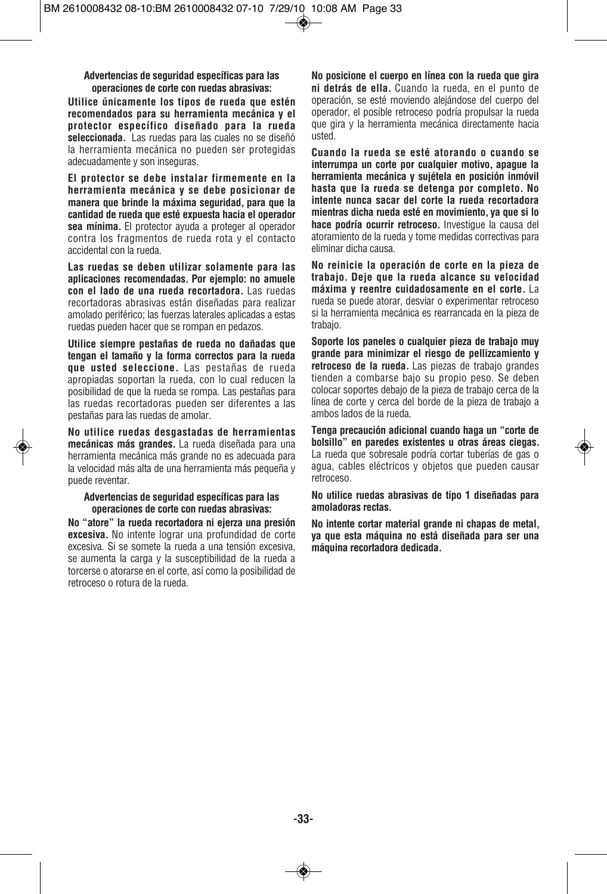**Advertencias de seguridad específicas para las operaciones de corte con ruedas abrasivas:**

**Utilice únicamente los tipos de rueda que estén recomendados para su herramienta mecánica y el protector específico diseñado para la rueda seleccionada.** Las ruedas para las cuales no se diseñó la herramienta mecánica no pueden ser protegidas adecuadamente y son inseguras.

**El protector se debe instalar firmemente en la herramienta mecánica y se debe posicionar de manera que brinde la máxima seguridad, para que la cantidad de rueda que esté expuesta hacia el operador sea mínima.** El protector ayuda a proteger al operador contra los fragmentos de rueda rota y el contacto accidental con la rueda.

**Las ruedas se deben utilizar solamente para las aplicaciones recomendadas. Por ejemplo: no amuele con el lado de una rueda recortadora.** Las ruedas recortadoras abrasivas están diseñadas para realizar amolado periférico; las fuerzas laterales aplicadas a estas ruedas pueden hacer que se rompan en pedazos.

**Utilice siempre pestañas de rueda no dañadas que tengan el tamaño y la forma correctos para la rueda que usted seleccione.** Las pestañas de rueda apropiadas soportan la rueda, con lo cual reducen la posibilidad de que la rueda se rompa. Las pestañas para las ruedas recortadoras pueden ser diferentes a las pestañas para las ruedas de amolar.

**No utilice ruedas desgastadas de herramientas mecánicas más grandes.** La rueda diseñada para una herramienta mecánica más grande no es adecuada para la velocidad más alta de una herramienta más pequeña y puede reventar.

**Advertencias de seguridad específicas para las operaciones de corte con ruedas abrasivas:**

**No "atore" la rueda recortadora ni ejerza una presión excesiva.** No intente lograr una profundidad de corte excesiva. Si se somete la rueda a una tensión excesiva, se aumenta la carga y la susceptibilidad de la rueda a torcerse o atorarse en el corte, así como la posibilidad de retroceso o rotura de la rueda.

**No posicione el cuerpo en línea con la rueda que gira ni detrás de ella.** Cuando la rueda, en el punto de operación, se esté moviendo alejándose del cuerpo del operador, el posible retroceso podría propulsar la rueda que gira y la herramienta mecánica directamente hacia usted.

**Cuando la rueda se esté atorando o cuando se interrumpa un corte por cualquier motivo, apague la herramienta mecánica y sujétela en posición inmóvil hasta que la rueda se detenga por completo. No intente nunca sacar del corte la rueda recortadora mientras dicha rueda esté en movimiento, ya que si lo hace podría ocurrir retroceso.** Investigue la causa del atoramiento de la rueda y tome medidas correctivas para eliminar dicha causa.

**No reinicie la operación de corte en la pieza de trabajo. Deje que la rueda alcance su velocidad máxima y reentre cuidadosamente en el corte.** La rueda se puede atorar, desviar o experimentar retroceso si la herramienta mecánica es rearrancada en la pieza de trabajo.

**Soporte los paneles o cualquier pieza de trabajo muy grande para minimizar el riesgo de pellizcamiento y retroceso de la rueda.** Las piezas de trabajo grandes tienden a combarse bajo su propio peso. Se deben colocar soportes debajo de la pieza de trabajo cerca de la línea de corte y cerca del borde de la pieza de trabajo a ambos lados de la rueda.

**Tenga precaución adicional cuando haga un "corte de bolsillo" en paredes existentes u otras áreas ciegas.** La rueda que sobresale podría cortar tuberías de gas o agua, cables eléctricos y objetos que pueden causar retroceso.

**No utilice ruedas abrasivas de tipo 1 diseñadas para amoladoras rectas.**

**No intente cortar material grande ni chapas de metal, ya que esta máquina no está diseñada para ser una máquina recortadora dedicada.**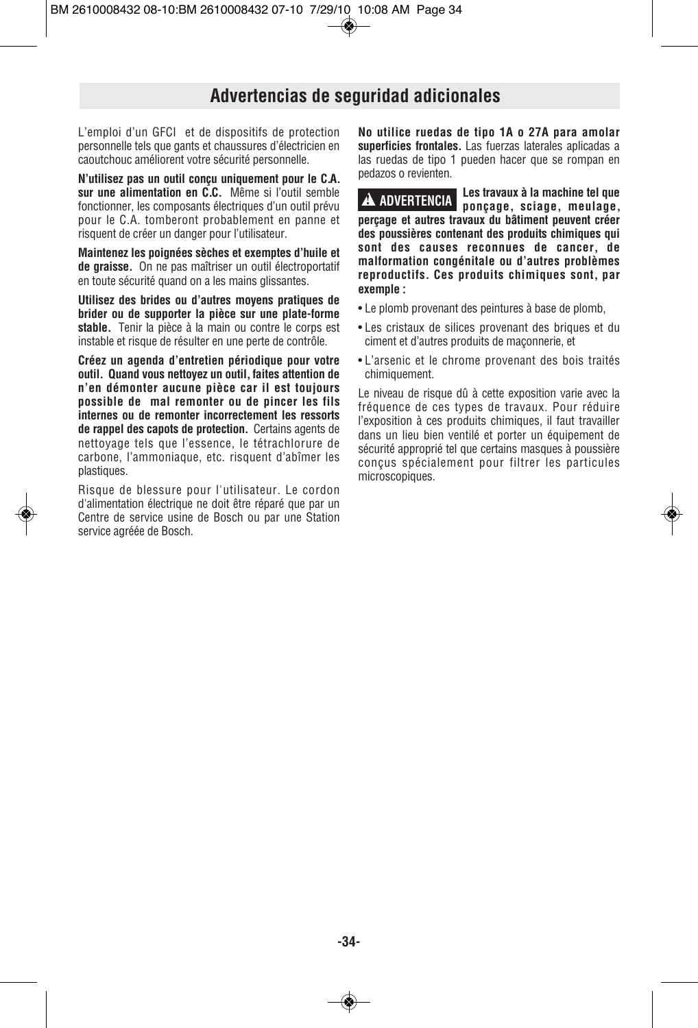## Advertencias de seguridad adicionales

L'emploi d'un GFCI et de dispositifs de protection personnelle tels que gants et chaussures d'électricien en caoutchouc améliorent votre sécurité personnelle.

**N'utilisez pas un outil conçu uniquement pour le C.A. sur une alimentation en C.C.** Même si l'outil semble fonctionner, les composants électriques d'un outil prévu pour le C.A. tomberont probablement en panne et risquent de créer un danger pour l'utilisateur.

**Maintenez les poignées sèches et exemptes d'huile et de graisse.** On ne pas maîtriser un outil électroportatif en toute sécurité quand on a les mains glissantes.

**Utilisez des brides ou d'autres moyens pratiques de brider ou de supporter la pièce sur une plate-forme stable.** Tenir la pièce à la main ou contre le corps est instable et risque de résulter en une perte de contrôle.

**Créez un agenda d'entretien périodique pour votre outil. Quand vous nettoyez un outil, faites attention de n'en démonter aucune pièce car il est toujours possible de mal remonter ou de pincer les fils internes ou de remonter incorrectement les ressorts de rappel des capots de protection.** Certains agents de nettoyage tels que l'essence, le tétrachlorure de carbone, l'ammoniaque, etc. risquent d'abîmer les plastiques.

Risque de blessure pour l'utilisateur. Le cordon d'alimentation électrique ne doit être réparé que par un Centre de service usine de Bosch ou par une Station service agréée de Bosch.

**No utilice ruedas de tipo 1A o 27A para amolar superficies frontales.** Las fuerzas laterales aplicadas a las ruedas de tipo 1 pueden hacer que se rompan en pedazos o revienten.

**⚠ ADVERTENCIA Les travaux à la machine tel que ponçage, sciage, meulage, perçage et autres travaux du bâtiment peuvent créer des poussières contenant des produits chimiques qui sont des causes reconnues de cancer, de malformation congénitale ou d'autres problèmes reproductifs. Ces produits chimiques sont, par exemple :**

- Le plomb provenant des peintures à base de plomb,
- Les cristaux de silices provenant des briques et du ciment et d'autres produits de maçonnerie, et
- L'arsenic et le chrome provenant des bois traités chimiquement.

Le niveau de risque dû à cette exposition varie avec la fréquence de ces types de travaux. Pour réduire l'exposition à ces produits chimiques, il faut travailler dans un lieu bien ventilé et porter un équipement de sécurité approprié tel que certains masques à poussière conçus spécialement pour filtrer les particules microscopiques.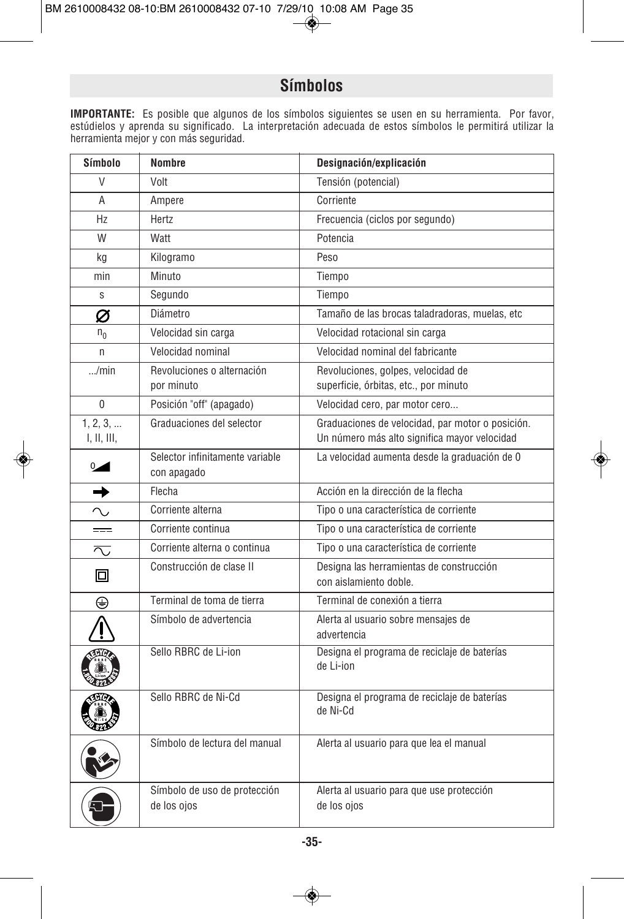# Símbolos

**IMPORTANTE:** Es posible que algunos de los símbolos siguientes se usen en su herramienta. Por favor, estúdielos y aprenda su significado. La interpretación adecuada de estos símbolos le permitirá utilizar la herramienta mejor y con más seguridad.

| Símbolo | Nombre | Designación/explicación |
|---|---|---|
| V | Volt | Tensión (potencial) |
| A | Ampere | Corriente |
| Hz | Hertz | Frecuencia (ciclos por segundo) |
| W | Watt | Potencia |
| kg | Kilogramo | Peso |
| min | Minuto | Tiempo |
| s | Segundo | Tiempo |
| ∅ | Diámetro | Tamaño de las brocas taladradoras, muelas, etc |
| $n_0$ | Velocidad sin carga | Velocidad rotacional sin carga |
| n | Velocidad nominal | Velocidad nominal del fabricante |
| .../min | Revoluciones o alternación por minuto | Revoluciones, golpes, velocidad de superficie, órbitas, etc., por minuto |
| 0 | Posición "off" (apagado) | Velocidad cero, par motor cero... |
| 1, 2, 3, ... I, II, III, | Graduaciones del selector | Graduaciones de velocidad, par motor o posición. Un número más alto significa mayor velocidad |
| 0◢ | Selector infinitamente variable con apagado | La velocidad aumenta desde la graduación de 0 |
| ➡ | Flecha | Acción en la dirección de la flecha |
| ∿ | Corriente alterna | Tipo o una característica de corriente |
| ⎓ | Corriente continua | Tipo o una característica de corriente |
| ∿ ⎓ | Corriente alterna o continua | Tipo o una característica de corriente |
| ⧈ | Construcción de clase II | Designa las herramientas de construcción con aislamiento doble. |
| ⏚ | Terminal de toma de tierra | Terminal de conexión a tierra |
| ⚠ | Símbolo de advertencia | Alerta al usuario sobre mensajes de advertencia |
| RECYCLE Li-ion 1.800.822.8837 | Sello RBRC de Li-ion | Designa el programa de reciclaje de baterías de Li-ion |
| RECYCLE Ni-Cd 1.800.822.8837 | Sello RBRC de Ni-Cd | Designa el programa de reciclaje de baterías de Ni-Cd |
| | Símbolo de lectura del manual | Alerta al usuario para que lea el manual |
| | Símbolo de uso de protección de los ojos | Alerta al usuario para que use protección de los ojos |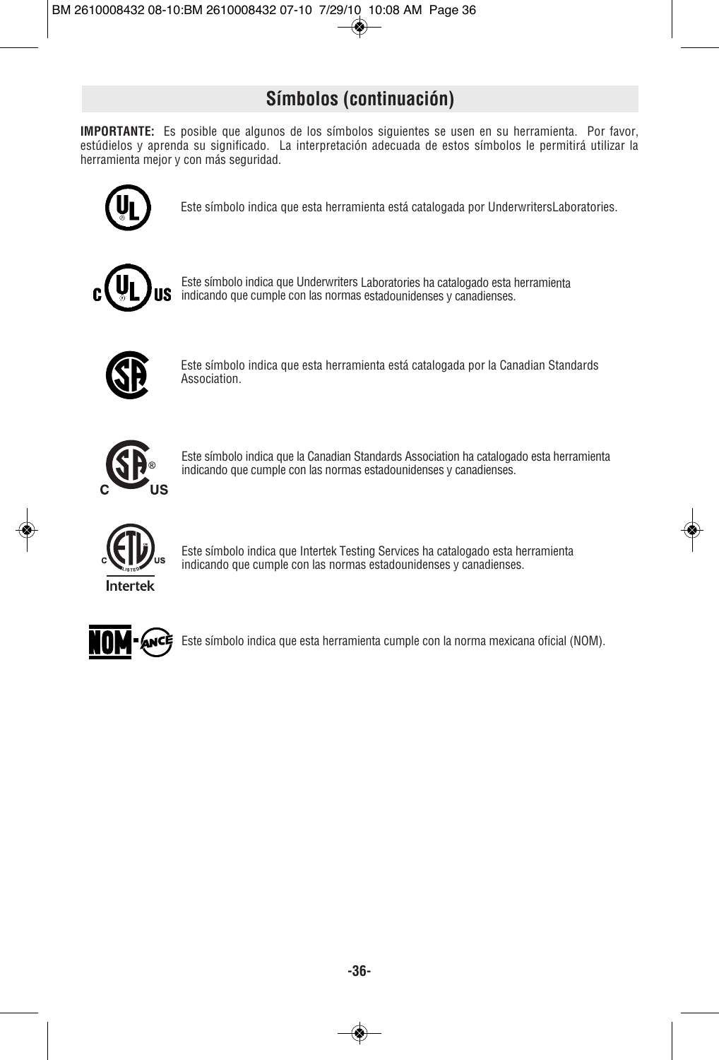## Símbolos (continuación)

**IMPORTANTE:** Es posible que algunos de los símbolos siguientes se usen en su herramienta. Por favor, estúdielos y aprenda su significado. La interpretación adecuada de estos símbolos le permitirá utilizar la herramienta mejor y con más seguridad.

Este símbolo indica que esta herramienta está catalogada por UnderwritersLaboratories.

Este símbolo indica que Underwriters Laboratories ha catalogado esta herramienta indicando que cumple con las normas estadounidenses y canadienses.

Este símbolo indica que esta herramienta está catalogada por la Canadian Standards Association.

Este símbolo indica que la Canadian Standards Association ha catalogado esta herramienta indicando que cumple con las normas estadounidenses y canadienses.

Este símbolo indica que Intertek Testing Services ha catalogado esta herramienta indicando que cumple con las normas estadounidenses y canadienses.

Este símbolo indica que esta herramienta cumple con la norma mexicana oficial (NOM).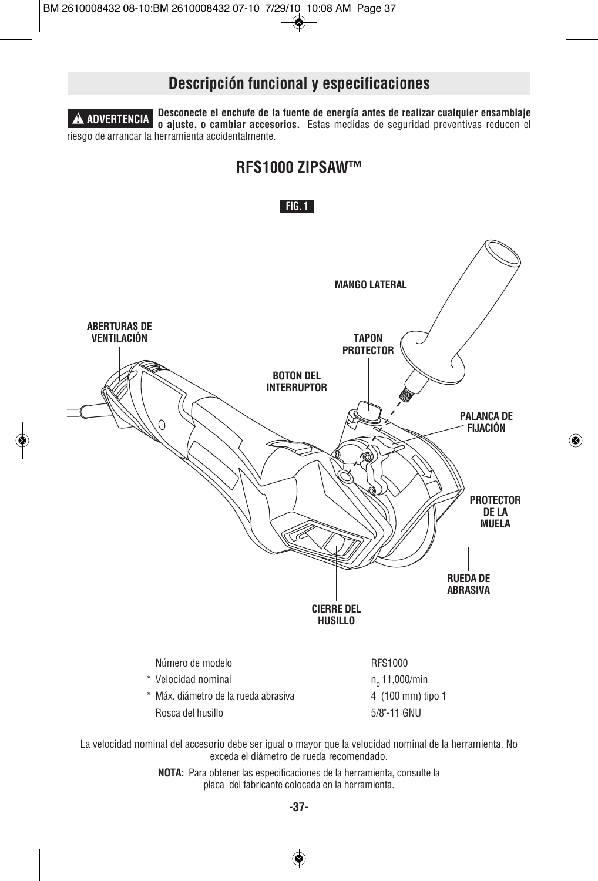## Descripción funcional y especificaciones

**⚠ ADVERTENCIA** **Desconecte el enchufe de la fuente de energía antes de realizar cualquier ensamblaje o ajuste, o cambiar accesorios.** Estas medidas de seguridad preventivas reducen el riesgo de arrancar la herramienta accidentalmente.

## RFS1000 ZIPSAW™

**FIG. 1**

MANGO LATERAL

ABERTURAS DE VENTILACIÓN

TAPON PROTECTOR

BOTON DEL INTERRUPTOR

PALANCA DE FIJACIÓN

PROTECTOR DE LA MUELA

RUEDA DE ABRASIVA

CIERRE DEL HUSILLO

| | |
|---|---|
| Número de modelo | RFS1000 |
| * Velocidad nominal | $n_0$ 11,000/min |
| * Máx. diámetro de la rueda abrasiva | 4" (100 mm) tipo 1 |
| Rosca del husillo | 5/8"-11 GNU |

La velocidad nominal del accesorio debe ser igual o mayor que la velocidad nominal de la herramienta. No exceda el diámetro de rueda recomendado.

**NOTA:** Para obtener las especificaciones de la herramienta, consulte la placa del fabricante colocada en la herramienta.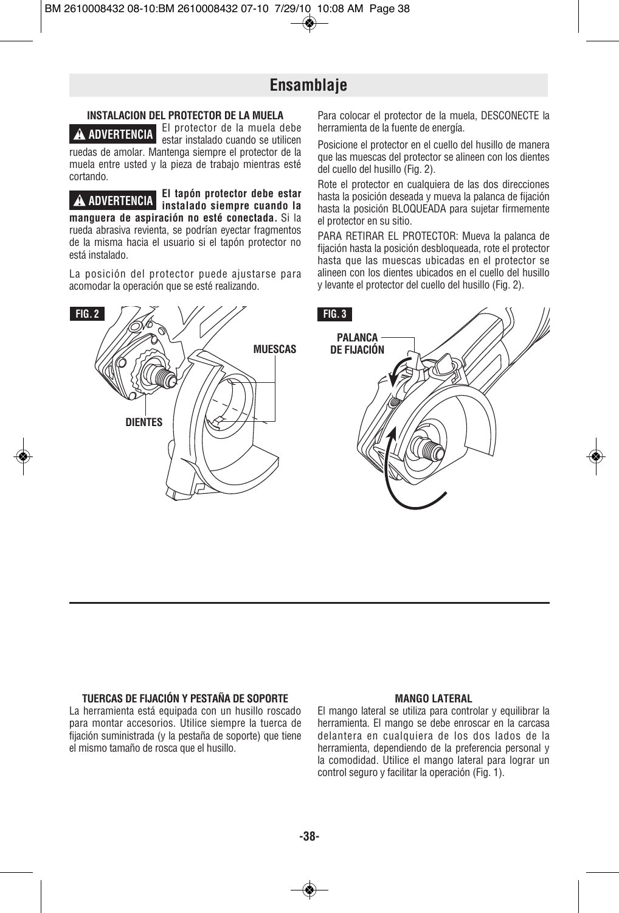## Ensamblaje

### INSTALACION DEL PROTECTOR DE LA MUELA

**⚠ ADVERTENCIA** El protector de la muela debe estar instalado cuando se utilicen ruedas de amolar. Mantenga siempre el protector de la muela entre usted y la pieza de trabajo mientras esté cortando.

**⚠ ADVERTENCIA** **El tapón protector debe estar instalado siempre cuando la manguera de aspiración no esté conectada.** Si la rueda abrasiva revienta, se podrían eyectar fragmentos de la misma hacia el usuario si el tapón protector no está instalado.

La posición del protector puede ajustarse para acomodar la operación que se esté realizando.

Para colocar el protector de la muela, DESCONECTE la herramienta de la fuente de energía.

Posicione el protector en el cuello del husillo de manera que las muescas del protector se alineen con los dientes del cuello del husillo (Fig. 2).

Rote el protector en cualquiera de las dos direcciones hasta la posición deseada y mueva la palanca de fijación hasta la posición BLOQUEADA para sujetar firmemente el protector en su sitio.

PARA RETIRAR EL PROTECTOR: Mueva la palanca de fijación hasta la posición desbloqueada, rote el protector hasta que las muescas ubicadas en el protector se alineen con los dientes ubicados en el cuello del husillo y levante el protector del cuello del husillo (Fig. 2).

FIG. 2 — MUESCAS, DIENTES

FIG. 3 — PALANCA DE FIJACIÓN

### TUERCAS DE FIJACIÓN Y PESTAÑA DE SOPORTE

La herramienta está equipada con un husillo roscado para montar accesorios. Utilice siempre la tuerca de fijación suministrada (y la pestaña de soporte) que tiene el mismo tamaño de rosca que el husillo.

### MANGO LATERAL

El mango lateral se utiliza para controlar y equilibrar la herramienta. El mango se debe enroscar en la carcasa delantera en cualquiera de los dos lados de la herramienta, dependiendo de la preferencia personal y la comodidad. Utilice el mango lateral para lograr un control seguro y facilitar la operación (Fig. 1).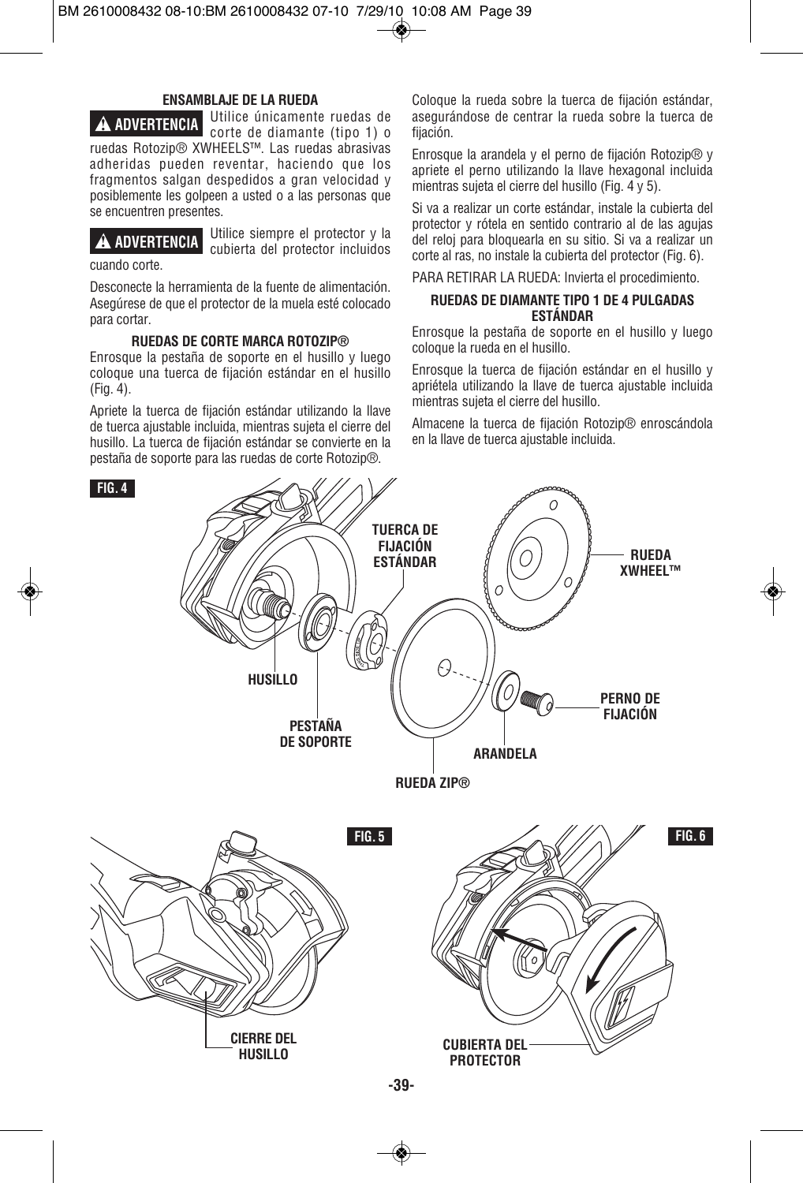### ENSAMBLAJE DE LA RUEDA

**⚠ ADVERTENCIA** Utilice únicamente ruedas de corte de diamante (tipo 1) o ruedas Rotozip® XWHEELS™. Las ruedas abrasivas adheridas pueden reventar, haciendo que los fragmentos salgan despedidos a gran velocidad y posiblemente les golpeen a usted o a las personas que se encuentren presentes.

**⚠ ADVERTENCIA** Utilice siempre el protector y la cubierta del protector incluidos cuando corte.

Desconecte la herramienta de la fuente de alimentación. Asegúrese de que el protector de la muela esté colocado para cortar.

### RUEDAS DE CORTE MARCA ROTOZIP®

Enrosque la pestaña de soporte en el husillo y luego coloque una tuerca de fijación estándar en el husillo (Fig. 4).

Apriete la tuerca de fijación estándar utilizando la llave de tuerca ajustable incluida, mientras sujeta el cierre del husillo. La tuerca de fijación estándar se convierte en la pestaña de soporte para las ruedas de corte Rotozip®.

Coloque la rueda sobre la tuerca de fijación estándar, asegurándose de centrar la rueda sobre la tuerca de fijación.

Enrosque la arandela y el perno de fijación Rotozip® y apriete el perno utilizando la llave hexagonal incluida mientras sujeta el cierre del husillo (Fig. 4 y 5).

Si va a realizar un corte estándar, instale la cubierta del protector y rótela en sentido contrario al de las agujas del reloj para bloquearla en su sitio. Si va a realizar un corte al ras, no instale la cubierta del protector (Fig. 6).

PARA RETIRAR LA RUEDA: Invierta el procedimiento.

### RUEDAS DE DIAMANTE TIPO 1 DE 4 PULGADAS ESTÁNDAR

Enrosque la pestaña de soporte en el husillo y luego coloque la rueda en el husillo.

Enrosque la tuerca de fijación estándar en el husillo y apriétela utilizando la llave de tuerca ajustable incluida mientras sujeta el cierre del husillo.

Almacene la tuerca de fijación Rotozip® enroscándola en la llave de tuerca ajustable incluida.

**FIG. 4**

TUERCA DE FIJACIÓN ESTÁNDAR · RUEDA XWHEEL™ · HUSILLO · PESTAÑA DE SOPORTE · PERNO DE FIJACIÓN · ARANDELA · RUEDA ZIP®

**FIG. 5**

CIERRE DEL HUSILLO

**FIG. 6**

CUBIERTA DEL PROTECTOR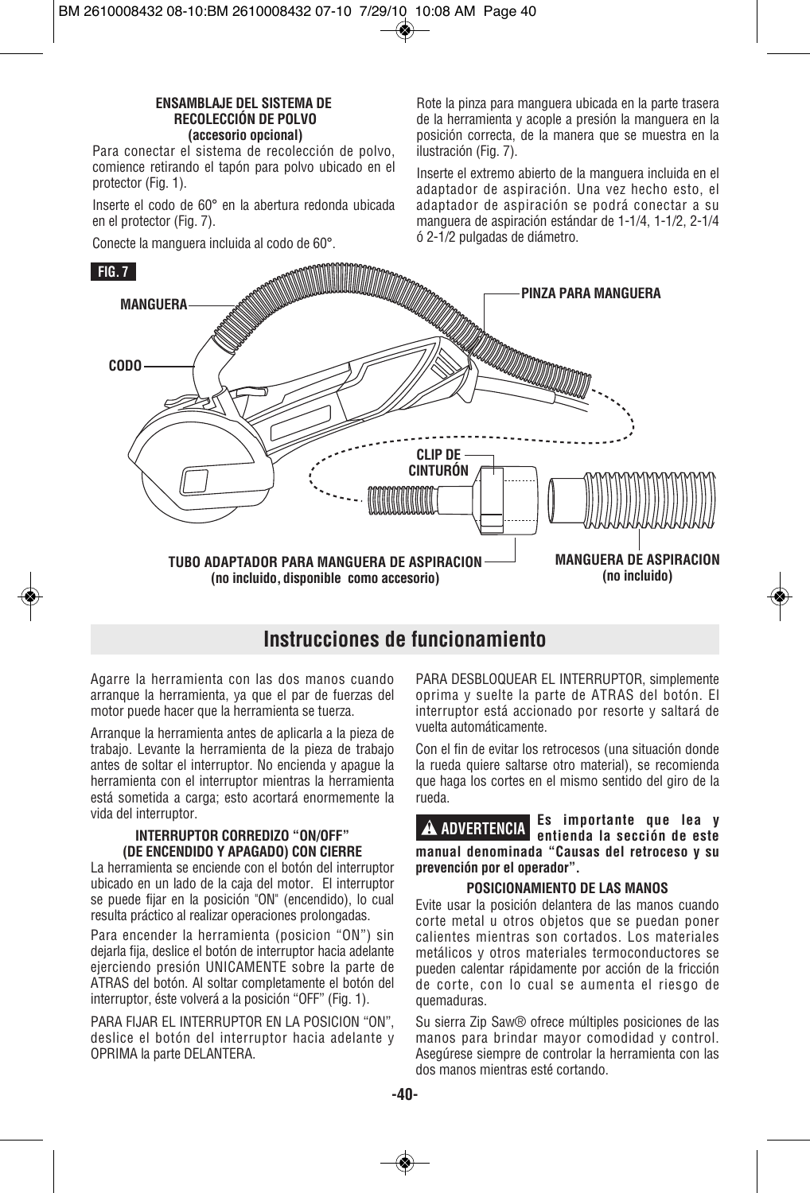#### ENSAMBLAJE DEL SISTEMA DE RECOLECCIÓN DE POLVO (accesorio opcional)

Para conectar el sistema de recolección de polvo, comience retirando el tapón para polvo ubicado en el protector (Fig. 1).

Inserte el codo de 60° en la abertura redonda ubicada en el protector (Fig. 7).

Conecte la manguera incluida al codo de 60°.

Rote la pinza para manguera ubicada en la parte trasera de la herramienta y acople a presión la manguera en la posición correcta, de la manera que se muestra en la ilustración (Fig. 7).

Inserte el extremo abierto de la manguera incluida en el adaptador de aspiración. Una vez hecho esto, el adaptador de aspiración se podrá conectar a su manguera de aspiración estándar de 1-1/4, 1-1/2, 2-1/4 ó 2-1/2 pulgadas de diámetro.

**FIG. 7**

MANGUERA

CODO

PINZA PARA MANGUERA

CLIP DE CINTURÓN

TUBO ADAPTADOR PARA MANGUERA DE ASPIRACION (no incluido, disponible como accesorio)

MANGUERA DE ASPIRACION (no incluido)

## Instrucciones de funcionamiento

Agarre la herramienta con las dos manos cuando arranque la herramienta, ya que el par de fuerzas del motor puede hacer que la herramienta se tuerza.

Arranque la herramienta antes de aplicarla a la pieza de trabajo. Levante la herramienta de la pieza de trabajo antes de soltar el interruptor. No encienda y apague la herramienta con el interruptor mientras la herramienta está sometida a carga; esto acortará enormemente la vida del interruptor.

#### INTERRUPTOR CORREDIZO "ON/OFF" (DE ENCENDIDO Y APAGADO) CON CIERRE

La herramienta se enciende con el botón del interruptor ubicado en un lado de la caja del motor. El interruptor se puede fijar en la posición "ON" (encendido), lo cual resulta práctico al realizar operaciones prolongadas.

Para encender la herramienta (posicion "ON") sin dejarla fija, deslice el botón de interruptor hacia adelante ejerciendo presión UNICAMENTE sobre la parte de ATRAS del botón. Al soltar completamente el botón del interruptor, éste volverá a la posición "OFF" (Fig. 1).

PARA FIJAR EL INTERRUPTOR EN LA POSICION "ON", deslice el botón del interruptor hacia adelante y OPRIMA la parte DELANTERA.

PARA DESBLOQUEAR EL INTERRUPTOR, simplemente oprima y suelte la parte de ATRAS del botón. El interruptor está accionado por resorte y saltará de vuelta automáticamente.

Con el fin de evitar los retrocesos (una situación donde la rueda quiere saltarse otro material), se recomienda que haga los cortes en el mismo sentido del giro de la rueda.

**⚠ ADVERTENCIA** **Es importante que lea y entienda la sección de este manual denominada "Causas del retroceso y su prevención por el operador".**

#### POSICIONAMIENTO DE LAS MANOS

Evite usar la posición delantera de las manos cuando corte metal u otros objetos que se puedan poner calientes mientras son cortados. Los materiales metálicos y otros materiales termoconductores se pueden calentar rápidamente por acción de la fricción de corte, con lo cual se aumenta el riesgo de quemaduras.

Su sierra Zip Saw® ofrece múltiples posiciones de las manos para brindar mayor comodidad y control. Asegúrese siempre de controlar la herramienta con las dos manos mientras esté cortando.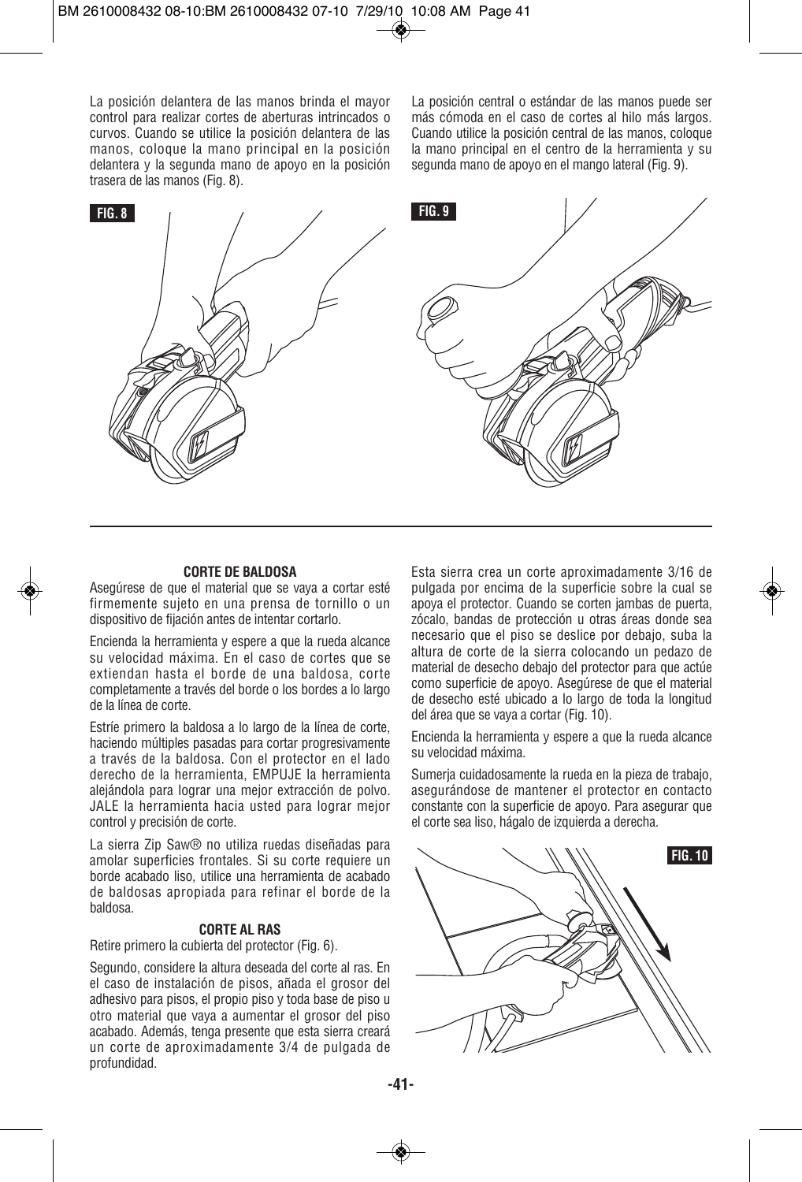La posición delantera de las manos brinda el mayor control para realizar cortes de aberturas intrincados o curvos. Cuando se utilice la posición delantera de las manos, coloque la mano principal en la posición delantera y la segunda mano de apoyo en la posición trasera de las manos (Fig. 8).

La posición central o estándar de las manos puede ser más cómoda en el caso de cortes al hilo más largos. Cuando utilice la posición central de las manos, coloque la mano principal en el centro de la herramienta y su segunda mano de apoyo en el mango lateral (Fig. 9).

FIG. 8

FIG. 9

### CORTE DE BALDOSA

Asegúrese de que el material que se vaya a cortar esté firmemente sujeto en una prensa de tornillo o un dispositivo de fijación antes de intentar cortarlo.

Encienda la herramienta y espere a que la rueda alcance su velocidad máxima. En el caso de cortes que se extiendan hasta el borde de una baldosa, corte completamente a través del borde o los bordes a lo largo de la línea de corte.

Estríe primero la baldosa a lo largo de la línea de corte, haciendo múltiples pasadas para cortar progresivamente a través de la baldosa. Con el protector en el lado derecho de la herramienta, EMPUJE la herramienta alejándola para lograr una mejor extracción de polvo. JALE la herramienta hacia usted para lograr mejor control y precisión de corte.

La sierra Zip Saw® no utiliza ruedas diseñadas para amolar superficies frontales. Si su corte requiere un borde acabado liso, utilice una herramienta de acabado de baldosas apropiada para refinar el borde de la baldosa.

### CORTE AL RAS

Retire primero la cubierta del protector (Fig. 6).

Segundo, considere la altura deseada del corte al ras. En el caso de instalación de pisos, añada el grosor del adhesivo para pisos, el propio piso y toda base de piso u otro material que vaya a aumentar el grosor del piso acabado. Además, tenga presente que esta sierra creará un corte de aproximadamente 3/4 de pulgada de profundidad.

Esta sierra crea un corte aproximadamente 3/16 de pulgada por encima de la superficie sobre la cual se apoya el protector. Cuando se corten jambas de puerta, zócalo, bandas de protección u otras áreas donde sea necesario que el piso se deslice por debajo, suba la altura de corte de la sierra colocando un pedazo de material de desecho debajo del protector para que actúe como superficie de apoyo. Asegúrese de que el material de desecho esté ubicado a lo largo de toda la longitud del área que se vaya a cortar (Fig. 10).

Encienda la herramienta y espere a que la rueda alcance su velocidad máxima.

Sumerja cuidadosamente la rueda en la pieza de trabajo, asegurándose de mantener el protector en contacto constante con la superficie de apoyo. Para asegurar que el corte sea liso, hágalo de izquierda a derecha.

FIG. 10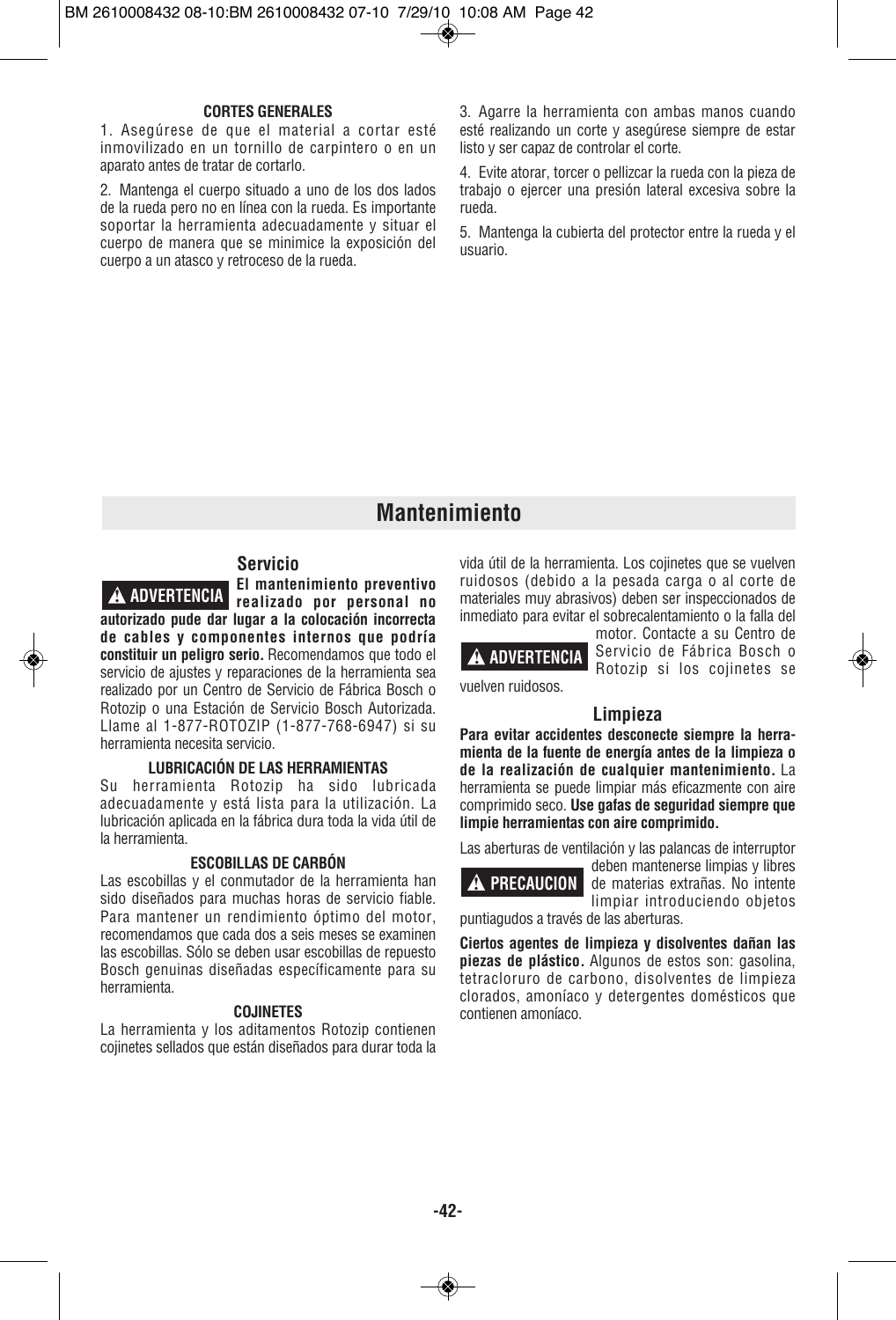**CORTES GENERALES**

1. Asegúrese de que el material a cortar esté inmovilizado en un tornillo de carpintero o en un aparato antes de tratar de cortarlo.

2. Mantenga el cuerpo situado a uno de los dos lados de la rueda pero no en línea con la rueda. Es importante soportar la herramienta adecuadamente y situar el cuerpo de manera que se minimice la exposición del cuerpo a un atasco y retroceso de la rueda.

3. Agarre la herramienta con ambas manos cuando esté realizando un corte y asegúrese siempre de estar listo y ser capaz de controlar el corte.

4. Evite atorar, torcer o pellizcar la rueda con la pieza de trabajo o ejercer una presión lateral excesiva sobre la rueda.

5. Mantenga la cubierta del protector entre la rueda y el usuario.

# Mantenimiento

## Servicio

**⚠ ADVERTENCIA El mantenimiento preventivo realizado por personal no autorizado pude dar lugar a la colocación incorrecta de cables y componentes internos que podría constituir un peligro serio.** Recomendamos que todo el servicio de ajustes y reparaciones de la herramienta sea realizado por un Centro de Servicio de Fábrica Bosch o Rotozip o una Estación de Servicio Bosch Autorizada. Llame al 1-877-ROTOZIP (1-877-768-6947) si su herramienta necesita servicio.

**LUBRICACIÓN DE LAS HERRAMIENTAS**

Su herramienta Rotozip ha sido lubricada adecuadamente y está lista para la utilización. La lubricación aplicada en la fábrica dura toda la vida útil de la herramienta.

**ESCOBILLAS DE CARBÓN**

Las escobillas y el conmutador de la herramienta han sido diseñados para muchas horas de servicio fiable. Para mantener un rendimiento óptimo del motor, recomendamos que cada dos a seis meses se examinen las escobillas. Sólo se deben usar escobillas de repuesto Bosch genuinas diseñadas específicamente para su herramienta.

**COJINETES**

La herramienta y los aditamentos Rotozip contienen cojinetes sellados que están diseñados para durar toda la vida útil de la herramienta. Los cojinetes que se vuelven ruidosos (debido a la pesada carga o al corte de materiales muy abrasivos) deben ser inspeccionados de inmediato para evitar el sobrecalentamiento o la falla del motor. Contacte a su Centro de

**⚠ ADVERTENCIA** Servicio de Fábrica Bosch o Rotozip si los cojinetes se vuelven ruidosos.

## Limpieza

**Para evitar accidentes desconecte siempre la herramienta de la fuente de energía antes de la limpieza o de la realización de cualquier mantenimiento.** La herramienta se puede limpiar más eficazmente con aire comprimido seco. **Use gafas de seguridad siempre que limpie herramientas con aire comprimido.**

Las aberturas de ventilación y las palancas de interruptor deben mantenerse limpias y libres

**⚠ PRECAUCION** de materias extrañas. No intente limpiar introduciendo objetos puntiagudos a través de las aberturas.

**Ciertos agentes de limpieza y disolventes dañan las piezas de plástico.** Algunos de estos son: gasolina, tetracloruro de carbono, disolventes de limpieza clorados, amoníaco y detergentes domésticos que contienen amoníaco.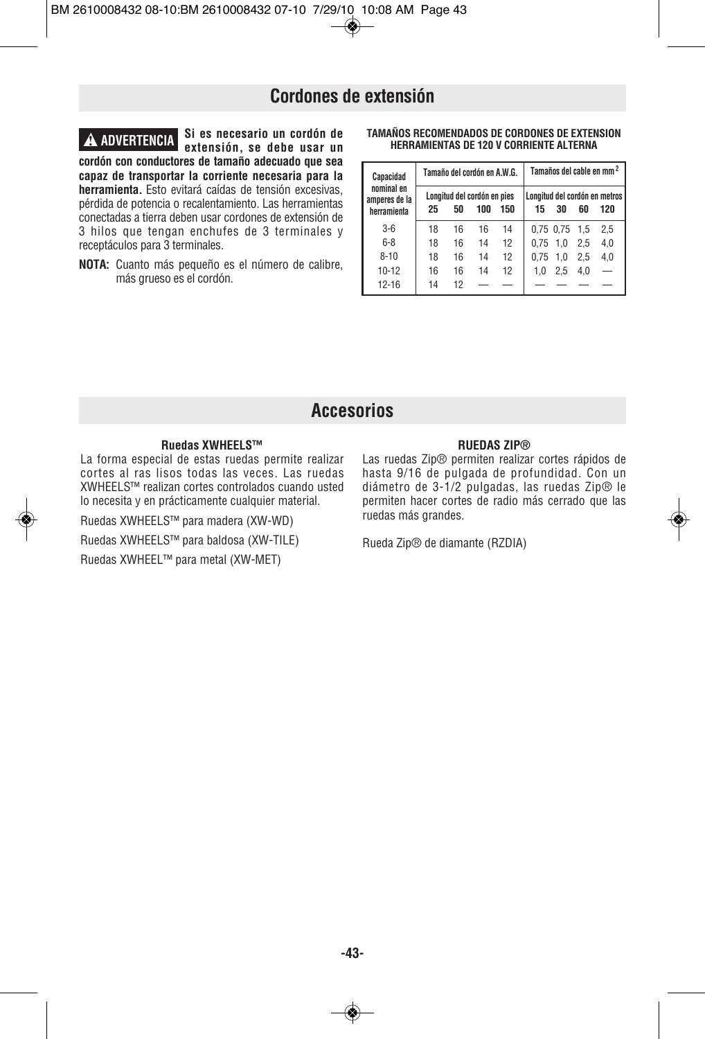## Cordones de extensión

**⚠ ADVERTENCIA** **Si es necesario un cordón de extensión, se debe usar un cordón con conductores de tamaño adecuado que sea capaz de transportar la corriente necesaria para la herramienta.** Esto evitará caídas de tensión excesivas, pérdida de potencia o recalentamiento. Las herramientas conectadas a tierra deben usar cordones de extensión de 3 hilos que tengan enchufes de 3 terminales y receptáculos para 3 terminales.

**NOTA:** Cuanto más pequeño es el número de calibre, más grueso es el cordón.

**TAMAÑOS RECOMENDADOS DE CORDONES DE EXTENSION HERRAMIENTAS DE 120 V CORRIENTE ALTERNA**

| Capacidad nominal en amperes de la herramienta | Tamaño del cordón en A.W.G. | | | | Tamaños del cable en mm$^2$ | | | |
|---|---|---|---|---|---|---|---|---|
| | Longitud del cordón en pies | | | | Longitud del cordón en metros | | | |
| | 25 | 50 | 100 | 150 | 15 | 30 | 60 | 120 |
| 3-6 | 18 | 16 | 16 | 14 | 0,75 | 0,75 | 1,5 | 2,5 |
| 6-8 | 18 | 16 | 14 | 12 | 0,75 | 1,0 | 2,5 | 4,0 |
| 8-10 | 18 | 16 | 14 | 12 | 0,75 | 1,0 | 2,5 | 4,0 |
| 10-12 | 16 | 16 | 14 | 12 | 1,0 | 2,5 | 4,0 | — |
| 12-16 | 14 | 12 | — | — | — | — | — | — |

## Accesorios

**Ruedas XWHEELS™**

La forma especial de estas ruedas permite realizar cortes al ras lisos todas las veces. Las ruedas XWHEELS™ realizan cortes controlados cuando usted lo necesita y en prácticamente cualquier material.

Ruedas XWHEELS™ para madera (XW-WD)

Ruedas XWHEELS™ para baldosa (XW-TILE)

Ruedas XWHEEL™ para metal (XW-MET)

**RUEDAS ZIP®**

Las ruedas Zip® permiten realizar cortes rápidos de hasta 9/16 de pulgada de profundidad. Con un diámetro de 3-1/2 pulgadas, las ruedas Zip® le permiten hacer cortes de radio más cerrado que las ruedas más grandes.

Rueda Zip® de diamante (RZDIA)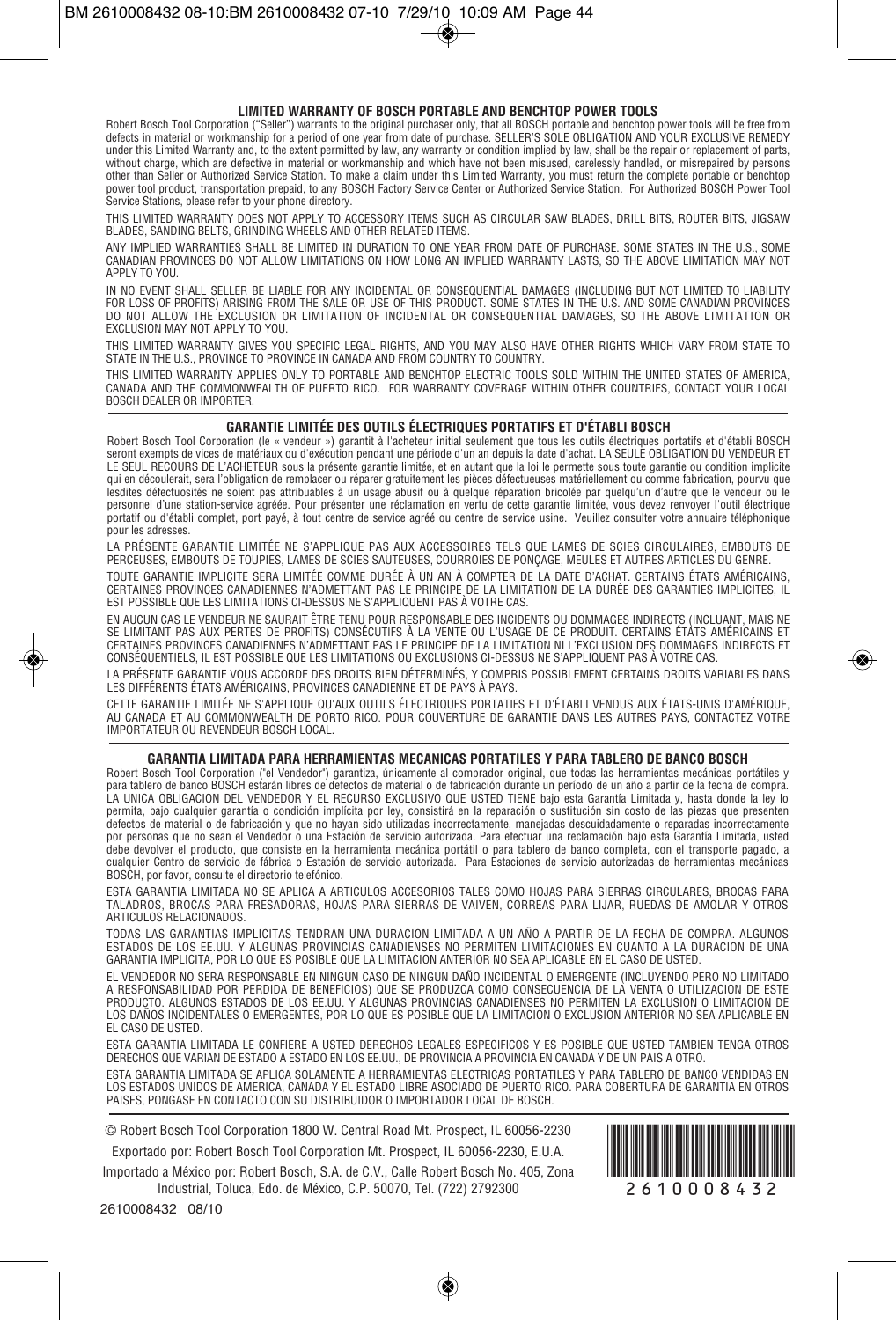## LIMITED WARRANTY OF BOSCH PORTABLE AND BENCHTOP POWER TOOLS

Robert Bosch Tool Corporation ("Seller") warrants to the original purchaser only, that all BOSCH portable and benchtop power tools will be free from defects in material or workmanship for a period of one year from date of purchase. SELLER'S SOLE OBLIGATION AND YOUR EXCLUSIVE REMEDY under this Limited Warranty and, to the extent permitted by law, any warranty or condition implied by law, shall be the repair or replacement of parts, without charge, which are defective in material or workmanship and which have not been misused, carelessly handled, or misrepaired by persons other than Seller or Authorized Service Station. To make a claim under this Limited Warranty, you must return the complete portable or benchtop power tool product, transportation prepaid, to any BOSCH Factory Service Center or Authorized Service Station. For Authorized BOSCH Power Tool Service Stations, please refer to your phone directory.

THIS LIMITED WARRANTY DOES NOT APPLY TO ACCESSORY ITEMS SUCH AS CIRCULAR SAW BLADES, DRILL BITS, ROUTER BITS, JIGSAW BLADES, SANDING BELTS, GRINDING WHEELS AND OTHER RELATED ITEMS.

ANY IMPLIED WARRANTIES SHALL BE LIMITED IN DURATION TO ONE YEAR FROM DATE OF PURCHASE. SOME STATES IN THE U.S., SOME CANADIAN PROVINCES DO NOT ALLOW LIMITATIONS ON HOW LONG AN IMPLIED WARRANTY LASTS, SO THE ABOVE LIMITATION MAY NOT APPLY TO YOU.

IN NO EVENT SHALL SELLER BE LIABLE FOR ANY INCIDENTAL OR CONSEQUENTIAL DAMAGES (INCLUDING BUT NOT LIMITED TO LIABILITY FOR LOSS OF PROFITS) ARISING FROM THE SALE OR USE OF THIS PRODUCT. SOME STATES IN THE U.S. AND SOME CANADIAN PROVINCES DO NOT ALLOW THE EXCLUSION OR LIMITATION OF INCIDENTAL OR CONSEQUENTIAL DAMAGES, SO THE ABOVE LIMITATION OR EXCLUSION MAY NOT APPLY TO YOU.

THIS LIMITED WARRANTY GIVES YOU SPECIFIC LEGAL RIGHTS, AND YOU MAY ALSO HAVE OTHER RIGHTS WHICH VARY FROM STATE TO STATE IN THE U.S., PROVINCE TO PROVINCE IN CANADA AND FROM COUNTRY TO COUNTRY.

THIS LIMITED WARRANTY APPLIES ONLY TO PORTABLE AND BENCHTOP ELECTRIC TOOLS SOLD WITHIN THE UNITED STATES OF AMERICA, CANADA AND THE COMMONWEALTH OF PUERTO RICO. FOR WARRANTY COVERAGE WITHIN OTHER COUNTRIES, CONTACT YOUR LOCAL BOSCH DEALER OR IMPORTER.

## GARANTIE LIMITÉE DES OUTILS ÉLECTRIQUES PORTATIFS ET D'ÉTABLI BOSCH

Robert Bosch Tool Corporation (le « vendeur ») garantit à l'acheteur initial seulement que tous les outils électriques portatifs et d'établi BOSCH seront exempts de vices de matériaux ou d'exécution pendant une période d'un an depuis la date d'achat. LA SEULE OBLIGATION DU VENDEUR ET LE SEUL RECOURS DE L'ACHETEUR sous la présente garantie limitée, et en autant que la loi le permette sous toute garantie ou condition implicite qui en découlerait, sera l'obligation de remplacer ou réparer gratuitement les pièces défectueuses matériellement ou comme fabrication, pourvu que lesdites défectuosités ne soient pas attribuables à un usage abusif ou à quelque réparation bricolée par quelqu'un d'autre que le vendeur ou le personnel d'une station-service agréée. Pour présenter une réclamation en vertu de cette garantie limitée, vous devez renvoyer l'outil électrique portatif ou d'établi complet, port payé, à tout centre de service agréé ou centre de service usine. Veuillez consulter votre annuaire téléphonique pour les adresses.

LA PRÉSENTE GARANTIE LIMITÉE NE S'APPLIQUE PAS AUX ACCESSOIRES TELS QUE LAMES DE SCIES CIRCULAIRES, EMBOUTS DE PERCEUSES, EMBOUTS DE TOUPIES, LAMES DE SCIES SAUTEUSES, COURROIES DE PONÇAGE, MEULES ET AUTRES ARTICLES DU GENRE.

TOUTE GARANTIE IMPLICITE SERA LIMITÉE COMME DURÉE À UN AN À COMPTER DE LA DATE D'ACHAT. CERTAINS ÉTATS AMÉRICAINS, CERTAINES PROVINCES CANADIENNES N'ADMETTANT PAS LE PRINCIPE DE LA LIMITATION DE LA DURÉE DES GARANTIES IMPLICITES, IL EST POSSIBLE QUE LES LIMITATIONS CI-DESSUS NE S'APPLIQUENT PAS À VOTRE CAS.

EN AUCUN CAS LE VENDEUR NE SAURAIT ÊTRE TENU POUR RESPONSABLE DES INCIDENTS OU DOMMAGES INDIRECTS (INCLUANT, MAIS NE SE LIMITANT PAS AUX PERTES DE PROFITS) CONSÉCUTIFS À LA VENTE OU L'USAGE DE CE PRODUIT. CERTAINS ÉTATS AMÉRICAINS ET CERTAINES PROVINCES CANADIENNES N'ADMETTANT PAS LE PRINCIPE DE LA LIMITATION NI L'EXCLUSION DES DOMMAGES INDIRECTS ET CONSÉQUENTIELS, IL EST POSSIBLE QUE LES LIMITATIONS OU EXCLUSIONS CI-DESSUS NE S'APPLIQUENT PAS À VOTRE CAS.

LA PRÉSENTE GARANTIE VOUS ACCORDE DES DROITS BIEN DÉTERMINÉS, Y COMPRIS POSSIBLEMENT CERTAINS DROITS VARIABLES DANS LES DIFFÉRENTS ÉTATS AMÉRICAINS, PROVINCES CANADIENNE ET DE PAYS À PAYS.

CETTE GARANTIE LIMITÉE NE S'APPLIQUE QU'AUX OUTILS ÉLECTRIQUES PORTATIFS ET D'ÉTABLI VENDUS AUX ÉTATS-UNIS D'AMÉRIQUE, AU CANADA ET AU COMMONWEALTH DE PORTO RICO. POUR COUVERTURE DE GARANTIE DANS LES AUTRES PAYS, CONTACTEZ VOTRE IMPORTATEUR OU REVENDEUR BOSCH LOCAL.

## GARANTIA LIMITADA PARA HERRAMIENTAS MECANICAS PORTATILES Y PARA TABLERO DE BANCO BOSCH

Robert Bosch Tool Corporation ("el Vendedor") garantiza, únicamente al comprador original, que todas las herramientas mecánicas portátiles y para tablero de banco BOSCH estarán libres de defectos de material o de fabricación durante un período de un año a partir de la fecha de compra. LA UNICA OBLIGACION DEL VENDEDOR Y EL RECURSO EXCLUSIVO QUE USTED TIENE bajo esta Garantía Limitada y, hasta donde la ley lo permita, bajo cualquier garantía o condición implícita por ley, consistirá en la reparación o sustitución sin costo de las piezas que presenten defectos de material o de fabricación y que no hayan sido utilizadas incorrectamente, manejadas descuidadamente o reparadas incorrectamente por personas que no sean el Vendedor o una Estación de servicio autorizada. Para efectuar una reclamación bajo esta Garantía Limitada, usted debe devolver el producto, que consiste en la herramienta mecánica portátil o para tablero de banco completa, con el transporte pagado, a cualquier Centro de servicio de fábrica o Estación de servicio autorizada. Para Estaciones de servicio autorizadas de herramientas mecánicas BOSCH, por favor, consulte el directorio telefónico.

ESTA GARANTIA LIMITADA NO SE APLICA A ARTICULOS ACCESORIOS TALES COMO HOJAS PARA SIERRAS CIRCULARES, BROCAS PARA TALADROS, BROCAS PARA FRESADORAS, HOJAS PARA SIERRAS DE VAIVEN, CORREAS PARA LIJAR, RUEDAS DE AMOLAR Y OTROS ARTICULOS RELACIONADOS.

TODAS LAS GARANTIAS IMPLICITAS TENDRAN UNA DURACION LIMITADA A UN AÑO A PARTIR DE LA FECHA DE COMPRA. ALGUNOS ESTADOS DE LOS EE.UU. Y ALGUNAS PROVINCIAS CANADIENSES NO PERMITEN LIMITACIONES EN CUANTO A LA DURACION DE UNA GARANTIA IMPLICITA, POR LO QUE ES POSIBLE QUE LA LIMITACION ANTERIOR NO SEA APLICABLE EN EL CASO DE USTED.

EL VENDEDOR NO SERA RESPONSABLE EN NINGUN CASO DE NINGUN DAÑO INCIDENTAL O EMERGENTE (INCLUYENDO PERO NO LIMITADO A RESPONSABILIDAD POR PERDIDA DE BENEFICIOS) QUE SE PRODUZCA COMO CONSECUENCIA DE LA VENTA O UTILIZACION DE ESTE PRODUCTO. ALGUNOS ESTADOS DE LOS EE.UU. Y ALGUNAS PROVINCIAS CANADIENSES NO PERMITEN LA EXCLUSION O LIMITACION DE LOS DAÑOS INCIDENTALES O EMERGENTES, POR LO QUE ES POSIBLE QUE LA LIMITACION O EXCLUSION ANTERIOR NO SEA APLICABLE EN EL CASO DE USTED.

ESTA GARANTIA LIMITADA LE CONFIERE A USTED DERECHOS LEGALES ESPECIFICOS Y ES POSIBLE QUE USTED TAMBIEN TENGA OTROS DERECHOS QUE VARIAN DE ESTADO A ESTADO EN LOS EE.UU., DE PROVINCIA A PROVINCIA EN CANADA Y DE UN PAIS A OTRO.

ESTA GARANTIA LIMITADA SE APLICA SOLAMENTE A HERRAMIENTAS ELECTRICAS PORTATILES Y PARA TABLERO DE BANCO VENDIDAS EN LOS ESTADOS UNIDOS DE AMERICA, CANADA Y EL ESTADO LIBRE ASOCIADO DE PUERTO RICO. PARA COBERTURA DE GARANTIA EN OTROS PAISES, PONGASE EN CONTACTO CON SU DISTRIBUIDOR O IMPORTADOR LOCAL DE BOSCH.

© Robert Bosch Tool Corporation 1800 W. Central Road Mt. Prospect, IL 60056-2230

Exportado por: Robert Bosch Tool Corporation Mt. Prospect, IL 60056-2230, E.U.A.

Importado a México por: Robert Bosch, S.A. de C.V., Calle Robert Bosch No. 405, Zona Industrial, Toluca, Edo. de México, C.P. 50070, Tel. (722) 2792300

2610008432

2610008432 08/10